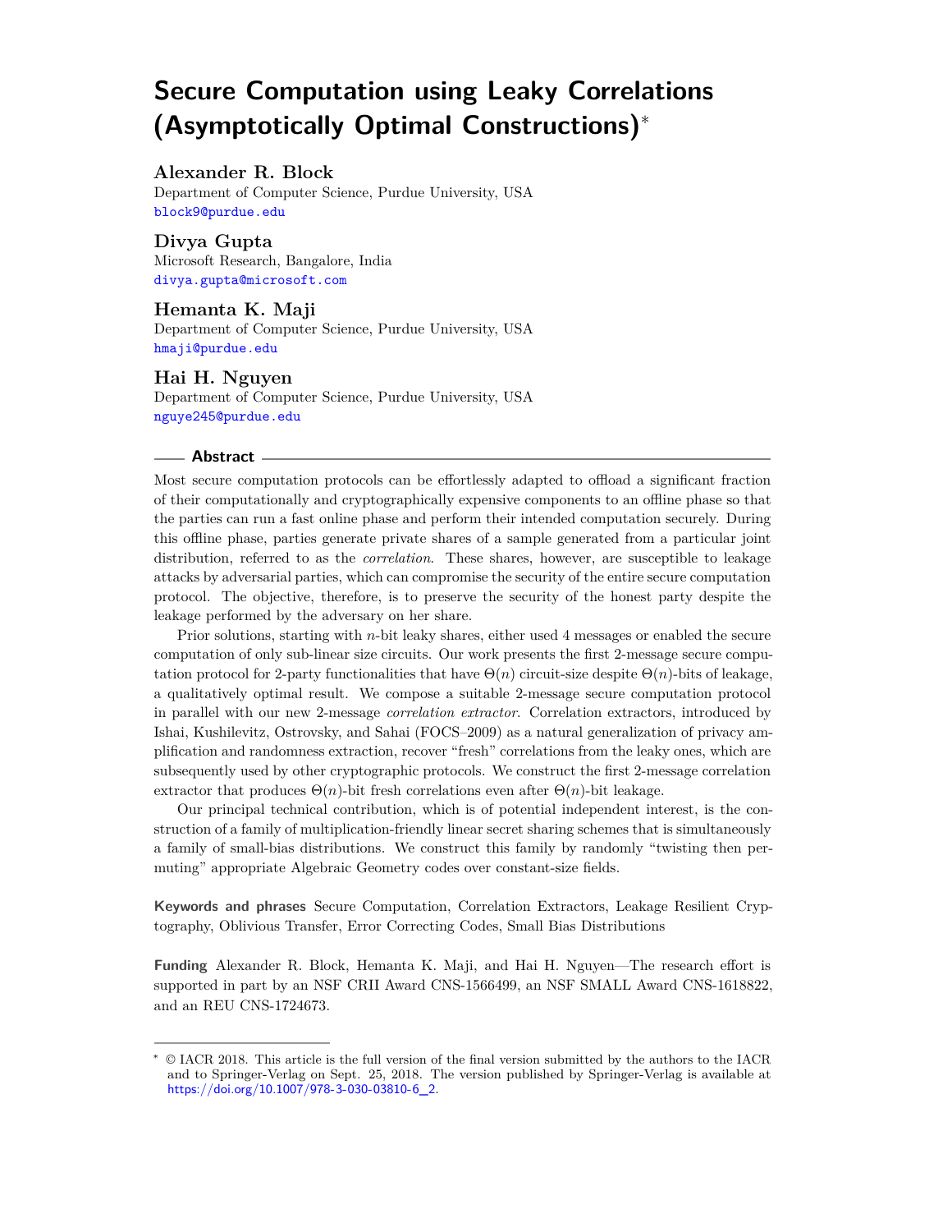# Secure Computation using Leaky Correlations (Asymptotically Optimal Constructions)*

**Alexander R. Block**
Department of Computer Science, Purdue University, USA
block9@purdue.edu

**Divya Gupta**
Microsoft Research, Bangalore, India
divya.gupta@microsoft.com

**Hemanta K. Maji**
Department of Computer Science, Purdue University, USA
hmaji@purdue.edu

**Hai H. Nguyen**
Department of Computer Science, Purdue University, USA
nguye245@purdue.edu

## Abstract

Most secure computation protocols can be effortlessly adapted to offload a significant fraction of their computationally and cryptographically expensive components to an offline phase so that the parties can run a fast online phase and perform their intended computation securely. During this offline phase, parties generate private shares of a sample generated from a particular joint distribution, referred to as the *correlation*. These shares, however, are susceptible to leakage attacks by adversarial parties, which can compromise the security of the entire secure computation protocol. The objective, therefore, is to preserve the security of the honest party despite the leakage performed by the adversary on her share.

Prior solutions, starting with $n$-bit leaky shares, either used 4 messages or enabled the secure computation of only sub-linear size circuits. Our work presents the first 2-message secure computation protocol for 2-party functionalities that have $\Theta(n)$ circuit-size despite $\Theta(n)$-bits of leakage, a qualitatively optimal result. We compose a suitable 2-message secure computation protocol in parallel with our new 2-message *correlation extractor*. Correlation extractors, introduced by Ishai, Kushilevitz, Ostrovsky, and Sahai (FOCS–2009) as a natural generalization of privacy amplification and randomness extraction, recover "fresh" correlations from the leaky ones, which are subsequently used by other cryptographic protocols. We construct the first 2-message correlation extractor that produces $\Theta(n)$-bit fresh correlations even after $\Theta(n)$-bit leakage.

Our principal technical contribution, which is of potential independent interest, is the construction of a family of multiplication-friendly linear secret sharing schemes that is simultaneously a family of small-bias distributions. We construct this family by randomly "twisting then permuting" appropriate Algebraic Geometry codes over constant-size fields.

**Keywords and phrases** Secure Computation, Correlation Extractors, Leakage Resilient Cryptography, Oblivious Transfer, Error Correcting Codes, Small Bias Distributions

**Funding** Alexander R. Block, Hemanta K. Maji, and Hai H. Nguyen—The research effort is supported in part by an NSF CRII Award CNS-1566499, an NSF SMALL Award CNS-1618822, and an REU CNS-1724673.

---

* © IACR 2018. This article is the full version of the final version submitted by the authors to the IACR and to Springer-Verlag on Sept. 25, 2018. The version published by Springer-Verlag is available at https://doi.org/10.1007/978-3-030-03810-6_2.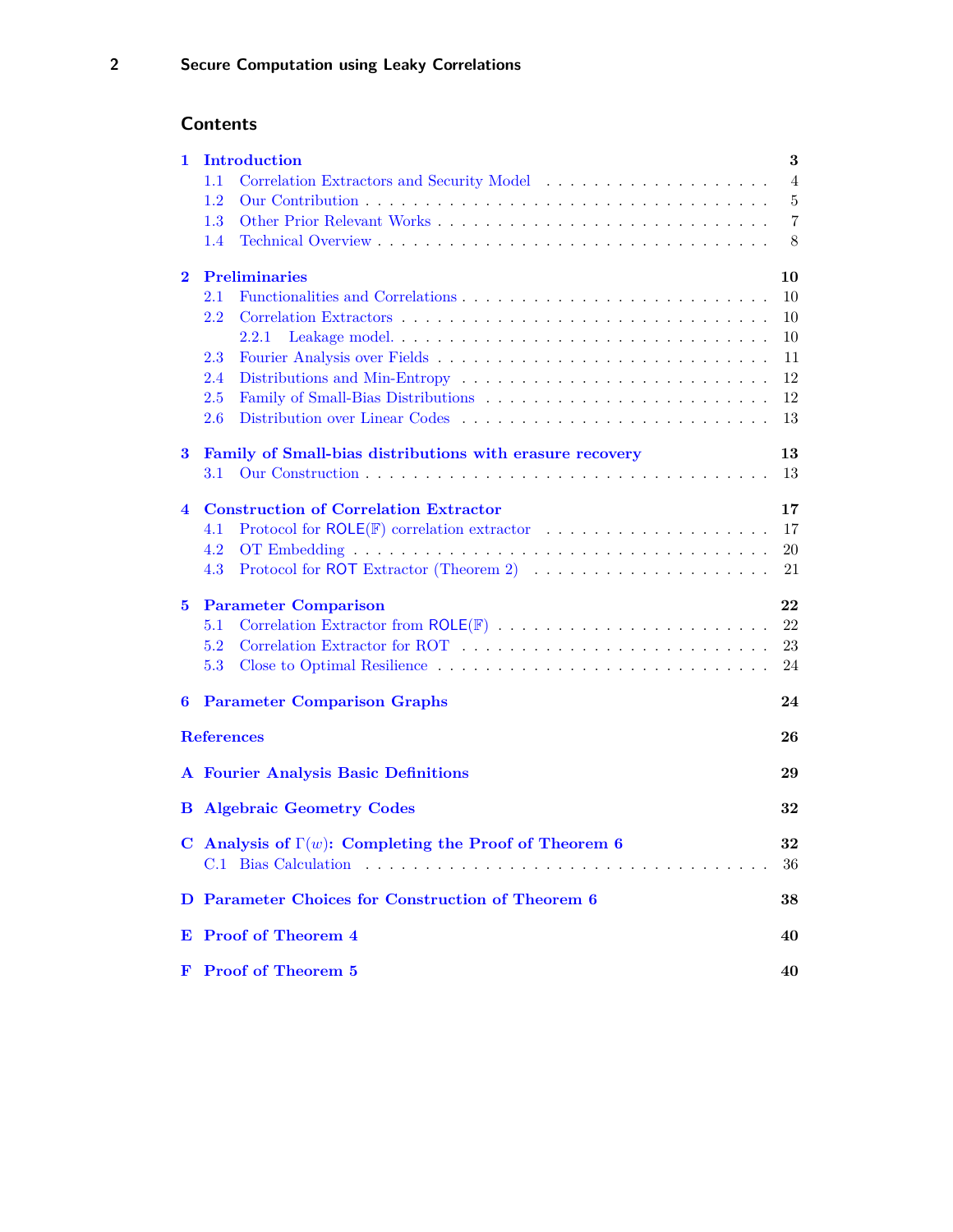## Contents

1 Introduction 3
- 1.1 Correlation Extractors and Security Model 4
- 1.2 Our Contribution 5
- 1.3 Other Prior Relevant Works 7
- 1.4 Technical Overview 8

2 Preliminaries 10
- 2.1 Functionalities and Correlations 10
- 2.2 Correlation Extractors 10
  - 2.2.1 Leakage model. 10
- 2.3 Fourier Analysis over Fields 11
- 2.4 Distributions and Min-Entropy 12
- 2.5 Family of Small-Bias Distributions 12
- 2.6 Distribution over Linear Codes 13

3 Family of Small-bias distributions with erasure recovery 13
- 3.1 Our Construction 13

4 Construction of Correlation Extractor 17
- 4.1 Protocol for ROLE($\mathbb{F}$) correlation extractor 17
- 4.2 OT Embedding 20
- 4.3 Protocol for ROT Extractor (Theorem 2) 21

5 Parameter Comparison 22
- 5.1 Correlation Extractor from ROLE($\mathbb{F}$) 22
- 5.2 Correlation Extractor for ROT 23
- 5.3 Close to Optimal Resilience 24

6 Parameter Comparison Graphs 24

References 26

A Fourier Analysis Basic Definitions 29

B Algebraic Geometry Codes 32

C Analysis of $\Gamma(w)$: Completing the Proof of Theorem 6 32
- C.1 Bias Calculation 36

D Parameter Choices for Construction of Theorem 6 38

E Proof of Theorem 4 40

F Proof of Theorem 5 40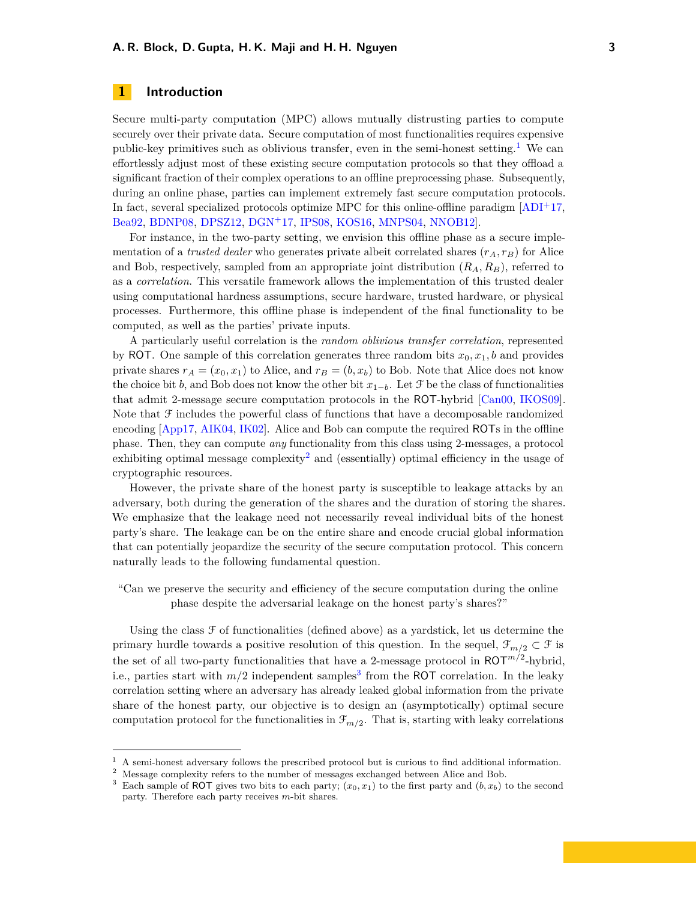# 1 Introduction

Secure multi-party computation (MPC) allows mutually distrusting parties to compute securely over their private data. Secure computation of most functionalities requires expensive public-key primitives such as oblivious transfer, even in the semi-honest setting.[1] We can effortlessly adjust most of these existing secure computation protocols so that they offload a significant fraction of their complex operations to an offline preprocessing phase. Subsequently, during an online phase, parties can implement extremely fast secure computation protocols. In fact, several specialized protocols optimize MPC for this online-offline paradigm [ADI+17, Bea92, BDNP08, DPSZ12, DGN+17, IPS08, KOS16, MNPS04, NNOB12].

For instance, in the two-party setting, we envision this offline phase as a secure implementation of a *trusted dealer* who generates private albeit correlated shares $(r_A, r_B)$ for Alice and Bob, respectively, sampled from an appropriate joint distribution $(R_A, R_B)$, referred to as a *correlation*. This versatile framework allows the implementation of this trusted dealer using computational hardness assumptions, secure hardware, trusted hardware, or physical processes. Furthermore, this offline phase is independent of the final functionality to be computed, as well as the parties' private inputs.

A particularly useful correlation is the *random oblivious transfer correlation*, represented by ROT. One sample of this correlation generates three random bits $x_0, x_1, b$ and provides private shares $r_A = (x_0, x_1)$ to Alice, and $r_B = (b, x_b)$ to Bob. Note that Alice does not know the choice bit $b$, and Bob does not know the other bit $x_{1-b}$. Let $\mathcal{F}$ be the class of functionalities that admit 2-message secure computation protocols in the ROT-hybrid [Can00, IKOS09]. Note that $\mathcal{F}$ includes the powerful class of functions that have a decomposable randomized encoding [App17, AIK04, IK02]. Alice and Bob can compute the required ROTs in the offline phase. Then, they can compute *any* functionality from this class using 2-messages, a protocol exhibiting optimal message complexity[2] and (essentially) optimal efficiency in the usage of cryptographic resources.

However, the private share of the honest party is susceptible to leakage attacks by an adversary, both during the generation of the shares and the duration of storing the shares. We emphasize that the leakage need not necessarily reveal individual bits of the honest party's share. The leakage can be on the entire share and encode crucial global information that can potentially jeopardize the security of the secure computation protocol. This concern naturally leads to the following fundamental question.

"Can we preserve the security and efficiency of the secure computation during the online phase despite the adversarial leakage on the honest party's shares?"

Using the class $\mathcal{F}$ of functionalities (defined above) as a yardstick, let us determine the primary hurdle towards a positive resolution of this question. In the sequel, $\mathcal{F}_{m/2} \subset \mathcal{F}$ is the set of all two-party functionalities that have a 2-message protocol in $\mathsf{ROT}^{m/2}$-hybrid, i.e., parties start with $m/2$ independent samples[3] from the ROT correlation. In the leaky correlation setting where an adversary has already leaked global information from the private share of the honest party, our objective is to design an (asymptotically) optimal secure computation protocol for the functionalities in $\mathcal{F}_{m/2}$. That is, starting with leaky correlations

---

[1] A semi-honest adversary follows the prescribed protocol but is curious to find additional information.

[2] Message complexity refers to the number of messages exchanged between Alice and Bob.

[3] Each sample of ROT gives two bits to each party; $(x_0, x_1)$ to the first party and $(b, x_b)$ to the second party. Therefore each party receives $m$-bit shares.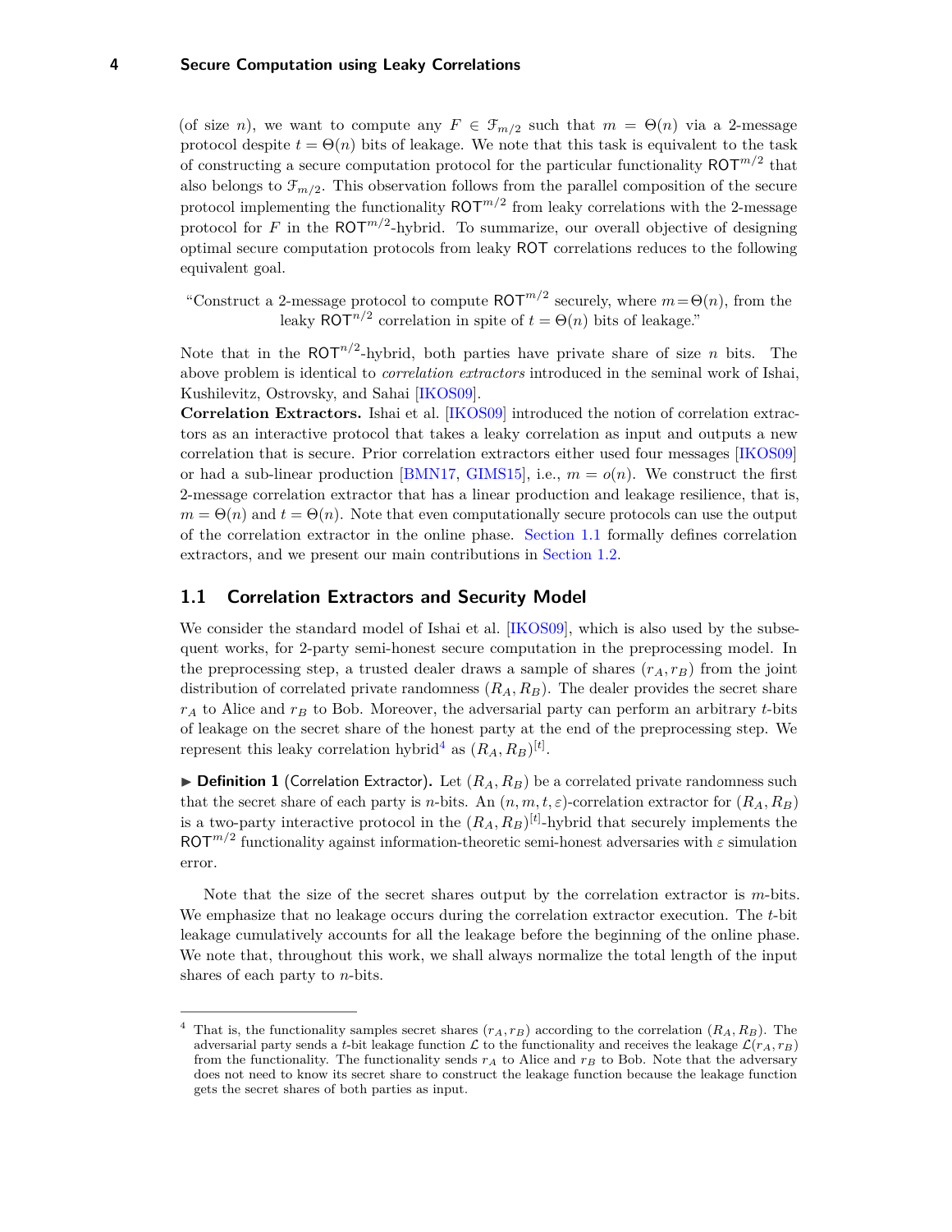(of size $n$), we want to compute any $F \in \mathcal{F}_{m/2}$ such that $m = \Theta(n)$ via a 2-message protocol despite $t = \Theta(n)$ bits of leakage. We note that this task is equivalent to the task of constructing a secure computation protocol for the particular functionality $\mathsf{ROT}^{m/2}$ that also belongs to $\mathcal{F}_{m/2}$. This observation follows from the parallel composition of the secure protocol implementing the functionality $\mathsf{ROT}^{m/2}$ from leaky correlations with the 2-message protocol for $F$ in the $\mathsf{ROT}^{m/2}$-hybrid. To summarize, our overall objective of designing optimal secure computation protocols from leaky $\mathsf{ROT}$ correlations reduces to the following equivalent goal.

"Construct a 2-message protocol to compute $\mathsf{ROT}^{m/2}$ securely, where $m = \Theta(n)$, from the leaky $\mathsf{ROT}^{n/2}$ correlation in spite of $t = \Theta(n)$ bits of leakage."

Note that in the $\mathsf{ROT}^{n/2}$-hybrid, both parties have private share of size $n$ bits. The above problem is identical to *correlation extractors* introduced in the seminal work of Ishai, Kushilevitz, Ostrovsky, and Sahai [IKOS09].

**Correlation Extractors.** Ishai et al. [IKOS09] introduced the notion of correlation extractors as an interactive protocol that takes a leaky correlation as input and outputs a new correlation that is secure. Prior correlation extractors either used four messages [IKOS09] or had a sub-linear production [BMN17, GIMS15], i.e., $m = o(n)$. We construct the first 2-message correlation extractor that has a linear production and leakage resilience, that is, $m = \Theta(n)$ and $t = \Theta(n)$. Note that even computationally secure protocols can use the output of the correlation extractor in the online phase. Section 1.1 formally defines correlation extractors, and we present our main contributions in Section 1.2.

## 1.1 Correlation Extractors and Security Model

We consider the standard model of Ishai et al. [IKOS09], which is also used by the subsequent works, for 2-party semi-honest secure computation in the preprocessing model. In the preprocessing step, a trusted dealer draws a sample of shares $(r_A, r_B)$ from the joint distribution of correlated private randomness $(R_A, R_B)$. The dealer provides the secret share $r_A$ to Alice and $r_B$ to Bob. Moreover, the adversarial party can perform an arbitrary $t$-bits of leakage on the secret share of the honest party at the end of the preprocessing step. We represent this leaky correlation hybrid[4] as $(R_A, R_B)^{[t]}$.

▶ **Definition 1** (Correlation Extractor). Let $(R_A, R_B)$ be a correlated private randomness such that the secret share of each party is $n$-bits. An $(n, m, t, \varepsilon)$-correlation extractor for $(R_A, R_B)$ is a two-party interactive protocol in the $(R_A, R_B)^{[t]}$-hybrid that securely implements the $\mathsf{ROT}^{m/2}$ functionality against information-theoretic semi-honest adversaries with $\varepsilon$ simulation error.

Note that the size of the secret shares output by the correlation extractor is $m$-bits. We emphasize that no leakage occurs during the correlation extractor execution. The $t$-bit leakage cumulatively accounts for all the leakage before the beginning of the online phase. We note that, throughout this work, we shall always normalize the total length of the input shares of each party to $n$-bits.

[4] That is, the functionality samples secret shares $(r_A, r_B)$ according to the correlation $(R_A, R_B)$. The adversarial party sends a $t$-bit leakage function $\mathcal{L}$ to the functionality and receives the leakage $\mathcal{L}(r_A, r_B)$ from the functionality. The functionality sends $r_A$ to Alice and $r_B$ to Bob. Note that the adversary does not need to know its secret share to construct the leakage function because the leakage function gets the secret shares of both parties as input.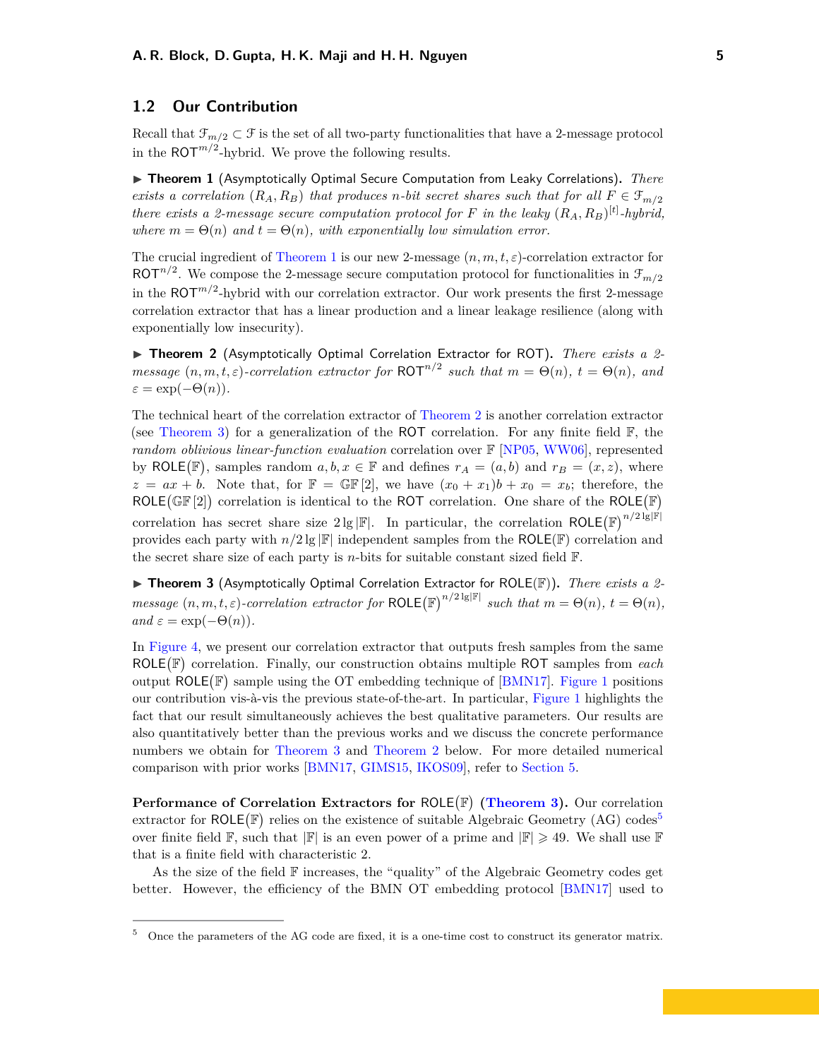## 1.2 Our Contribution

Recall that $\mathcal{F}_{m/2} \subset \mathcal{F}$ is the set of all two-party functionalities that have a 2-message protocol in the $\mathsf{ROT}^{m/2}$-hybrid. We prove the following results.

▶ **Theorem 1** (Asymptotically Optimal Secure Computation from Leaky Correlations). *There exists a correlation $(R_A, R_B)$ that produces $n$-bit secret shares such that for all $F \in \mathcal{F}_{m/2}$ there exists a 2-message secure computation protocol for $F$ in the leaky $(R_A, R_B)^{[t]}$-hybrid, where $m = \Theta(n)$ and $t = \Theta(n)$, with exponentially low simulation error.*

The crucial ingredient of Theorem 1 is our new 2-message $(n, m, t, \varepsilon)$-correlation extractor for $\mathsf{ROT}^{n/2}$. We compose the 2-message secure computation protocol for functionalities in $\mathcal{F}_{m/2}$ in the $\mathsf{ROT}^{m/2}$-hybrid with our correlation extractor. Our work presents the first 2-message correlation extractor that has a linear production and a linear leakage resilience (along with exponentially low insecurity).

▶ **Theorem 2** (Asymptotically Optimal Correlation Extractor for ROT). *There exists a 2-message $(n, m, t, \varepsilon)$-correlation extractor for $\mathsf{ROT}^{n/2}$ such that $m = \Theta(n)$, $t = \Theta(n)$, and $\varepsilon = \exp(-\Theta(n))$.*

The technical heart of the correlation extractor of Theorem 2 is another correlation extractor (see Theorem 3) for a generalization of the ROT correlation. For any finite field $\mathbb{F}$, the *random oblivious linear-function evaluation* correlation over $\mathbb{F}$ [NP05, WW06], represented by $\mathsf{ROLE}(\mathbb{F})$, samples random $a, b, x \in \mathbb{F}$ and defines $r_A = (a, b)$ and $r_B = (x, z)$, where $z = ax + b$. Note that, for $\mathbb{F} = \mathbb{GF}[2]$, we have $(x_0 + x_1)b + x_0 = x_b$; therefore, the $\mathsf{ROLE}(\mathbb{GF}[2])$ correlation is identical to the ROT correlation. One share of the $\mathsf{ROLE}(\mathbb{F})$ correlation has secret share size $2 \lg |\mathbb{F}|$. In particular, the correlation $\mathsf{ROLE}(\mathbb{F})^{n/2 \lg |\mathbb{F}|}$ provides each party with $n/2 \lg |\mathbb{F}|$ independent samples from the $\mathsf{ROLE}(\mathbb{F})$ correlation and the secret share size of each party is $n$-bits for suitable constant sized field $\mathbb{F}$.

▶ **Theorem 3** (Asymptotically Optimal Correlation Extractor for ROLE($\mathbb{F}$)). *There exists a 2-message $(n, m, t, \varepsilon)$-correlation extractor for $\mathsf{ROLE}(\mathbb{F})^{n/2 \lg |\mathbb{F}|}$ such that $m = \Theta(n)$, $t = \Theta(n)$, and $\varepsilon = \exp(-\Theta(n))$.*

In Figure 4, we present our correlation extractor that outputs fresh samples from the same $\mathsf{ROLE}(\mathbb{F})$ correlation. Finally, our construction obtains multiple ROT samples from *each* output $\mathsf{ROLE}(\mathbb{F})$ sample using the OT embedding technique of [BMN17]. Figure 1 positions our contribution vis-à-vis the previous state-of-the-art. In particular, Figure 1 highlights the fact that our result simultaneously achieves the best qualitative parameters. Our results are also quantitatively better than the previous works and we discuss the concrete performance numbers we obtain for Theorem 3 and Theorem 2 below. For more detailed numerical comparison with prior works [BMN17, GIMS15, IKOS09], refer to Section 5.

**Performance of Correlation Extractors for $\mathsf{ROLE}(\mathbb{F})$ (Theorem 3).** Our correlation extractor for $\mathsf{ROLE}(\mathbb{F})$ relies on the existence of suitable Algebraic Geometry (AG) codes[5] over finite field $\mathbb{F}$, such that $|\mathbb{F}|$ is an even power of a prime and $|\mathbb{F}| \geqslant 49$. We shall use $\mathbb{F}$ that is a finite field with characteristic 2.

As the size of the field $\mathbb{F}$ increases, the "quality" of the Algebraic Geometry codes get better. However, the efficiency of the BMN OT embedding protocol [BMN17] used to

[5] Once the parameters of the AG code are fixed, it is a one-time cost to construct its generator matrix.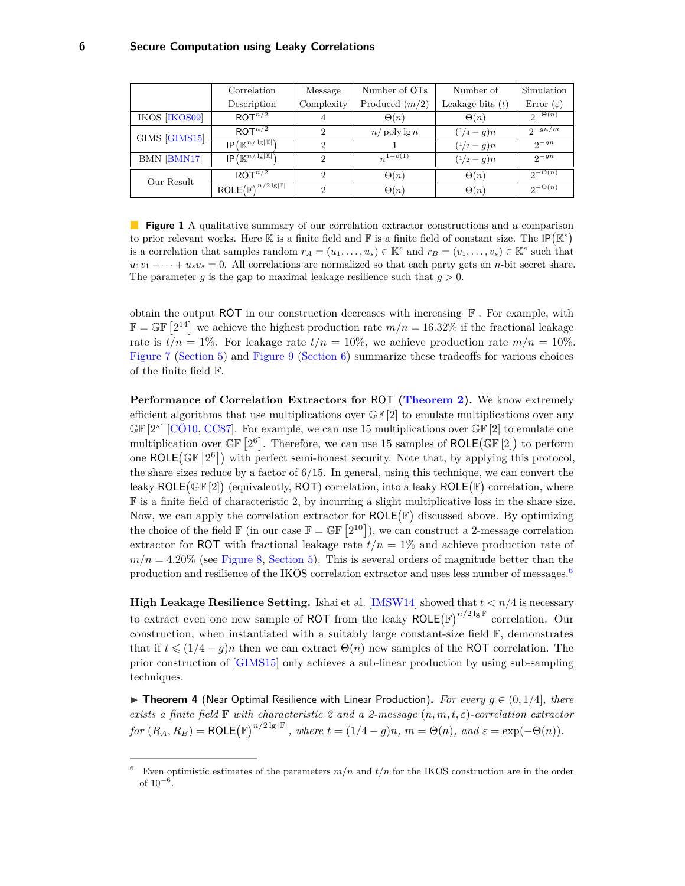|  | Correlation Description | Message Complexity | Number of OTs Produced $(m/2)$ | Number of Leakage bits $(t)$ | Simulation Error $(\varepsilon)$ |
|---|---|---|---|---|---|
| IKOS [IKOS09] | $\mathsf{ROT}^{n/2}$ | 4 | $\Theta(n)$ | $\Theta(n)$ | $2^{-\Theta(n)}$ |
| GIMS [GIMS15] | $\mathsf{ROT}^{n/2}$ | 2 | $n/\operatorname{poly}\lg n$ | $(1/4 - g)n$ | $2^{-gn/m}$ |
|  | $\mathsf{IP}\left(\mathbb{K}^{n/\lg\lvert\mathbb{K}\rvert}\right)$ | 2 | 1 | $(1/2 - g)n$ | $2^{-gn}$ |
| BMN [BMN17] | $\mathsf{IP}\left(\mathbb{K}^{n/\lg\lvert\mathbb{K}\rvert}\right)$ | 2 | $n^{1-o(1)}$ | $(1/2 - g)n$ | $2^{-gn}$ |
| Our Result | $\mathsf{ROT}^{n/2}$ | 2 | $\Theta(n)$ | $\Theta(n)$ | $2^{-\Theta(n)}$ |
|  | $\mathsf{ROLE}(\mathbb{F})^{n/2\lg\lvert\mathbb{F}\rvert}$ | 2 | $\Theta(n)$ | $\Theta(n)$ | $2^{-\Theta(n)}$ |

**Figure 1** A qualitative summary of our correlation extractor constructions and a comparison to prior relevant works. Here $\mathbb{K}$ is a finite field and $\mathbb{F}$ is a finite field of constant size. The $\mathsf{IP}(\mathbb{K}^s)$ is a correlation that samples random $r_A = (u_1, \dots, u_s) \in \mathbb{K}^s$ and $r_B = (v_1, \dots, v_s) \in \mathbb{K}^s$ such that $u_1v_1 + \cdots + u_sv_s = 0$. All correlations are normalized so that each party gets an $n$-bit secret share. The parameter $g$ is the gap to maximal leakage resilience such that $g > 0$.

obtain the output ROT in our construction decreases with increasing $|\mathbb{F}|$. For example, with $\mathbb{F} = \mathbb{GF}[2^{14}]$ we achieve the highest production rate $m/n = 16.32\%$ if the fractional leakage rate is $t/n = 1\%$. For leakage rate $t/n = 10\%$, we achieve production rate $m/n = 10\%$. Figure 7 (Section 5) and Figure 9 (Section 6) summarize these tradeoffs for various choices of the finite field $\mathbb{F}$.

**Performance of Correlation Extractors for ROT (Theorem 2).** We know extremely efficient algorithms that use multiplications over $\mathbb{GF}[2]$ to emulate multiplications over any $\mathbb{GF}[2^s]$ [CÖ10, CC87]. For example, we can use 15 multiplications over $\mathbb{GF}[2]$ to emulate one multiplication over $\mathbb{GF}[2^6]$. Therefore, we can use 15 samples of $\mathsf{ROLE}(\mathbb{GF}[2])$ to perform one $\mathsf{ROLE}(\mathbb{GF}[2^6])$ with perfect semi-honest security. Note that, by applying this protocol, the share sizes reduce by a factor of 6/15. In general, using this technique, we can convert the leaky $\mathsf{ROLE}(\mathbb{GF}[2])$ (equivalently, ROT) correlation, into a leaky $\mathsf{ROLE}(\mathbb{F})$ correlation, where $\mathbb{F}$ is a finite field of characteristic 2, by incurring a slight multiplicative loss in the share size. Now, we can apply the correlation extractor for $\mathsf{ROLE}(\mathbb{F})$ discussed above. By optimizing the choice of the field $\mathbb{F}$ (in our case $\mathbb{F} = \mathbb{GF}[2^{10}]$), we can construct a 2-message correlation extractor for ROT with fractional leakage rate $t/n = 1\%$ and achieve production rate of $m/n = 4.20\%$ (see Figure 8, Section 5). This is several orders of magnitude better than the production and resilience of the IKOS correlation extractor and uses less number of messages.[6]

**High Leakage Resilience Setting.** Ishai et al. [IMSW14] showed that $t < n/4$ is necessary to extract even one new sample of ROT from the leaky $\mathsf{ROLE}(\mathbb{F})^{n/2\lg\mathbb{F}}$ correlation. Our construction, when instantiated with a suitably large constant-size field $\mathbb{F}$, demonstrates that if $t \leqslant (1/4 - g)n$ then we can extract $\Theta(n)$ new samples of the ROT correlation. The prior construction of [GIMS15] only achieves a sub-linear production by using sub-sampling techniques.

▶ **Theorem 4** (Near Optimal Resilience with Linear Production). *For every $g \in (0, 1/4]$, there exists a finite field $\mathbb{F}$ with characteristic 2 and a 2-message $(n, m, t, \varepsilon)$-correlation extractor for $(R_A, R_B) = \mathsf{ROLE}(\mathbb{F})^{n/2\lg\lvert\mathbb{F}\rvert}$, where $t = (1/4 - g)n$, $m = \Theta(n)$, and $\varepsilon = \exp(-\Theta(n))$.*

[6] Even optimistic estimates of the parameters $m/n$ and $t/n$ for the IKOS construction are in the order of $10^{-6}$.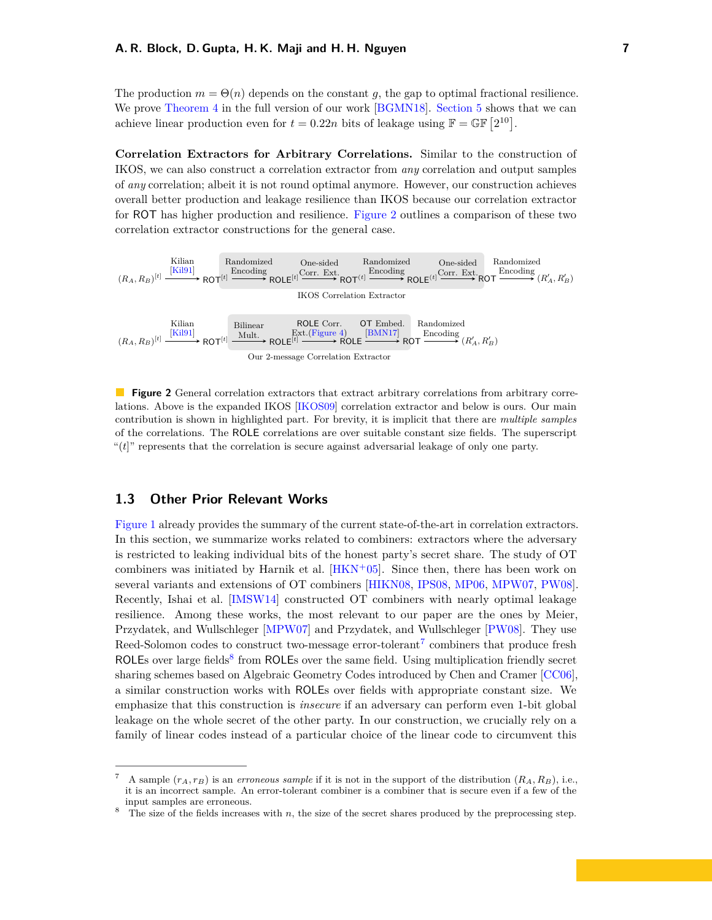The production $m = \Theta(n)$ depends on the constant $g$, the gap to optimal fractional resilience. We prove Theorem 4 in the full version of our work [BGMN18]. Section 5 shows that we can achieve linear production even for $t = 0.22n$ bits of leakage using $\mathbb{F} = \mathbb{GF}\left[2^{10}\right]$.

**Correlation Extractors for Arbitrary Correlations.** Similar to the construction of IKOS, we can also construct a correlation extractor from *any* correlation and output samples of *any* correlation; albeit it is not round optimal anymore. However, our construction achieves overall better production and leakage resilience than IKOS because our correlation extractor for ROT has higher production and resilience. Figure 2 outlines a comparison of these two correlation extractor constructions for the general case.

$$(R_A, R_B)^{[t]} \xrightarrow[\text{[Kil91]}]{\text{Kilian}} \mathsf{ROT}^{[t]} \xrightarrow{\text{Randomized Encoding}} \mathsf{ROLE}^{[t]} \xrightarrow{\text{One-sided Corr. Ext.}} \mathsf{ROT}^{(t]} \xrightarrow{\text{Randomized Encoding}} \mathsf{ROLE}^{(t]} \xrightarrow{\text{One-sided Corr. Ext.}} \mathsf{ROT} \xrightarrow{\text{Randomized Encoding}} (R'_A, R'_B)$$

IKOS Correlation Extractor

$$(R_A, R_B)^{[t]} \xrightarrow[\text{[Kil91]}]{\text{Kilian}} \mathsf{ROT}^{[t]} \xrightarrow{\text{Bilinear Mult.}} \mathsf{ROLE}^{[t]} \xrightarrow{\text{ROLE Corr. Ext.(Figure 4)}} \mathsf{ROLE} \xrightarrow{\text{OT Embed. [BMN17]}} \mathsf{ROT} \xrightarrow{\text{Randomized Encoding}} (R'_A, R'_B)$$

Our 2-message Correlation Extractor

**Figure 2** General correlation extractors that extract arbitrary correlations from arbitrary correlations. Above is the expanded IKOS [IKOS09] correlation extractor and below is ours. Our main contribution is shown in highlighted part. For brevity, it is implicit that there are *multiple samples* of the correlations. The ROLE correlations are over suitable constant size fields. The superscript "$(t]$" represents that the correlation is secure against adversarial leakage of only one party.

## 1.3 Other Prior Relevant Works

Figure 1 already provides the summary of the current state-of-the-art in correlation extractors. In this section, we summarize works related to combiners: extractors where the adversary is restricted to leaking individual bits of the honest party's secret share. The study of OT combiners was initiated by Harnik et al. [HKN+05]. Since then, there has been work on several variants and extensions of OT combiners [HIKN08, IPS08, MP06, MPW07, PW08]. Recently, Ishai et al. [IMSW14] constructed OT combiners with nearly optimal leakage resilience. Among these works, the most relevant to our paper are the ones by Meier, Przydatek, and Wullschleger [MPW07] and Przydatek, and Wullschleger [PW08]. They use Reed-Solomon codes to construct two-message error-tolerant[7] combiners that produce fresh ROLEs over large fields[8] from ROLEs over the same field. Using multiplication friendly secret sharing schemes based on Algebraic Geometry Codes introduced by Chen and Cramer [CC06], a similar construction works with ROLEs over fields with appropriate constant size. We emphasize that this construction is *insecure* if an adversary can perform even 1-bit global leakage on the whole secret of the other party. In our construction, we crucially rely on a family of linear codes instead of a particular choice of the linear code to circumvent this

[7] A sample $(r_A, r_B)$ is an *erroneous sample* if it is not in the support of the distribution $(R_A, R_B)$, i.e., it is an incorrect sample. An error-tolerant combiner is a combiner that is secure even if a few of the input samples are erroneous.

[8] The size of the fields increases with $n$, the size of the secret shares produced by the preprocessing step.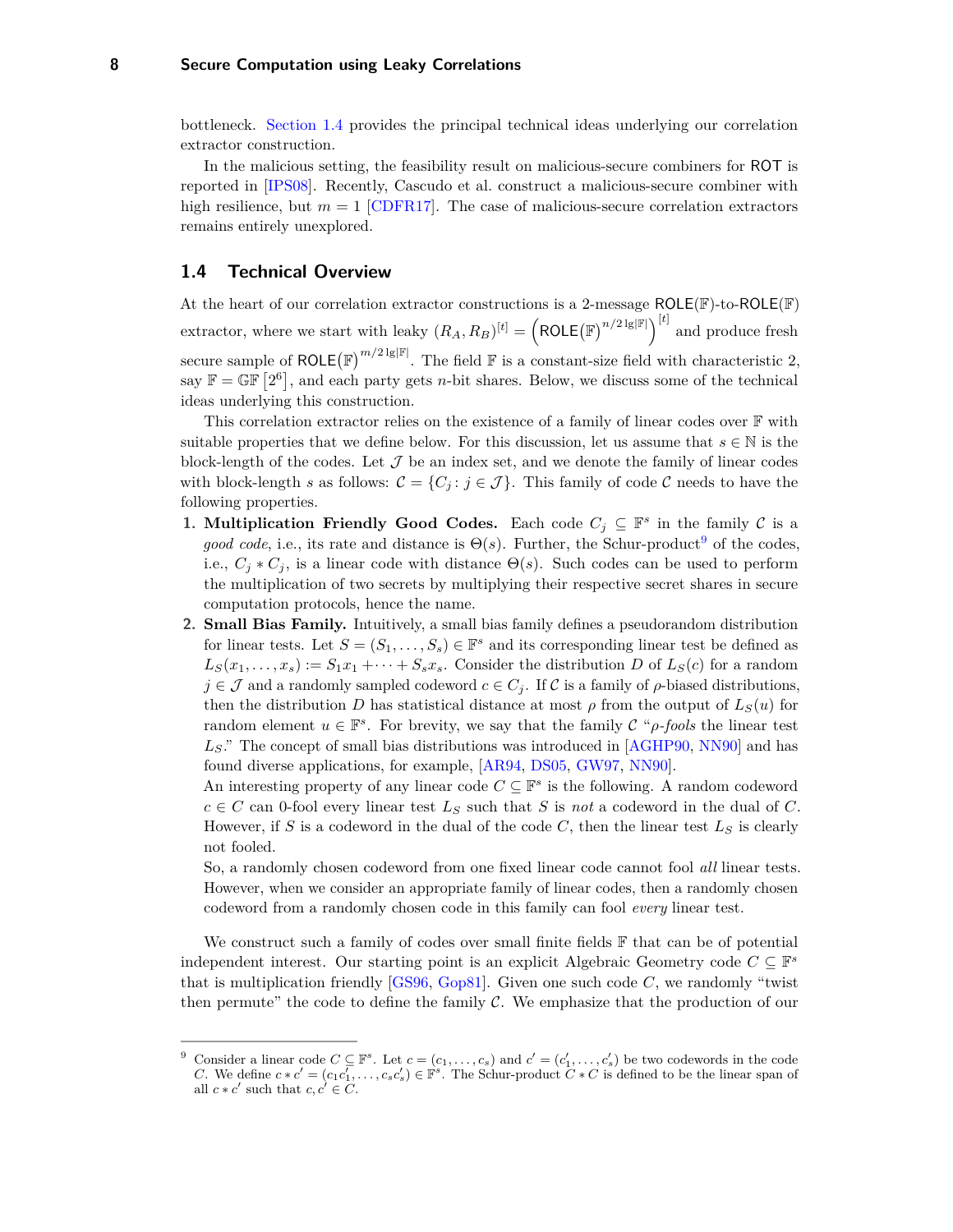bottleneck. Section 1.4 provides the principal technical ideas underlying our correlation extractor construction.

In the malicious setting, the feasibility result on malicious-secure combiners for ROT is reported in [IPS08]. Recently, Cascudo et al. construct a malicious-secure combiner with high resilience, but $m = 1$ [CDFR17]. The case of malicious-secure correlation extractors remains entirely unexplored.

## 1.4 Technical Overview

At the heart of our correlation extractor constructions is a 2-message $\mathsf{ROLE}(\mathbb{F})$-to-$\mathsf{ROLE}(\mathbb{F})$ extractor, where we start with leaky $(R_A, R_B)^{[t]} = \left(\mathsf{ROLE}(\mathbb{F})^{n/2\lg|\mathbb{F}|}\right)^{[t]}$ and produce fresh secure sample of $\mathsf{ROLE}(\mathbb{F})^{m/2\lg|\mathbb{F}|}$. The field $\mathbb{F}$ is a constant-size field with characteristic 2, say $\mathbb{F} = \mathbb{GF}\left[2^6\right]$, and each party gets $n$-bit shares. Below, we discuss some of the technical ideas underlying this construction.

This correlation extractor relies on the existence of a family of linear codes over $\mathbb{F}$ with suitable properties that we define below. For this discussion, let us assume that $s \in \mathbb{N}$ is the block-length of the codes. Let $\mathcal{J}$ be an index set, and we denote the family of linear codes with block-length $s$ as follows: $\mathcal{C} = \{C_j : j \in \mathcal{J}\}$. This family of code $\mathcal{C}$ needs to have the following properties.

1. **Multiplication Friendly Good Codes.** Each code $C_j \subseteq \mathbb{F}^s$ in the family $\mathcal{C}$ is a *good code*, i.e., its rate and distance is $\Theta(s)$. Further, the Schur-product[9] of the codes, i.e., $C_j * C_j$, is a linear code with distance $\Theta(s)$. Such codes can be used to perform the multiplication of two secrets by multiplying their respective secret shares in secure computation protocols, hence the name.
2. **Small Bias Family.** Intuitively, a small bias family defines a pseudorandom distribution for linear tests. Let $S = (S_1, \ldots, S_s) \in \mathbb{F}^s$ and its corresponding linear test be defined as $L_S(x_1, \ldots, x_s) := S_1x_1 + \cdots + S_sx_s$. Consider the distribution $D$ of $L_S(c)$ for a random $j \in \mathcal{J}$ and a randomly sampled codeword $c \in C_j$. If $\mathcal{C}$ is a family of $\rho$-biased distributions, then the distribution $D$ has statistical distance at most $\rho$ from the output of $L_S(u)$ for random element $u \in \mathbb{F}^s$. For brevity, we say that the family $\mathcal{C}$ "$\rho$-*fools* the linear test $L_S$." The concept of small bias distributions was introduced in [AGHP90, NN90] and has found diverse applications, for example, [AR94, DS05, GW97, NN90].

   An interesting property of any linear code $C \subseteq \mathbb{F}^s$ is the following. A random codeword $c \in C$ can 0-fool every linear test $L_S$ such that $S$ is *not* a codeword in the dual of $C$. However, if $S$ is a codeword in the dual of the code $C$, then the linear test $L_S$ is clearly not fooled.

   So, a randomly chosen codeword from one fixed linear code cannot fool *all* linear tests. However, when we consider an appropriate family of linear codes, then a randomly chosen codeword from a randomly chosen code in this family can fool *every* linear test.

We construct such a family of codes over small finite fields $\mathbb{F}$ that can be of potential independent interest. Our starting point is an explicit Algebraic Geometry code $C \subseteq \mathbb{F}^s$ that is multiplication friendly [GS96, Gop81]. Given one such code $C$, we randomly "twist then permute" the code to define the family $\mathcal{C}$. We emphasize that the production of our

---

[9] Consider a linear code $C \subseteq \mathbb{F}^s$. Let $c = (c_1, \ldots, c_s)$ and $c' = (c'_1, \ldots, c'_s)$ be two codewords in the code $C$. We define $c * c' = (c_1c'_1, \ldots, c_sc'_s) \in \mathbb{F}^s$. The Schur-product $C * C$ is defined to be the linear span of all $c * c'$ such that $c, c' \in C$.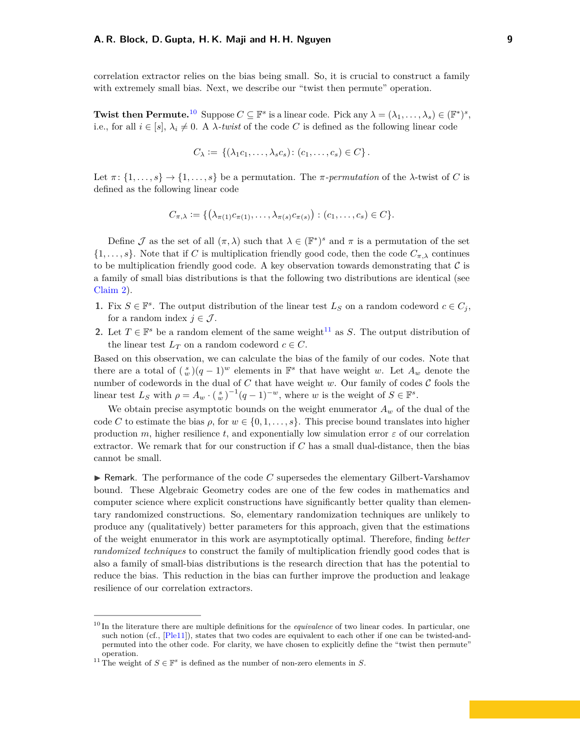correlation extractor relies on the bias being small. So, it is crucial to construct a family with extremely small bias. Next, we describe our "twist then permute" operation.

**Twist then Permute.**[10] Suppose $C \subseteq \mathbb{F}^s$ is a linear code. Pick any $\lambda = (\lambda_1, \dots, \lambda_s) \in (\mathbb{F}^*)^s$, i.e., for all $i \in [s]$, $\lambda_i \neq 0$. A *$\lambda$-twist* of the code $C$ is defined as the following linear code

$$C_\lambda := \{(\lambda_1 c_1, \dots, \lambda_s c_s) \colon (c_1, \dots, c_s) \in C\}\,.$$

Let $\pi \colon \{1, \dots, s\} \to \{1, \dots, s\}$ be a permutation. The *$\pi$-permutation* of the $\lambda$-twist of $C$ is defined as the following linear code

$$C_{\pi,\lambda} := \{\left(\lambda_{\pi(1)} c_{\pi(1)}, \dots, \lambda_{\pi(s)} c_{\pi(s)}\right) : (c_1, \dots, c_s) \in C\}.$$

Define $\mathcal{J}$ as the set of all $(\pi, \lambda)$ such that $\lambda \in (\mathbb{F}^*)^s$ and $\pi$ is a permutation of the set $\{1, \dots, s\}$. Note that if $C$ is multiplication friendly good code, then the code $C_{\pi,\lambda}$ continues to be multiplication friendly good code. A key observation towards demonstrating that $\mathcal{C}$ is a family of small bias distributions is that the following two distributions are identical (see Claim 2).

1. Fix $S \in \mathbb{F}^s$. The output distribution of the linear test $L_S$ on a random codeword $c \in C_j$, for a random index $j \in \mathcal{J}$.
2. Let $T \in \mathbb{F}^s$ be a random element of the same weight[11] as $S$. The output distribution of the linear test $L_T$ on a random codeword $c \in C$.

Based on this observation, we can calculate the bias of the family of our codes. Note that there are a total of $\binom{s}{w}(q-1)^w$ elements in $\mathbb{F}^s$ that have weight $w$. Let $A_w$ denote the number of codewords in the dual of $C$ that have weight $w$. Our family of codes $\mathcal{C}$ fools the linear test $L_S$ with $\rho = A_w \cdot \binom{s}{w}^{-1}(q-1)^{-w}$, where $w$ is the weight of $S \in \mathbb{F}^s$.

We obtain precise asymptotic bounds on the weight enumerator $A_w$ of the dual of the code $C$ to estimate the bias $\rho$, for $w \in \{0, 1, \dots, s\}$. This precise bound translates into higher production $m$, higher resilience $t$, and exponentially low simulation error $\varepsilon$ of our correlation extractor. We remark that for our construction if $C$ has a small dual-distance, then the bias cannot be small.

► Remark. The performance of the code $C$ supersedes the elementary Gilbert-Varshamov bound. These Algebraic Geometry codes are one of the few codes in mathematics and computer science where explicit constructions have significantly better quality than elementary randomized constructions. So, elementary randomization techniques are unlikely to produce any (qualitatively) better parameters for this approach, given that the estimations of the weight enumerator in this work are asymptotically optimal. Therefore, finding *better randomized techniques* to construct the family of multiplication friendly good codes that is also a family of small-bias distributions is the research direction that has the potential to reduce the bias. This reduction in the bias can further improve the production and leakage resilience of our correlation extractors.

---

[10] In the literature there are multiple definitions for the *equivalence* of two linear codes. In particular, one such notion (cf., [Ple11]), states that two codes are equivalent to each other if one can be twisted-and-permuted into the other code. For clarity, we have chosen to explicitly define the "twist then permute" operation.

[11] The weight of $S \in \mathbb{F}^s$ is defined as the number of non-zero elements in $S$.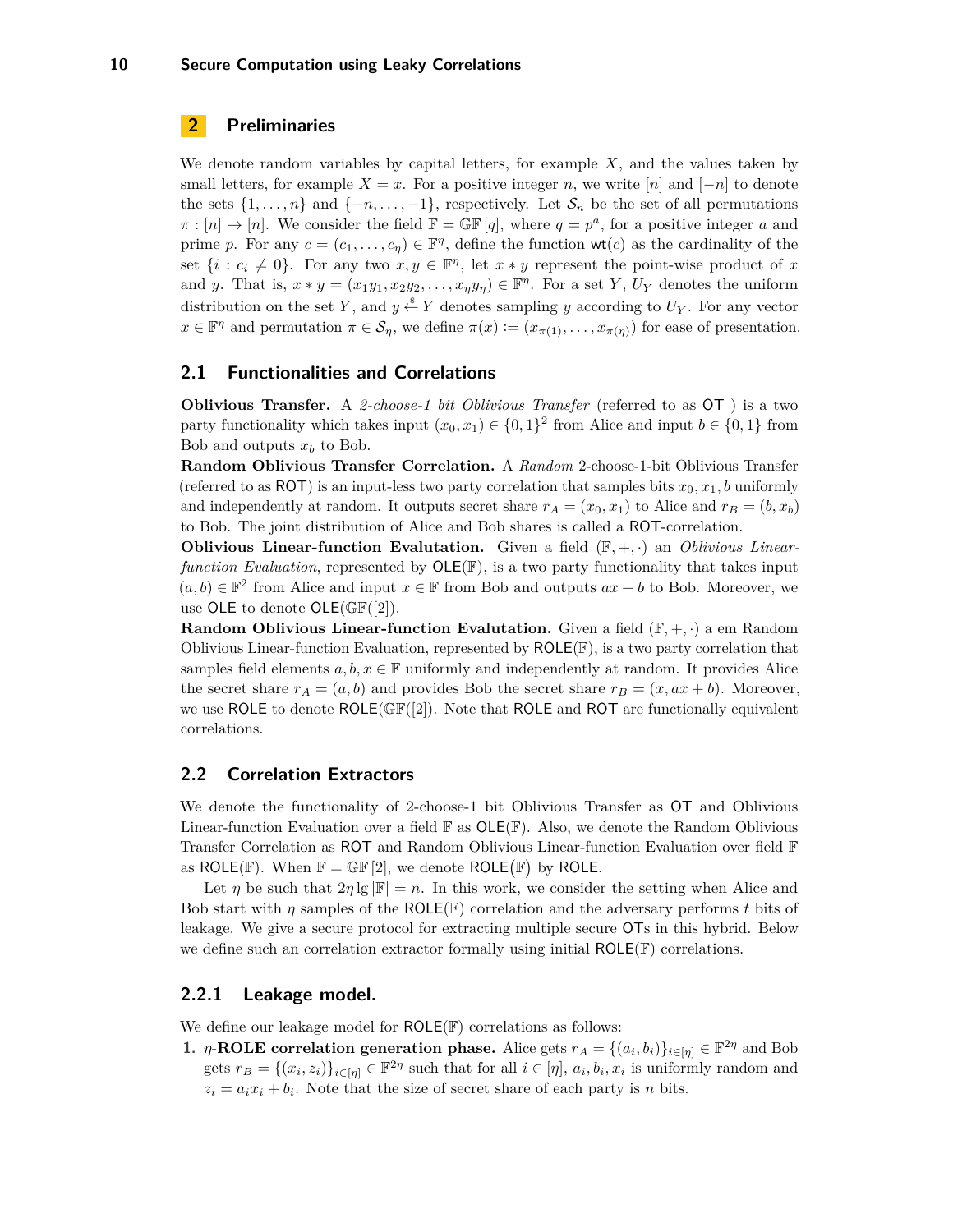## 2 Preliminaries

We denote random variables by capital letters, for example $X$, and the values taken by small letters, for example $X = x$. For a positive integer $n$, we write $[n]$ and $[-n]$ to denote the sets $\{1, \ldots, n\}$ and $\{-n, \ldots, -1\}$, respectively. Let $\mathcal{S}_n$ be the set of all permutations $\pi : [n] \to [n]$. We consider the field $\mathbb{F} = \mathbb{GF}[q]$, where $q = p^a$, for a positive integer $a$ and prime $p$. For any $c = (c_1, \ldots, c_\eta) \in \mathbb{F}^\eta$, define the function $\mathsf{wt}(c)$ as the cardinality of the set $\{i : c_i \neq 0\}$. For any two $x, y \in \mathbb{F}^\eta$, let $x * y$ represent the point-wise product of $x$ and $y$. That is, $x * y = (x_1y_1, x_2y_2, \ldots, x_\eta y_\eta) \in \mathbb{F}^\eta$. For a set $Y$, $U_Y$ denotes the uniform distribution on the set $Y$, and $y \xleftarrow{\$} Y$ denotes sampling $y$ according to $U_Y$. For any vector $x \in \mathbb{F}^\eta$ and permutation $\pi \in \mathcal{S}_\eta$, we define $\pi(x) := (x_{\pi(1)}, \ldots, x_{\pi(\eta)})$ for ease of presentation.

### 2.1 Functionalities and Correlations

**Oblivious Transfer.** A *2-choose-1 bit Oblivious Transfer* (referred to as $\mathsf{OT}$ ) is a two party functionality which takes input $(x_0, x_1) \in \{0,1\}^2$ from Alice and input $b \in \{0,1\}$ from Bob and outputs $x_b$ to Bob.

**Random Oblivious Transfer Correlation.** A *Random* 2-choose-1-bit Oblivious Transfer (referred to as $\mathsf{ROT}$) is an input-less two party correlation that samples bits $x_0, x_1, b$ uniformly and independently at random. It outputs secret share $r_A = (x_0, x_1)$ to Alice and $r_B = (b, x_b)$ to Bob. The joint distribution of Alice and Bob shares is called a $\mathsf{ROT}$-correlation.

**Oblivious Linear-function Evalutation.** Given a field $(\mathbb{F}, +, \cdot)$ an *Oblivious Linear-function Evaluation*, represented by $\mathsf{OLE}(\mathbb{F})$, is a two party functionality that takes input $(a, b) \in \mathbb{F}^2$ from Alice and input $x \in \mathbb{F}$ from Bob and outputs $ax + b$ to Bob. Moreover, we use $\mathsf{OLE}$ to denote $\mathsf{OLE}(\mathbb{GF}([2])$.

**Random Oblivious Linear-function Evalutation.** Given a field $(\mathbb{F}, +, \cdot)$ a em Random Oblivious Linear-function Evaluation, represented by $\mathsf{ROLE}(\mathbb{F})$, is a two party correlation that samples field elements $a, b, x \in \mathbb{F}$ uniformly and independently at random. It provides Alice the secret share $r_A = (a, b)$ and provides Bob the secret share $r_B = (x, ax + b)$. Moreover, we use $\mathsf{ROLE}$ to denote $\mathsf{ROLE}(\mathbb{GF}([2])$. Note that $\mathsf{ROLE}$ and $\mathsf{ROT}$ are functionally equivalent correlations.

### 2.2 Correlation Extractors

We denote the functionality of 2-choose-1 bit Oblivious Transfer as $\mathsf{OT}$ and Oblivious Linear-function Evaluation over a field $\mathbb{F}$ as $\mathsf{OLE}(\mathbb{F})$. Also, we denote the Random Oblivious Transfer Correlation as $\mathsf{ROT}$ and Random Oblivious Linear-function Evaluation over field $\mathbb{F}$ as $\mathsf{ROLE}(\mathbb{F})$. When $\mathbb{F} = \mathbb{GF}[2]$, we denote $\mathsf{ROLE}(\mathbb{F})$ by $\mathsf{ROLE}$.

Let $\eta$ be such that $2\eta \lg |\mathbb{F}| = n$. In this work, we consider the setting when Alice and Bob start with $\eta$ samples of the $\mathsf{ROLE}(\mathbb{F})$ correlation and the adversary performs $t$ bits of leakage. We give a secure protocol for extracting multiple secure $\mathsf{OT}$s in this hybrid. Below we define such an correlation extractor formally using initial $\mathsf{ROLE}(\mathbb{F})$ correlations.

#### 2.2.1 Leakage model.

We define our leakage model for $\mathsf{ROLE}(\mathbb{F})$ correlations as follows:

1. **$\eta$-ROLE correlation generation phase.** Alice gets $r_A = \{(a_i, b_i)\}_{i \in [\eta]} \in \mathbb{F}^{2\eta}$ and Bob gets $r_B = \{(x_i, z_i)\}_{i \in [\eta]} \in \mathbb{F}^{2\eta}$ such that for all $i \in [\eta]$, $a_i, b_i, x_i$ is uniformly random and $z_i = a_i x_i + b_i$. Note that the size of secret share of each party is $n$ bits.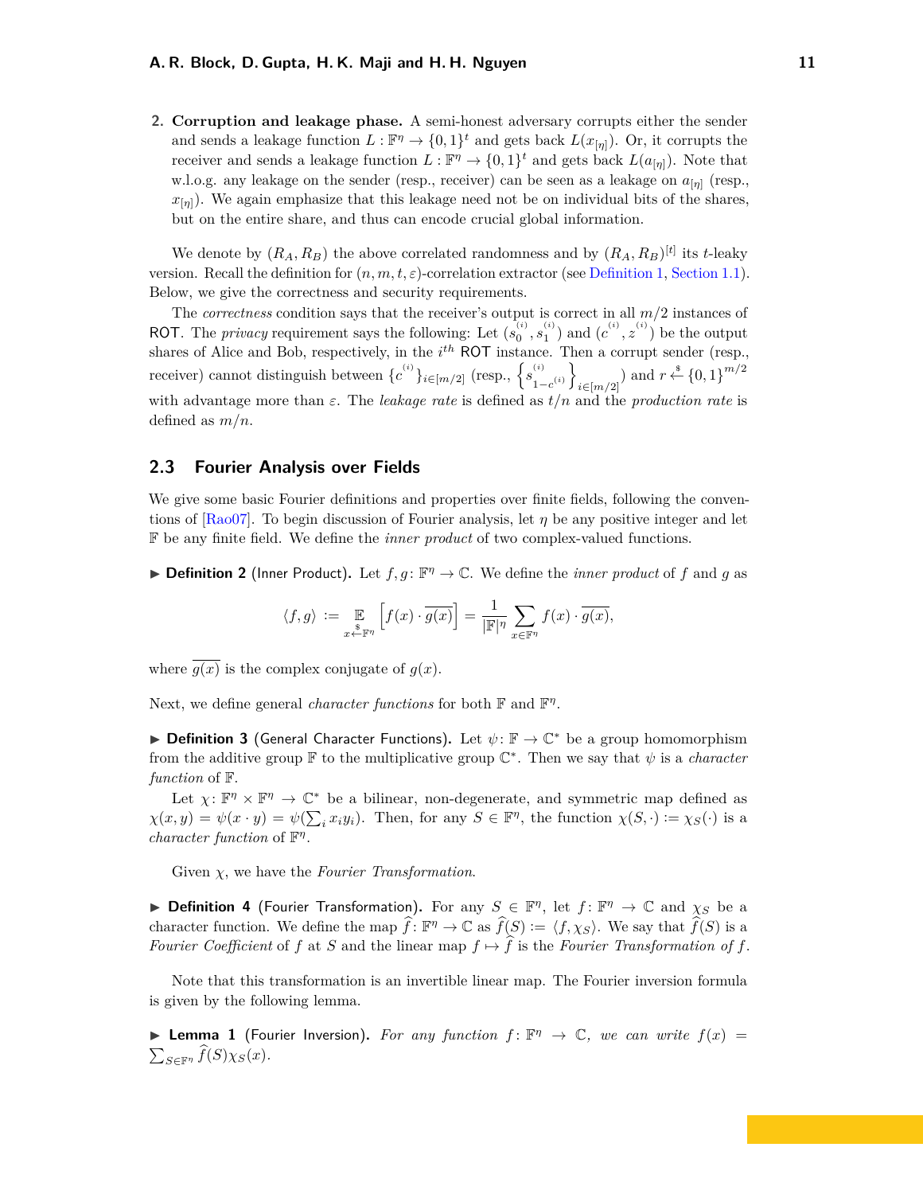2. **Corruption and leakage phase.** A semi-honest adversary corrupts either the sender and sends a leakage function $L : \mathbb{F}^\eta \to \{0,1\}^t$ and gets back $L(x_{[\eta]})$. Or, it corrupts the receiver and sends a leakage function $L : \mathbb{F}^\eta \to \{0,1\}^t$ and gets back $L(a_{[\eta]})$. Note that w.l.o.g. any leakage on the sender (resp., receiver) can be seen as a leakage on $a_{[\eta]}$ (resp., $x_{[\eta]}$). We again emphasize that this leakage need not be on individual bits of the shares, but on the entire share, and thus can encode crucial global information.

We denote by $(R_A, R_B)$ the above correlated randomness and by $(R_A, R_B)^{[t]}$ its $t$-leaky version. Recall the definition for $(n, m, t, \varepsilon)$-correlation extractor (see Definition 1, Section 1.1). Below, we give the correctness and security requirements.

The *correctness* condition says that the receiver's output is correct in all $m/2$ instances of ROT. The *privacy* requirement says the following: Let $(s_0^{(i)}, s_1^{(i)})$ and $(c^{(i)}, z^{(i)})$ be the output shares of Alice and Bob, respectively, in the $i^{th}$ ROT instance. Then a corrupt sender (resp., receiver) cannot distinguish between $\{c^{(i)}\}_{i\in[m/2]}$ (resp., $\left\{s_{1-c^{(i)}}^{(i)}\right\}_{i\in[m/2]}$) and $r \xleftarrow{\$} \{0,1\}^{m/2}$ with advantage more than $\varepsilon$. The *leakage rate* is defined as $t/n$ and the *production rate* is defined as $m/n$.

## 2.3 Fourier Analysis over Fields

We give some basic Fourier definitions and properties over finite fields, following the conventions of [Rao07]. To begin discussion of Fourier analysis, let $\eta$ be any positive integer and let $\mathbb{F}$ be any finite field. We define the *inner product* of two complex-valued functions.

▶ **Definition 2** (Inner Product). Let $f, g \colon \mathbb{F}^\eta \to \mathbb{C}$. We define the *inner product* of $f$ and $g$ as

$$\langle f, g\rangle := \mathop{\mathbb{E}}_{x \xleftarrow{\$} \mathbb{F}^\eta}\left[f(x)\cdot\overline{g(x)}\right] = \frac{1}{|\mathbb{F}|^\eta}\sum_{x\in\mathbb{F}^\eta} f(x)\cdot\overline{g(x)},$$

where $\overline{g(x)}$ is the complex conjugate of $g(x)$.

Next, we define general *character functions* for both $\mathbb{F}$ and $\mathbb{F}^\eta$.

▶ **Definition 3** (General Character Functions). Let $\psi \colon \mathbb{F} \to \mathbb{C}^*$ be a group homomorphism from the additive group $\mathbb{F}$ to the multiplicative group $\mathbb{C}^*$. Then we say that $\psi$ is a *character function* of $\mathbb{F}$.

Let $\chi \colon \mathbb{F}^\eta \times \mathbb{F}^\eta \to \mathbb{C}^*$ be a bilinear, non-degenerate, and symmetric map defined as $\chi(x, y) = \psi(x \cdot y) = \psi(\sum_i x_i y_i)$. Then, for any $S \in \mathbb{F}^\eta$, the function $\chi(S, \cdot) := \chi_S(\cdot)$ is a *character function* of $\mathbb{F}^\eta$.

Given $\chi$, we have the *Fourier Transformation*.

▶ **Definition 4** (Fourier Transformation). For any $S \in \mathbb{F}^\eta$, let $f \colon \mathbb{F}^\eta \to \mathbb{C}$ and $\chi_S$ be a character function. We define the map $\widehat{f} \colon \mathbb{F}^\eta \to \mathbb{C}$ as $\widehat{f}(S) := \langle f, \chi_S\rangle$. We say that $\widehat{f}(S)$ is a *Fourier Coefficient* of $f$ at $S$ and the linear map $f \mapsto \widehat{f}$ is the *Fourier Transformation of* $f$.

Note that this transformation is an invertible linear map. The Fourier inversion formula is given by the following lemma.

▶ **Lemma 1** (Fourier Inversion). *For any function* $f \colon \mathbb{F}^\eta \to \mathbb{C}$*, we can write* $f(x) = \sum_{S\in\mathbb{F}^\eta} \widehat{f}(S)\chi_S(x)$.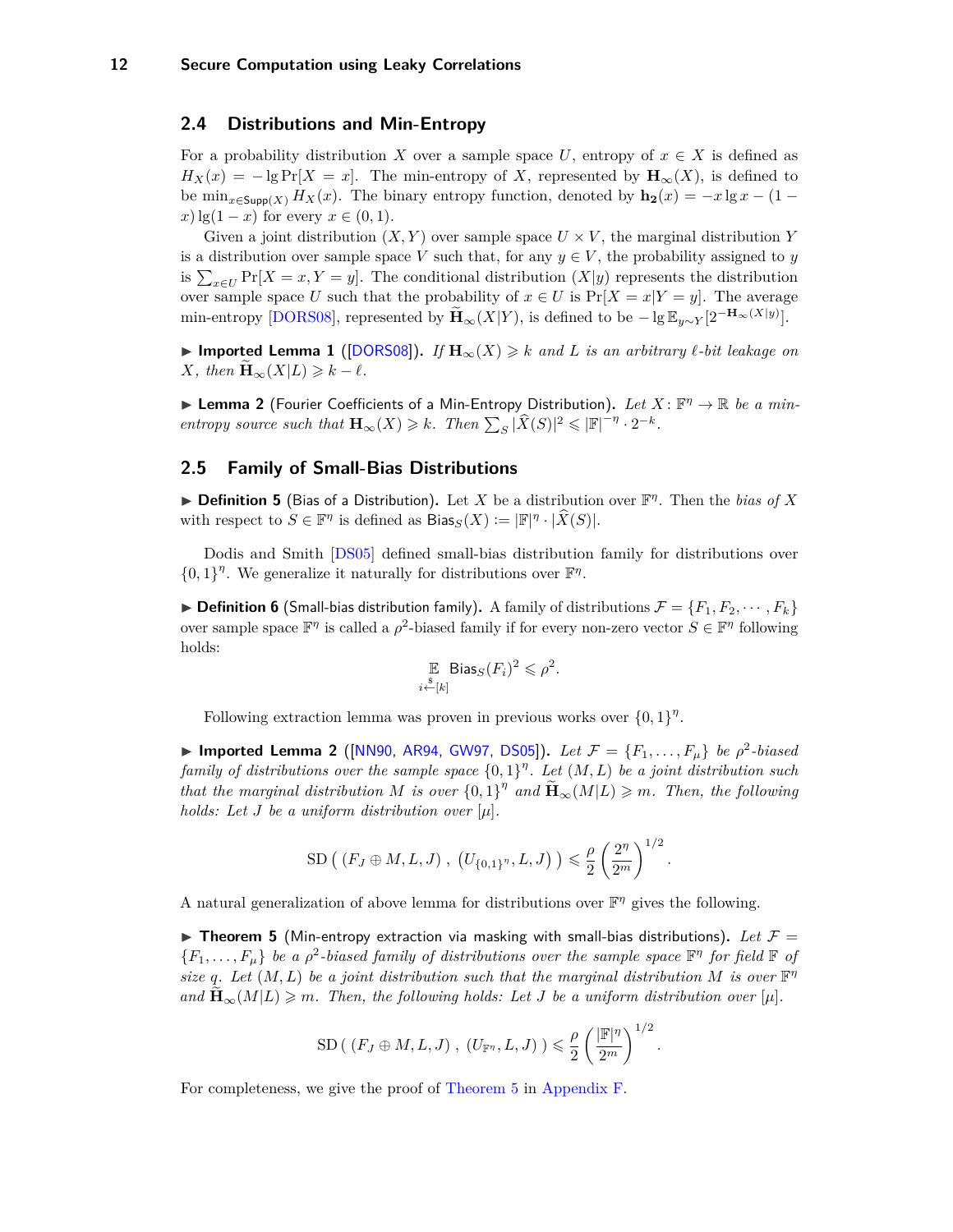## 2.4 Distributions and Min-Entropy

For a probability distribution $X$ over a sample space $U$, entropy of $x \in X$ is defined as $H_X(x) = -\lg \Pr[X = x]$. The min-entropy of $X$, represented by $\mathbf{H}_\infty(X)$, is defined to be $\min_{x \in \mathsf{Supp}(X)} H_X(x)$. The binary entropy function, denoted by $\mathbf{h_2}(x) = -x \lg x - (1 - x) \lg(1 - x)$ for every $x \in (0, 1)$.

Given a joint distribution $(X, Y)$ over sample space $U \times V$, the marginal distribution $Y$ is a distribution over sample space $V$ such that, for any $y \in V$, the probability assigned to $y$ is $\sum_{x \in U} \Pr[X = x, Y = y]$. The conditional distribution $(X|y)$ represents the distribution over sample space $U$ such that the probability of $x \in U$ is $\Pr[X = x | Y = y]$. The average min-entropy [DORS08], represented by $\widetilde{\mathbf{H}}_\infty(X|Y)$, is defined to be $-\lg \mathbb{E}_{y \sim Y}[2^{-\mathbf{H}_\infty(X|y)}]$.

▶ **Imported Lemma 1** ([DORS08]). *If $\mathbf{H}_\infty(X) \geqslant k$ and $L$ is an arbitrary $\ell$-bit leakage on $X$, then $\widetilde{\mathbf{H}}_\infty(X|L) \geqslant k - \ell$.*

▶ **Lemma 2** (Fourier Coefficients of a Min-Entropy Distribution). *Let $X : \mathbb{F}^\eta \to \mathbb{R}$ be a min-entropy source such that $\mathbf{H}_\infty(X) \geqslant k$. Then $\sum_S |\widehat{X}(S)|^2 \leqslant |\mathbb{F}|^{-\eta} \cdot 2^{-k}$.*

## 2.5 Family of Small-Bias Distributions

▶ **Definition 5** (Bias of a Distribution). Let $X$ be a distribution over $\mathbb{F}^\eta$. Then the *bias of* $X$ with respect to $S \in \mathbb{F}^\eta$ is defined as $\mathsf{Bias}_S(X) := |\mathbb{F}|^\eta \cdot |\widehat{X}(S)|$.

Dodis and Smith [DS05] defined small-bias distribution family for distributions over $\{0, 1\}^\eta$. We generalize it naturally for distributions over $\mathbb{F}^\eta$.

▶ **Definition 6** (Small-bias distribution family). A family of distributions $\mathcal{F} = \{F_1, F_2, \cdots, F_k\}$ over sample space $\mathbb{F}^\eta$ is called a $\rho^2$-biased family if for every non-zero vector $S \in \mathbb{F}^\eta$ following holds:

$$\mathop{\mathbb{E}}_{i \xleftarrow{\$} [k]} \mathsf{Bias}_S(F_i)^2 \leqslant \rho^2.$$

Following extraction lemma was proven in previous works over $\{0, 1\}^\eta$.

▶ **Imported Lemma 2** ([NN90, AR94, GW97, DS05]). *Let $\mathcal{F} = \{F_1, \ldots, F_\mu\}$ be a $\rho^2$-biased family of distributions over the sample space $\{0, 1\}^\eta$. Let $(M, L)$ be a joint distribution such that the marginal distribution $M$ is over $\{0, 1\}^\eta$ and $\widetilde{\mathbf{H}}_\infty(M|L) \geqslant m$. Then, the following holds: Let $J$ be a uniform distribution over $[\mu]$.*

$$\mathrm{SD}\left( \, (F_J \oplus M, L, J) \, , \, (U_{\{0,1\}^\eta}, L, J) \, \right) \leqslant \frac{\rho}{2} \left( \frac{2^\eta}{2^m} \right)^{1/2}.$$

A natural generalization of above lemma for distributions over $\mathbb{F}^\eta$ gives the following.

▶ **Theorem 5** (Min-entropy extraction via masking with small-bias distributions). *Let $\mathcal{F} = \{F_1, \ldots, F_\mu\}$ be a $\rho^2$-biased family of distributions over the sample space $\mathbb{F}^\eta$ for field $\mathbb{F}$ of size $q$. Let $(M, L)$ be a joint distribution such that the marginal distribution $M$ is over $\mathbb{F}^\eta$ and $\widetilde{\mathbf{H}}_\infty(M|L) \geqslant m$. Then, the following holds: Let $J$ be a uniform distribution over $[\mu]$.*

$$\mathrm{SD}\left( \, (F_J \oplus M, L, J) \, , \, (U_{\mathbb{F}^\eta}, L, J) \, \right) \leqslant \frac{\rho}{2} \left( \frac{|\mathbb{F}|^\eta}{2^m} \right)^{1/2}.$$

For completeness, we give the proof of Theorem 5 in Appendix F.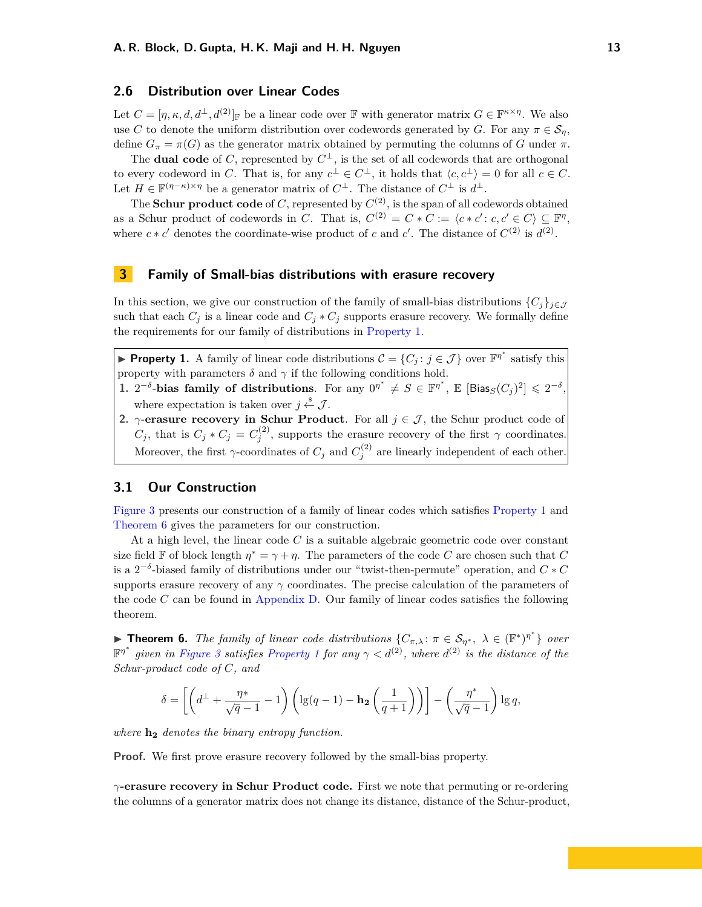### 2.6 Distribution over Linear Codes

Let $C = [\eta, \kappa, d, d^{\perp}, d^{(2)}]_{\mathbb{F}}$ be a linear code over $\mathbb{F}$ with generator matrix $G \in \mathbb{F}^{\kappa \times \eta}$. We also use $C$ to denote the uniform distribution over codewords generated by $G$. For any $\pi \in \mathcal{S}_\eta$, define $G_\pi = \pi(G)$ as the generator matrix obtained by permuting the columns of $G$ under $\pi$.

The **dual code** of $C$, represented by $C^{\perp}$, is the set of all codewords that are orthogonal to every codeword in $C$. That is, for any $c^{\perp} \in C^{\perp}$, it holds that $\langle c, c^{\perp} \rangle = 0$ for all $c \in C$. Let $H \in \mathbb{F}^{(\eta-\kappa)\times\eta}$ be a generator matrix of $C^{\perp}$. The distance of $C^{\perp}$ is $d^{\perp}$.

The **Schur product code** of $C$, represented by $C^{(2)}$, is the span of all codewords obtained as a Schur product of codewords in $C$. That is, $C^{(2)} = C * C := \langle c * c' : c, c' \in C \rangle \subseteq \mathbb{F}^{\eta}$, where $c * c'$ denotes the coordinate-wise product of $c$ and $c'$. The distance of $C^{(2)}$ is $d^{(2)}$.

## 3 Family of Small-bias distributions with erasure recovery

In this section, we give our construction of the family of small-bias distributions $\{C_j\}_{j\in\mathcal{J}}$ such that each $C_j$ is a linear code and $C_j * C_j$ supports erasure recovery. We formally define the requirements for our family of distributions in Property 1.

▶ **Property 1.** A family of linear code distributions $\mathcal{C} = \{C_j : j \in \mathcal{J}\}$ over $\mathbb{F}^{\eta^*}$ satisfy this property with parameters $\delta$ and $\gamma$ if the following conditions hold.

1. **$2^{-\delta}$-bias family of distributions**. For any $0^{\eta^*} \neq S \in \mathbb{F}^{\eta^*}$, $\mathbb{E}\left[\mathsf{Bias}_S(C_j)^2\right] \leqslant 2^{-\delta}$, where expectation is taken over $j \xleftarrow{\$} \mathcal{J}$.
2. **$\gamma$-erasure recovery in Schur Product**. For all $j \in \mathcal{J}$, the Schur product code of $C_j$, that is $C_j * C_j = C_j^{(2)}$, supports the erasure recovery of the first $\gamma$ coordinates. Moreover, the first $\gamma$-coordinates of $C_j$ and $C_j^{(2)}$ are linearly independent of each other.

### 3.1 Our Construction

Figure 3 presents our construction of a family of linear codes which satisfies Property 1 and Theorem 6 gives the parameters for our construction.

At a high level, the linear code $C$ is a suitable algebraic geometric code over constant size field $\mathbb{F}$ of block length $\eta^* = \gamma + \eta$. The parameters of the code $C$ are chosen such that $C$ is a $2^{-\delta}$-biased family of distributions under our "twist-then-permute" operation, and $C * C$ supports erasure recovery of any $\gamma$ coordinates. The precise calculation of the parameters of the code $C$ can be found in Appendix D. Our family of linear codes satisfies the following theorem.

▶ **Theorem 6.** *The family of linear code distributions $\{C_{\pi,\lambda} : \pi \in \mathcal{S}_{\eta^*},\ \lambda \in (\mathbb{F}^*)^{\eta^*}\}$ over $\mathbb{F}^{\eta^*}$ given in Figure 3 satisfies Property 1 for any $\gamma < d^{(2)}$, where $d^{(2)}$ is the distance of the Schur-product code of $C$, and*

$$\delta = \left[\left(d^{\perp} + \frac{\eta *}{\sqrt{q}-1} - 1\right)\left(\lg(q-1) - \mathbf{h_2}\left(\frac{1}{q+1}\right)\right)\right] - \left(\frac{\eta^*}{\sqrt{q}-1}\right)\lg q,$$

*where $\mathbf{h_2}$ denotes the binary entropy function.*

**Proof.** We first prove erasure recovery followed by the small-bias property.

**$\gamma$-erasure recovery in Schur Product code.** First we note that permuting or re-ordering the columns of a generator matrix does not change its distance, distance of the Schur-product,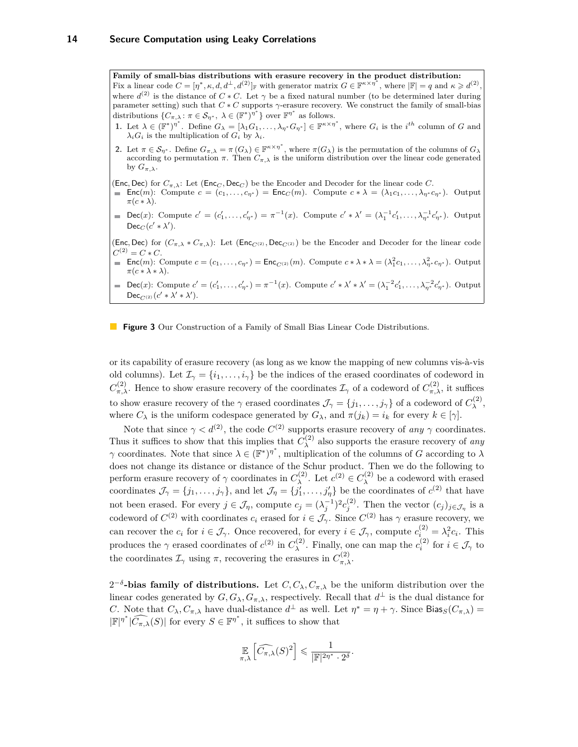**Family of small-bias distributions with erasure recovery in the product distribution:**
Fix a linear code $C = [\eta^*, \kappa, d, d^\perp, d^{(2)}]_\mathbb{F}$ with generator matrix $G \in \mathbb{F}^{\kappa \times \eta^*}$, where $|\mathbb{F}| = q$ and $\kappa \geqslant d^{(2)}$, where $d^{(2)}$ is the distance of $C * C$. Let $\gamma$ be a fixed natural number (to be determined later during parameter setting) such that $C * C$ supports $\gamma$-erasure recovery. We construct the family of small-bias distributions $\{C_{\pi,\lambda} : \pi \in \mathcal{S}_{\eta^*},\ \lambda \in (\mathbb{F}^*)^{\eta^*}\}$ over $\mathbb{F}^{\eta^*}$ as follows.

1. Let $\lambda \in (\mathbb{F}^*)^{\eta^*}$. Define $G_\lambda = [\lambda_1 G_1, \ldots, \lambda_{\eta^*} G_{\eta^*}] \in \mathbb{F}^{\kappa \times \eta^*}$, where $G_i$ is the $i^{th}$ column of $G$ and $\lambda_i G_i$ is the multiplication of $G_i$ by $\lambda_i$.
2. Let $\pi \in \mathcal{S}_{\eta^*}$. Define $G_{\pi,\lambda} = \pi(G_\lambda) \in \mathbb{F}^{\kappa \times \eta^*}$, where $\pi(G_\lambda)$ is the permutation of the columns of $G_\lambda$ according to permutation $\pi$. Then $C_{\pi,\lambda}$ is the uniform distribution over the linear code generated by $G_{\pi,\lambda}$.

$(\mathsf{Enc}, \mathsf{Dec})$ for $C_{\pi,\lambda}$: Let $(\mathsf{Enc}_C, \mathsf{Dec}_C)$ be the Encoder and Decoder for the linear code $C$.

- $\mathsf{Enc}(m)$: Compute $c = (c_1, \ldots, c_{\eta^*}) = \mathsf{Enc}_C(m)$. Compute $c * \lambda = (\lambda_1 c_1, \ldots, \lambda_{\eta^*} c_{\eta^*})$. Output $\pi(c * \lambda)$.
- $\mathsf{Dec}(x)$: Compute $c' = (c'_1, \ldots, c'_{\eta^*}) = \pi^{-1}(x)$. Compute $c' * \lambda' = (\lambda_1^{-1} c'_1, \ldots, \lambda_{\eta^*}^{-1} c'_{\eta^*})$. Output $\mathsf{Dec}_C(c' * \lambda')$.

$(\mathsf{Enc}, \mathsf{Dec})$ for $(C_{\pi,\lambda} * C_{\pi,\lambda})$: Let $(\mathsf{Enc}_{C^{(2)}}, \mathsf{Dec}_{C^{(2)}})$ be the Encoder and Decoder for the linear code $C^{(2)} = C * C$.

- $\mathsf{Enc}(m)$: Compute $c = (c_1, \ldots, c_{\eta^*}) = \mathsf{Enc}_{C^{(2)}}(m)$. Compute $c * \lambda * \lambda = (\lambda_1^2 c_1, \ldots, \lambda_{\eta^*}^2 c_{\eta^*})$. Output $\pi(c * \lambda * \lambda)$.
- $\mathsf{Dec}(x)$: Compute $c' = (c'_1, \ldots, c'_{\eta^*}) = \pi^{-1}(x)$. Compute $c' * \lambda' * \lambda' = (\lambda_1^{-2} c'_1, \ldots, \lambda_{\eta^*}^{-2} c'_{\eta^*})$. Output $\mathsf{Dec}_{C^{(2)}}(c' * \lambda' * \lambda')$.

**Figure 3** Our Construction of a Family of Small Bias Linear Code Distributions.

or its capability of erasure recovery (as long as we know the mapping of new columns vis-à-vis old columns). Let $\mathcal{I}_\gamma = \{i_1, \ldots, i_\gamma\}$ be the indices of the erased coordinates of codeword in $C^{(2)}_{\pi,\lambda}$. Hence to show erasure recovery of the coordinates $\mathcal{I}_\gamma$ of a codeword of $C^{(2)}_{\pi,\lambda}$, it suffices to show erasure recovery of the $\gamma$ erased coordinates $\mathcal{J}_\gamma = \{j_1, \ldots, j_\gamma\}$ of a codeword of $C^{(2)}_\lambda$, where $C_\lambda$ is the uniform codespace generated by $G_\lambda$, and $\pi(j_k) = i_k$ for every $k \in [\gamma]$.

Note that since $\gamma < d^{(2)}$, the code $C^{(2)}$ supports erasure recovery of *any* $\gamma$ coordinates. Thus it suffices to show that this implies that $C^{(2)}_\lambda$ also supports the erasure recovery of *any* $\gamma$ coordinates. Note that since $\lambda \in (\mathbb{F}^*)^{\eta^*}$, multiplication of the columns of $G$ according to $\lambda$ does not change its distance or distance of the Schur product. Then we do the following to perform erasure recovery of $\gamma$ coordinates in $C^{(2)}_\lambda$. Let $c^{(2)} \in C^{(2)}_\lambda$ be a codeword with erased coordinates $\mathcal{J}_\gamma = \{j_1, \ldots, j_\gamma\}$, and let $\mathcal{J}_\eta = \{j'_1, \ldots, j'_\eta\}$ be the coordinates of $c^{(2)}$ that have not been erased. For every $j \in \mathcal{J}_\eta$, compute $c_j = (\lambda_j^{-1})^2 c^{(2)}_j$. Then the vector $(c_j)_{j \in \mathcal{J}_\eta}$ is a codeword of $C^{(2)}$ with coordinates $c_i$ erased for $i \in \mathcal{J}_\gamma$. Since $C^{(2)}$ has $\gamma$ erasure recovery, we can recover the $c_i$ for $i \in \mathcal{J}_\gamma$. Once recovered, for every $i \in \mathcal{J}_\gamma$, compute $c^{(2)}_i = \lambda_i^2 c_i$. This produces the $\gamma$ erased coordinates of $c^{(2)}$ in $C^{(2)}_\lambda$. Finally, one can map the $c^{(2)}_i$ for $i \in \mathcal{J}_\gamma$ to the coordinates $\mathcal{I}_\gamma$ using $\pi$, recovering the erasures in $C^{(2)}_{\pi,\lambda}$.

**$2^{-\delta}$-bias family of distributions.** Let $C, C_\lambda, C_{\pi,\lambda}$ be the uniform distribution over the linear codes generated by $G, G_\lambda, G_{\pi,\lambda}$, respectively. Recall that $d^\perp$ is the dual distance for $C$. Note that $C_\lambda, C_{\pi,\lambda}$ have dual-distance $d^\perp$ as well. Let $\eta^* = \eta + \gamma$. Since $\mathsf{Bias}_S(C_{\pi,\lambda}) = |\mathbb{F}|^{\eta^*} |\widehat{C_{\pi,\lambda}}(S)|$ for every $S \in \mathbb{F}^{\eta^*}$, it suffices to show that

$$\mathop{\mathbb{E}}_{\pi,\lambda}\left[\widehat{C_{\pi,\lambda}}(S)^2\right] \leqslant \frac{1}{|\mathbb{F}|^{2\eta^*} \cdot 2^\delta}.$$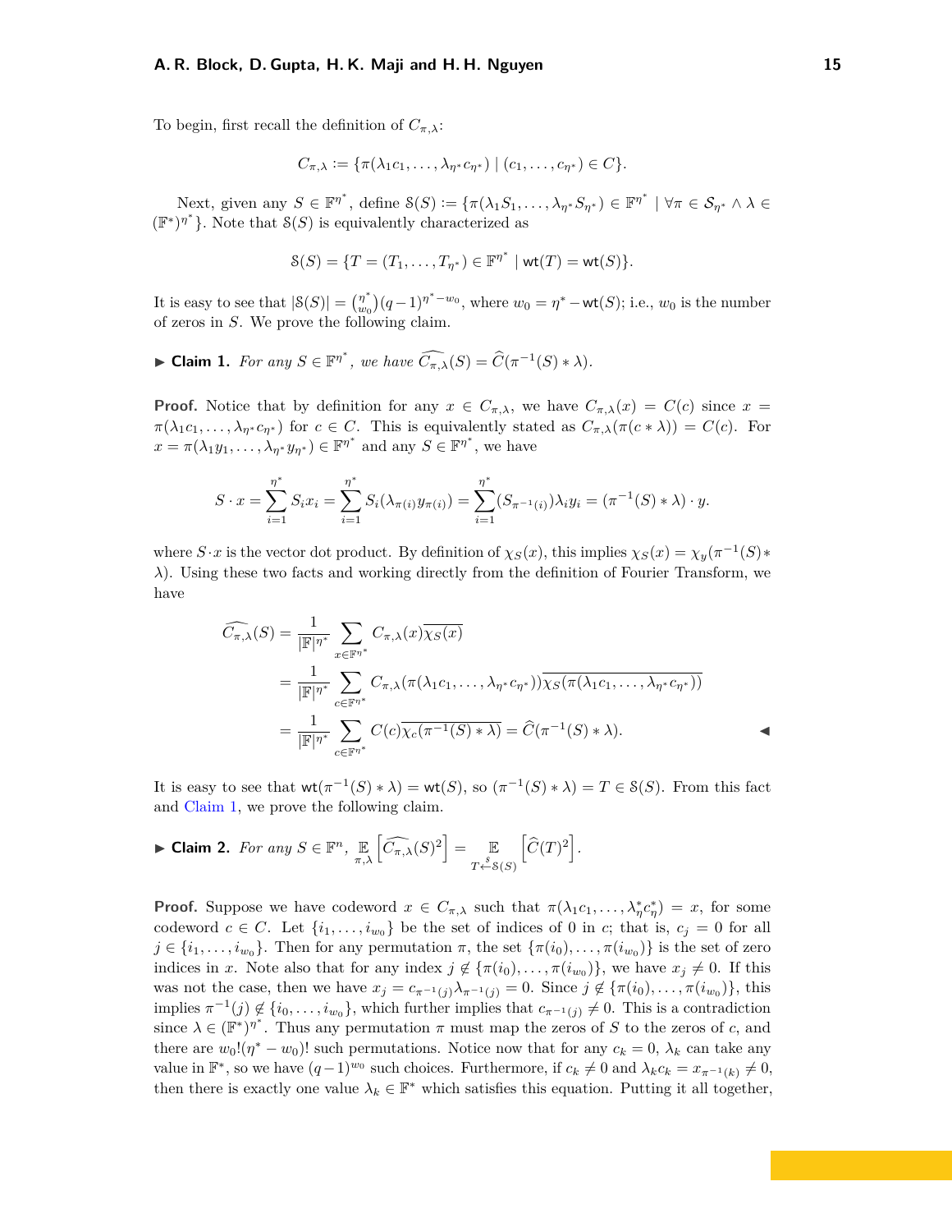To begin, first recall the definition of $C_{\pi,\lambda}$:

$$C_{\pi,\lambda} := \{\pi(\lambda_1 c_1, \ldots, \lambda_{\eta^*} c_{\eta^*}) \mid (c_1, \ldots, c_{\eta^*}) \in C\}.$$

Next, given any $S \in \mathbb{F}^{\eta^*}$, define $\mathcal{S}(S) := \{\pi(\lambda_1 S_1, \ldots, \lambda_{\eta^*} S_{\eta^*}) \in \mathbb{F}^{\eta^*} \mid \forall \pi \in \mathcal{S}_{\eta^*} \wedge \lambda \in (\mathbb{F}^*)^{\eta^*}\}$. Note that $\mathcal{S}(S)$ is equivalently characterized as

$$\mathcal{S}(S) = \{T = (T_1, \ldots, T_{\eta^*}) \in \mathbb{F}^{\eta^*} \mid \mathsf{wt}(T) = \mathsf{wt}(S)\}.$$

It is easy to see that $|\mathcal{S}(S)| = \binom{\eta^*}{w_0}(q-1)^{\eta^* - w_0}$, where $w_0 = \eta^* - \mathsf{wt}(S)$; i.e., $w_0$ is the number of zeros in $S$. We prove the following claim.

▶ **Claim 1.** *For any $S \in \mathbb{F}^{\eta^*}$, we have $\widehat{C_{\pi,\lambda}}(S) = \widehat{C}(\pi^{-1}(S) * \lambda)$.*

**Proof.** Notice that by definition for any $x \in C_{\pi,\lambda}$, we have $C_{\pi,\lambda}(x) = C(c)$ since $x = \pi(\lambda_1 c_1, \ldots, \lambda_{\eta^*} c_{\eta^*})$ for $c \in C$. This is equivalently stated as $C_{\pi,\lambda}(\pi(c * \lambda)) = C(c)$. For $x = \pi(\lambda_1 y_1, \ldots, \lambda_{\eta^*} y_{\eta^*}) \in \mathbb{F}^{\eta^*}$ and any $S \in \mathbb{F}^{\eta^*}$, we have

$$S \cdot x = \sum_{i=1}^{\eta^*} S_i x_i = \sum_{i=1}^{\eta^*} S_i(\lambda_{\pi(i)} y_{\pi(i)}) = \sum_{i=1}^{\eta^*} (S_{\pi^{-1}(i)}) \lambda_i y_i = (\pi^{-1}(S) * \lambda) \cdot y.$$

where $S \cdot x$ is the vector dot product. By definition of $\chi_S(x)$, this implies $\chi_S(x) = \chi_y(\pi^{-1}(S) * \lambda)$. Using these two facts and working directly from the definition of Fourier Transform, we have

$$\begin{aligned}
\widehat{C_{\pi,\lambda}}(S) &= \frac{1}{|\mathbb{F}|^{\eta^*}} \sum_{x \in \mathbb{F}^{\eta^*}} C_{\pi,\lambda}(x) \overline{\chi_S(x)} \\
&= \frac{1}{|\mathbb{F}|^{\eta^*}} \sum_{c \in \mathbb{F}^{\eta^*}} C_{\pi,\lambda}(\pi(\lambda_1 c_1, \ldots, \lambda_{\eta^*} c_{\eta^*})) \overline{\chi_S(\pi(\lambda_1 c_1, \ldots, \lambda_{\eta^*} c_{\eta^*}))} \\
&= \frac{1}{|\mathbb{F}|^{\eta^*}} \sum_{c \in \mathbb{F}^{\eta^*}} C(c) \overline{\chi_c(\pi^{-1}(S) * \lambda)} = \widehat{C}(\pi^{-1}(S) * \lambda).
\end{aligned}$$

◀

It is easy to see that $\mathsf{wt}(\pi^{-1}(S) * \lambda) = \mathsf{wt}(S)$, so $(\pi^{-1}(S) * \lambda) = T \in \mathcal{S}(S)$. From this fact and Claim 1, we prove the following claim.

▶ **Claim 2.** *For any $S \in \mathbb{F}^n$, $\mathop{\mathbb{E}}_{\pi,\lambda}\left[\widehat{C_{\pi,\lambda}}(S)^2\right] = \mathop{\mathbb{E}}_{T \xleftarrow{\$} \mathcal{S}(S)}\left[\widehat{C}(T)^2\right]$.*

**Proof.** Suppose we have codeword $x \in C_{\pi,\lambda}$ such that $\pi(\lambda_1 c_1, \ldots, \lambda_\eta^* c_\eta^*) = x$, for some codeword $c \in C$. Let $\{i_1, \ldots, i_{w_0}\}$ be the set of indices of 0 in $c$; that is, $c_j = 0$ for all $j \in \{i_1, \ldots, i_{w_0}\}$. Then for any permutation $\pi$, the set $\{\pi(i_0), \ldots, \pi(i_{w_0})\}$ is the set of zero indices in $x$. Note also that for any index $j \notin \{\pi(i_0), \ldots, \pi(i_{w_0})\}$, we have $x_j \neq 0$. If this was not the case, then we have $x_j = c_{\pi^{-1}(j)} \lambda_{\pi^{-1}(j)} = 0$. Since $j \notin \{\pi(i_0), \ldots, \pi(i_{w_0})\}$, this implies $\pi^{-1}(j) \notin \{i_0, \ldots, i_{w_0}\}$, which further implies that $c_{\pi^{-1}(j)} \neq 0$. This is a contradiction since $\lambda \in (\mathbb{F}^*)^{\eta^*}$. Thus any permutation $\pi$ must map the zeros of $S$ to the zeros of $c$, and there are $w_0!(\eta^* - w_0)!$ such permutations. Notice now that for any $c_k = 0$, $\lambda_k$ can take any value in $\mathbb{F}^*$, so we have $(q-1)^{w_0}$ such choices. Furthermore, if $c_k \neq 0$ and $\lambda_k c_k = x_{\pi^{-1}(k)} \neq 0$, then there is exactly one value $\lambda_k \in \mathbb{F}^*$ which satisfies this equation. Putting it all together,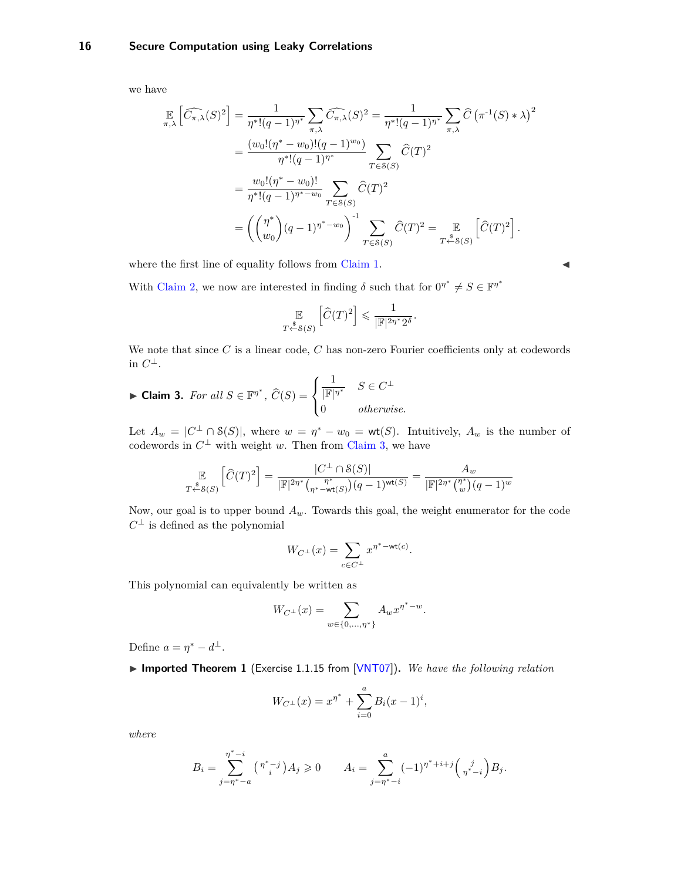we have

$$\begin{aligned}
\mathop{\mathbb{E}}_{\pi,\lambda}\left[\widehat{C_{\pi,\lambda}}(S)^2\right] &= \frac{1}{\eta^*!(q-1)^{\eta^*}}\sum_{\pi,\lambda}\widehat{C_{\pi,\lambda}}(S)^2 = \frac{1}{\eta^*!(q-1)^{\eta^*}}\sum_{\pi,\lambda}\widehat{C}\left(\pi^{-1}(S)*\lambda\right)^2 \\
&= \frac{(w_0!(\eta^*-w_0)!(q-1)^{w_0})}{\eta^*!(q-1)^{\eta^*}}\sum_{T\in\mathcal{S}(S)}\widehat{C}(T)^2 \\
&= \frac{w_0!(\eta^*-w_0)!}{\eta^*!(q-1)^{\eta^*-w_0}}\sum_{T\in\mathcal{S}(S)}\widehat{C}(T)^2 \\
&= \left(\binom{\eta^*}{w_0}(q-1)^{\eta^*-w_0}\right)^{-1}\sum_{T\in\mathcal{S}(S)}\widehat{C}(T)^2 = \mathop{\mathbb{E}}_{T\xleftarrow{\$}\mathcal{S}(S)}\left[\widehat{C}(T)^2\right].
\end{aligned}$$

where the first line of equality follows from Claim 1. ◀

With Claim 2, we now are interested in finding $\delta$ such that for $0^{\eta^*}\neq S\in\mathbb{F}^{\eta^*}$

$$\mathop{\mathbb{E}}_{T\xleftarrow{\$}\mathcal{S}(S)}\left[\widehat{C}(T)^2\right] \leqslant \frac{1}{|\mathbb{F}|^{2\eta^*}2^{\delta}}.$$

We note that since $C$ is a linear code, $C$ has non-zero Fourier coefficients only at codewords in $C^\perp$.

▶ **Claim 3.** *For all $S\in\mathbb{F}^{\eta^*}$,* $\widehat{C}(S) = \begin{cases}\frac{1}{|\mathbb{F}|^{\eta^*}} & S\in C^\perp\\ 0 & \textit{otherwise.}\end{cases}$

Let $A_w = |C^\perp\cap\mathcal{S}(S)|$, where $w = \eta^* - w_0 = \mathsf{wt}(S)$. Intuitively, $A_w$ is the number of codewords in $C^\perp$ with weight $w$. Then from Claim 3, we have

$$\mathop{\mathbb{E}}_{T\xleftarrow{\$}\mathcal{S}(S)}\left[\widehat{C}(T)^2\right] = \frac{|C^\perp\cap\mathcal{S}(S)|}{|\mathbb{F}|^{2\eta^*}\binom{\eta^*}{\eta^*-\mathsf{wt}(S)}(q-1)^{\mathsf{wt}(S)}} = \frac{A_w}{|\mathbb{F}|^{2\eta^*}\binom{\eta^*}{w}(q-1)^{w}}$$

Now, our goal is to upper bound $A_w$. Towards this goal, the weight enumerator for the code $C^\perp$ is defined as the polynomial

$$W_{C^\perp}(x) = \sum_{c\in C^\perp}x^{\eta^*-\mathsf{wt}(c)}.$$

This polynomial can equivalently be written as

$$W_{C^\perp}(x) = \sum_{w\in\{0,\ldots,\eta^*\}}A_w x^{\eta^*-w}.$$

Define $a = \eta^* - d^\perp$.

▶ **Imported Theorem 1** (Exercise 1.1.15 from [VNT07]). *We have the following relation*

$$W_{C^\perp}(x) = x^{\eta^*} + \sum_{i=0}^{a}B_i(x-1)^i,$$

*where*

$$B_i = \sum_{j=\eta^*-a}^{\eta^*-i}\binom{\eta^*-j}{i}A_j \geqslant 0 \qquad A_i = \sum_{j=\eta^*-i}^{a}(-1)^{\eta^*+i+j}\binom{j}{\eta^*-i}B_j.$$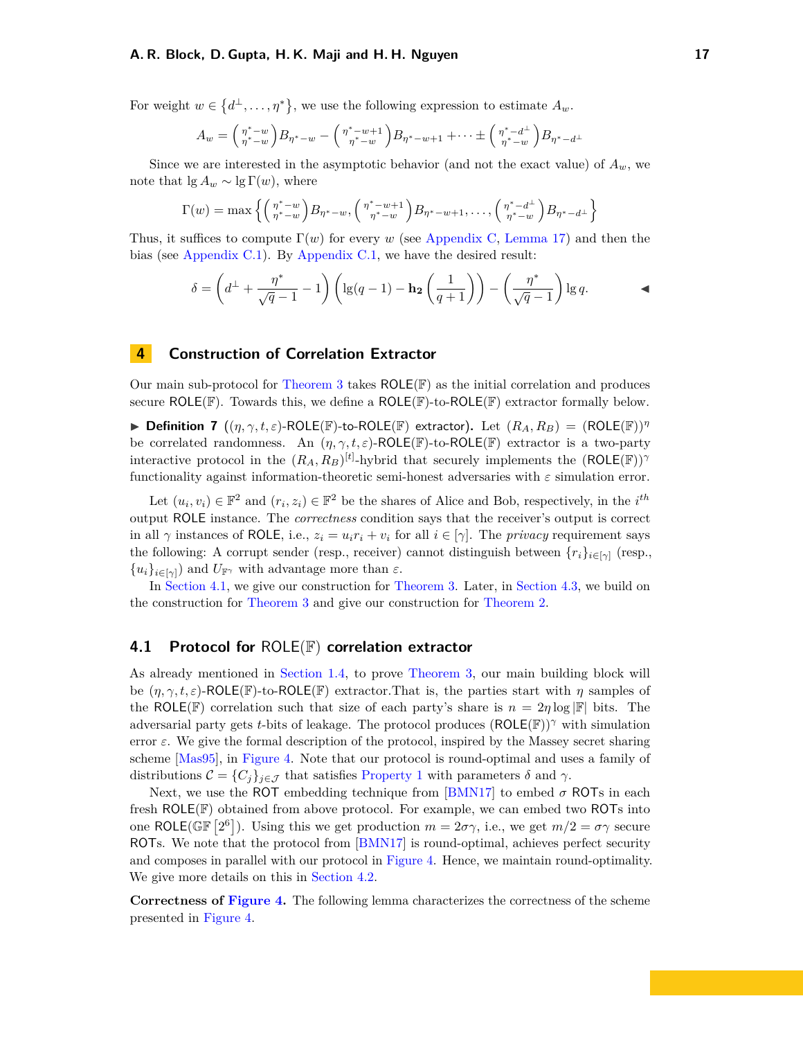For weight $w \in \{d^\perp, \dots, \eta^*\}$, we use the following expression to estimate $A_w$.

$$A_w = \binom{\eta^*-w}{\eta^*-w} B_{\eta^*-w} - \binom{\eta^*-w+1}{\eta^*-w} B_{\eta^*-w+1} + \cdots \pm \binom{\eta^*-d^\perp}{\eta^*-w} B_{\eta^*-d^\perp}$$

Since we are interested in the asymptotic behavior (and not the exact value) of $A_w$, we note that $\lg A_w \sim \lg \Gamma(w)$, where

$$\Gamma(w) = \max\left\{ \binom{\eta^*-w}{\eta^*-w} B_{\eta^*-w}, \binom{\eta^*-w+1}{\eta^*-w} B_{\eta^*-w+1}, \dots, \binom{\eta^*-d^\perp}{\eta^*-w} B_{\eta^*-d^\perp} \right\}$$

Thus, it suffices to compute $\Gamma(w)$ for every $w$ (see Appendix C, Lemma 17) and then the bias (see Appendix C.1). By Appendix C.1, we have the desired result:

$$\delta = \left(d^\perp + \frac{\eta^*}{\sqrt{q}-1} - 1\right)\left(\lg(q-1) - \mathbf{h_2}\left(\frac{1}{q+1}\right)\right) - \left(\frac{\eta^*}{\sqrt{q}-1}\right)\lg q. \qquad \blacktriangleleft$$

## 4 Construction of Correlation Extractor

Our main sub-protocol for Theorem 3 takes $\mathsf{ROLE}(\mathbb{F})$ as the initial correlation and produces secure $\mathsf{ROLE}(\mathbb{F})$. Towards this, we define a $\mathsf{ROLE}(\mathbb{F})$-to-$\mathsf{ROLE}(\mathbb{F})$ extractor formally below.

▶ **Definition 7** (**$(\eta, \gamma, t, \varepsilon)$-$\mathsf{ROLE}(\mathbb{F})$-to-$\mathsf{ROLE}(\mathbb{F})$ extractor**). Let $(R_A, R_B) = (\mathsf{ROLE}(\mathbb{F}))^\eta$ be correlated randomness. An $(\eta, \gamma, t, \varepsilon)$-$\mathsf{ROLE}(\mathbb{F})$-to-$\mathsf{ROLE}(\mathbb{F})$ extractor is a two-party interactive protocol in the $(R_A, R_B)^{[t]}$-hybrid that securely implements the $(\mathsf{ROLE}(\mathbb{F}))^\gamma$ functionality against information-theoretic semi-honest adversaries with $\varepsilon$ simulation error.

Let $(u_i, v_i) \in \mathbb{F}^2$ and $(r_i, z_i) \in \mathbb{F}^2$ be the shares of Alice and Bob, respectively, in the $i^{th}$ output $\mathsf{ROLE}$ instance. The *correctness* condition says that the receiver's output is correct in all $\gamma$ instances of $\mathsf{ROLE}$, i.e., $z_i = u_i r_i + v_i$ for all $i \in [\gamma]$. The *privacy* requirement says the following: A corrupt sender (resp., receiver) cannot distinguish between $\{r_i\}_{i\in[\gamma]}$ (resp., $\{u_i\}_{i\in[\gamma]}$) and $U_{\mathbb{F}^\gamma}$ with advantage more than $\varepsilon$.

In Section 4.1, we give our construction for Theorem 3. Later, in Section 4.3, we build on the construction for Theorem 3 and give our construction for Theorem 2.

### 4.1 Protocol for $\mathsf{ROLE}(\mathbb{F})$ correlation extractor

As already mentioned in Section 1.4, to prove Theorem 3, our main building block will be $(\eta, \gamma, t, \varepsilon)$-$\mathsf{ROLE}(\mathbb{F})$-to-$\mathsf{ROLE}(\mathbb{F})$ extractor.That is, the parties start with $\eta$ samples of the $\mathsf{ROLE}(\mathbb{F})$ correlation such that size of each party's share is $n = 2\eta \log|\mathbb{F}|$ bits. The adversarial party gets $t$-bits of leakage. The protocol produces $(\mathsf{ROLE}(\mathbb{F}))^\gamma$ with simulation error $\varepsilon$. We give the formal description of the protocol, inspired by the Massey secret sharing scheme [Mas95], in Figure 4. Note that our protocol is round-optimal and uses a family of distributions $\mathcal{C} = \{C_j\}_{j\in\mathcal{J}}$ that satisfies Property 1 with parameters $\delta$ and $\gamma$.

Next, we use the $\mathsf{ROT}$ embedding technique from [BMN17] to embed $\sigma$ $\mathsf{ROT}$s in each fresh $\mathsf{ROLE}(\mathbb{F})$ obtained from above protocol. For example, we can embed two $\mathsf{ROT}$s into one $\mathsf{ROLE}(\mathbb{GF}[2^6])$. Using this we get production $m = 2\sigma\gamma$, i.e., we get $m/2 = \sigma\gamma$ secure $\mathsf{ROT}$s. We note that the protocol from [BMN17] is round-optimal, achieves perfect security and composes in parallel with our protocol in Figure 4. Hence, we maintain round-optimality. We give more details on this in Section 4.2.

**Correctness of Figure 4.** The following lemma characterizes the correctness of the scheme presented in Figure 4.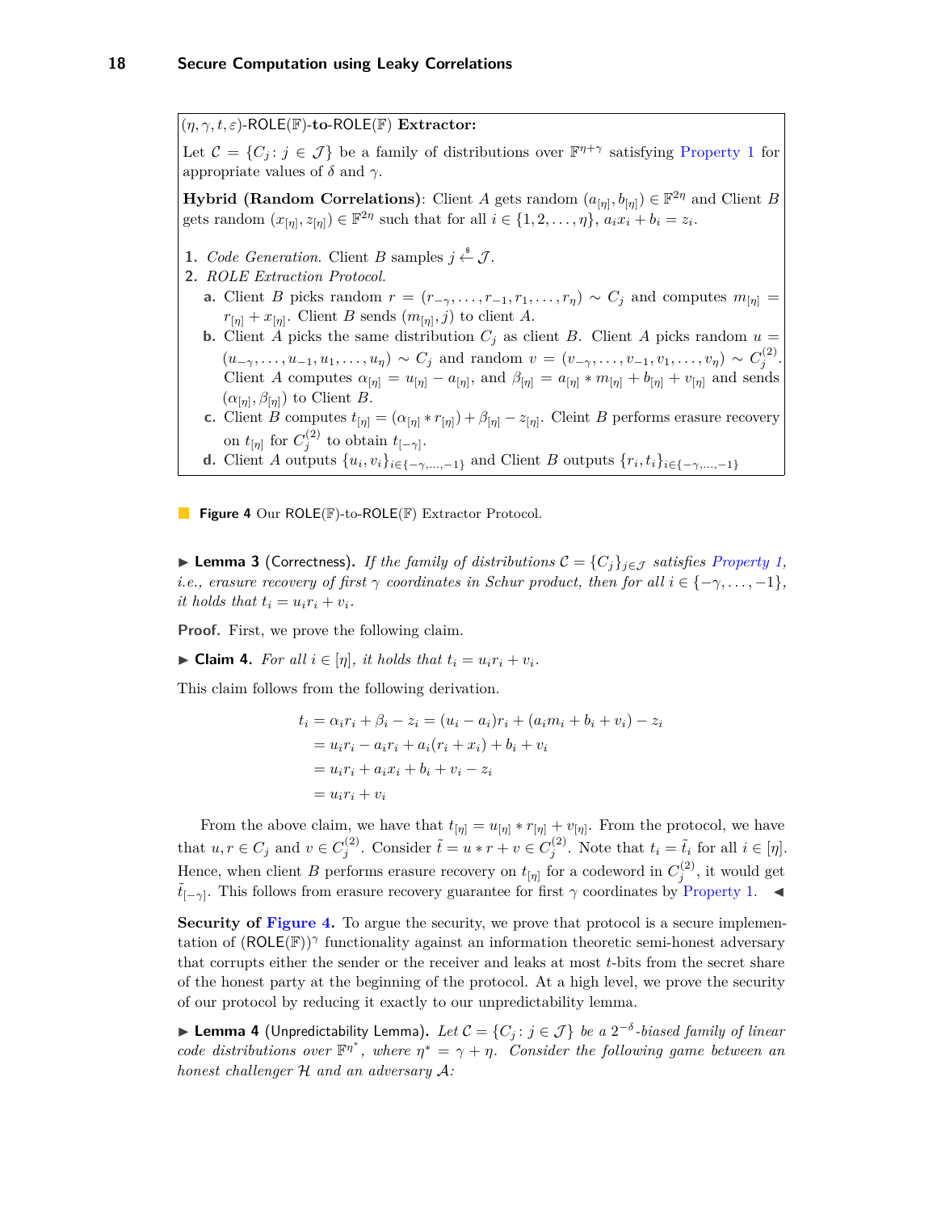**$(\eta, \gamma, t, \varepsilon)$-ROLE($\mathbb{F}$)-to-ROLE($\mathbb{F}$) Extractor:**

Let $\mathcal{C} = \{C_j : j \in \mathcal{J}\}$ be a family of distributions over $\mathbb{F}^{\eta+\gamma}$ satisfying Property 1 for appropriate values of $\delta$ and $\gamma$.

**Hybrid (Random Correlations)**: Client $A$ gets random $(a_{[\eta]}, b_{[\eta]}) \in \mathbb{F}^{2\eta}$ and Client $B$ gets random $(x_{[\eta]}, z_{[\eta]}) \in \mathbb{F}^{2\eta}$ such that for all $i \in \{1, 2, \ldots, \eta\}$, $a_i x_i + b_i = z_i$.

1. *Code Generation.* Client $B$ samples $j \xleftarrow{\$} \mathcal{J}$.
2. *ROLE Extraction Protocol.*
   a. Client $B$ picks random $r = (r_{-\gamma}, \ldots, r_{-1}, r_1, \ldots, r_\eta) \sim C_j$ and computes $m_{[\eta]} = r_{[\eta]} + x_{[\eta]}$. Client $B$ sends $(m_{[\eta]}, j)$ to client $A$.
   b. Client $A$ picks the same distribution $C_j$ as client $B$. Client $A$ picks random $u = (u_{-\gamma}, \ldots, u_{-1}, u_1, \ldots, u_\eta) \sim C_j$ and random $v = (v_{-\gamma}, \ldots, v_{-1}, v_1, \ldots, v_\eta) \sim C_j^{(2)}$. Client $A$ computes $\alpha_{[\eta]} = u_{[\eta]} - a_{[\eta]}$, and $\beta_{[\eta]} = a_{[\eta]} * m_{[\eta]} + b_{[\eta]} + v_{[\eta]}$ and sends $(\alpha_{[\eta]}, \beta_{[\eta]})$ to Client $B$.
   c. Client $B$ computes $t_{[\eta]} = (\alpha_{[\eta]} * r_{[\eta]}) + \beta_{[\eta]} - z_{[\eta]}$. Cleint $B$ performs erasure recovery on $t_{[\eta]}$ for $C_j^{(2)}$ to obtain $t_{[-\gamma]}$.
   d. Client $A$ outputs $\{u_i, v_i\}_{i \in \{-\gamma, \ldots, -1\}}$ and Client $B$ outputs $\{r_i, t_i\}_{i \in \{-\gamma, \ldots, -1\}}$

**Figure 4** Our ROLE($\mathbb{F}$)-to-ROLE($\mathbb{F}$) Extractor Protocol.

▶ **Lemma 3** (Correctness). *If the family of distributions $\mathcal{C} = \{C_j\}_{j \in \mathcal{J}}$ satisfies Property 1, i.e., erasure recovery of first $\gamma$ coordinates in Schur product, then for all $i \in \{-\gamma, \ldots, -1\}$, it holds that $t_i = u_i r_i + v_i$.*

**Proof.** First, we prove the following claim.

▶ **Claim 4.** *For all $i \in [\eta]$, it holds that $t_i = u_i r_i + v_i$.*

This claim follows from the following derivation.

$$\begin{aligned}
t_i &= \alpha_i r_i + \beta_i - z_i = (u_i - a_i) r_i + (a_i m_i + b_i + v_i) - z_i \\
&= u_i r_i - a_i r_i + a_i (r_i + x_i) + b_i + v_i \\
&= u_i r_i + a_i x_i + b_i + v_i - z_i \\
&= u_i r_i + v_i
\end{aligned}$$

From the above claim, we have that $t_{[\eta]} = u_{[\eta]} * r_{[\eta]} + v_{[\eta]}$. From the protocol, we have that $u, r \in C_j$ and $v \in C_j^{(2)}$. Consider $\tilde{t} = u * r + v \in C_j^{(2)}$. Note that $t_i = \tilde{t}_i$ for all $i \in [\eta]$. Hence, when client $B$ performs erasure recovery on $t_{[\eta]}$ for a codeword in $C_j^{(2)}$, it would get $\tilde{t}_{[-\gamma]}$. This follows from erasure recovery guarantee for first $\gamma$ coordinates by Property 1. ◀

**Security of Figure 4.** To argue the security, we prove that protocol is a secure implementation of $(\text{ROLE}(\mathbb{F}))^\gamma$ functionality against an information theoretic semi-honest adversary that corrupts either the sender or the receiver and leaks at most $t$-bits from the secret share of the honest party at the beginning of the protocol. At a high level, we prove the security of our protocol by reducing it exactly to our unpredictability lemma.

▶ **Lemma 4** (Unpredictability Lemma). *Let $\mathcal{C} = \{C_j : j \in \mathcal{J}\}$ be a $2^{-\delta}$-biased family of linear code distributions over $\mathbb{F}^{\eta^*}$, where $\eta^* = \gamma + \eta$. Consider the following game between an honest challenger $\mathcal{H}$ and an adversary $\mathcal{A}$:*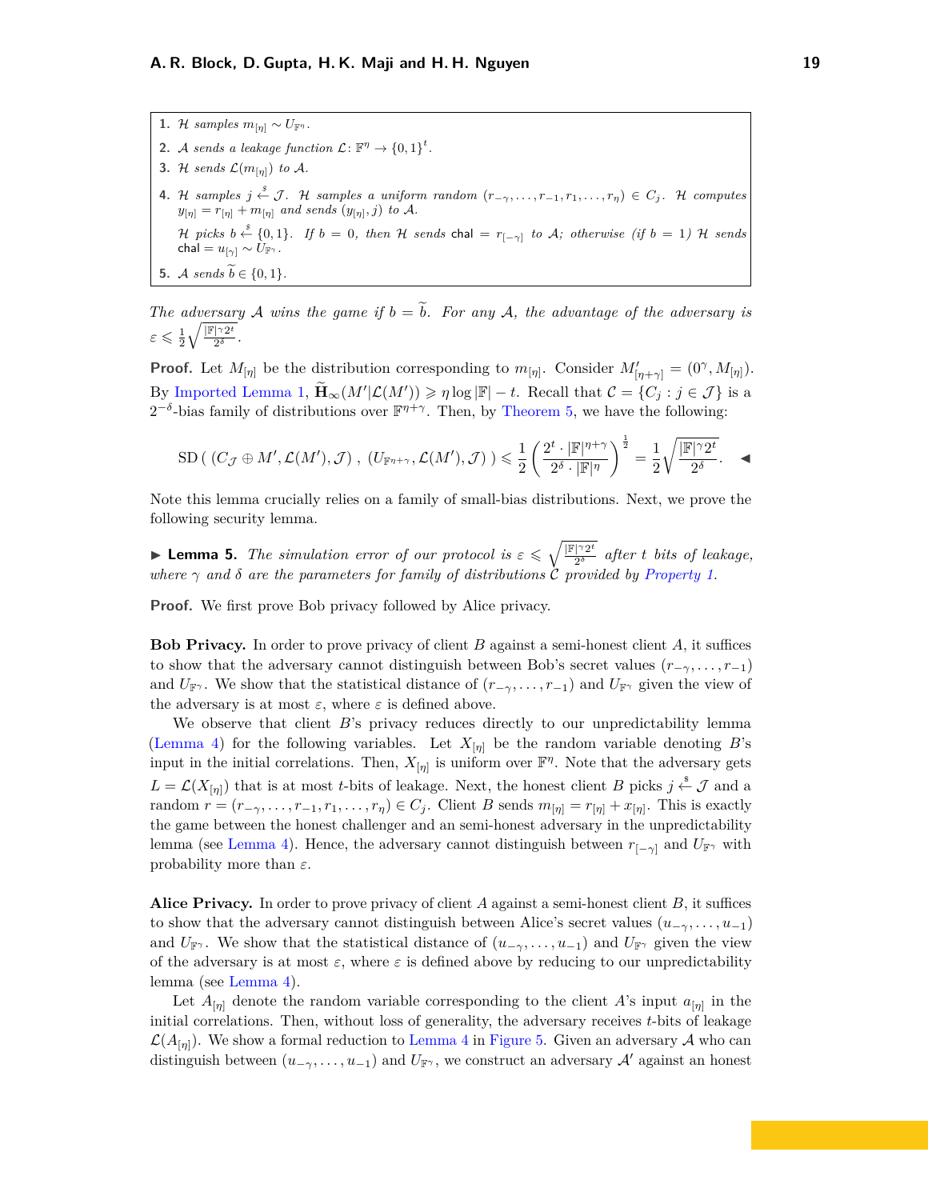1. $\mathcal{H}$ *samples* $m_{[\eta]} \sim U_{\mathbb{F}^\eta}$.
2. $\mathcal{A}$ *sends a leakage function* $\mathcal{L}\colon \mathbb{F}^\eta \to \{0,1\}^t$.
3. $\mathcal{H}$ *sends* $\mathcal{L}(m_{[\eta]})$ *to* $\mathcal{A}$.
4. $\mathcal{H}$ *samples* $j \xleftarrow{\$} \mathcal{J}$. $\mathcal{H}$ *samples a uniform random* $(r_{-\gamma}, \ldots, r_{-1}, r_1, \ldots, r_\eta) \in C_j$. $\mathcal{H}$ *computes* $y_{[\eta]} = r_{[\eta]} + m_{[\eta]}$ *and sends* $(y_{[\eta]}, j)$ *to* $\mathcal{A}$.

   $\mathcal{H}$ *picks* $b \xleftarrow{\$} \{0,1\}$. *If* $b = 0$, *then* $\mathcal{H}$ *sends* $\mathsf{chal} = r_{[-\gamma]}$ *to* $\mathcal{A}$; *otherwise (if* $b = 1$*)* $\mathcal{H}$ *sends* $\mathsf{chal} = u_{[\gamma]} \sim U_{\mathbb{F}^\gamma}$.
5. $\mathcal{A}$ *sends* $\widetilde{b} \in \{0,1\}$.

*The adversary* $\mathcal{A}$ *wins the game if* $b = \widetilde{b}$. *For any* $\mathcal{A}$, *the advantage of the adversary is* $\varepsilon \leqslant \frac{1}{2}\sqrt{\frac{|\mathbb{F}|^\gamma 2^t}{2^\delta}}$.

**Proof.** Let $M_{[\eta]}$ be the distribution corresponding to $m_{[\eta]}$. Consider $M'_{[\eta+\gamma]} = (0^\gamma, M_{[\eta]})$. By Imported Lemma 1, $\widetilde{\mathbf{H}}_\infty(M'|\mathcal{L}(M')) \geqslant \eta \log |\mathbb{F}| - t$. Recall that $\mathcal{C} = \{C_j : j \in \mathcal{J}\}$ is a $2^{-\delta}$-bias family of distributions over $\mathbb{F}^{\eta+\gamma}$. Then, by Theorem 5, we have the following:

$$\mathrm{SD}\left(\ (C_{\mathcal{J}} \oplus M', \mathcal{L}(M'), \mathcal{J})\ ,\ (U_{\mathbb{F}^{\eta+\gamma}}, \mathcal{L}(M'), \mathcal{J})\ \right) \leqslant \frac{1}{2}\left(\frac{2^t \cdot |\mathbb{F}|^{\eta+\gamma}}{2^\delta \cdot |\mathbb{F}|^\eta}\right)^{\frac{1}{2}} = \frac{1}{2}\sqrt{\frac{|\mathbb{F}|^\gamma 2^t}{2^\delta}}. \quad \blacktriangleleft$$

Note this lemma crucially relies on a family of small-bias distributions. Next, we prove the following security lemma.

▶ **Lemma 5.** *The simulation error of our protocol is* $\varepsilon \leqslant \sqrt{\frac{|\mathbb{F}|^\gamma 2^t}{2^\delta}}$ *after* $t$ *bits of leakage, where* $\gamma$ *and* $\delta$ *are the parameters for family of distributions* $\mathcal{C}$ *provided by Property 1.*

**Proof.** We first prove Bob privacy followed by Alice privacy.

**Bob Privacy.** In order to prove privacy of client $B$ against a semi-honest client $A$, it suffices to show that the adversary cannot distinguish between Bob's secret values $(r_{-\gamma}, \ldots, r_{-1})$ and $U_{\mathbb{F}^\gamma}$. We show that the statistical distance of $(r_{-\gamma}, \ldots, r_{-1})$ and $U_{\mathbb{F}^\gamma}$ given the view of the adversary is at most $\varepsilon$, where $\varepsilon$ is defined above.

We observe that client $B$'s privacy reduces directly to our unpredictability lemma (Lemma 4) for the following variables. Let $X_{[\eta]}$ be the random variable denoting $B$'s input in the initial correlations. Then, $X_{[\eta]}$ is uniform over $\mathbb{F}^\eta$. Note that the adversary gets $L = \mathcal{L}(X_{[\eta]})$ that is at most $t$-bits of leakage. Next, the honest client $B$ picks $j \xleftarrow{\$} \mathcal{J}$ and a random $r = (r_{-\gamma}, \ldots, r_{-1}, r_1, \ldots, r_\eta) \in C_j$. Client $B$ sends $m_{[\eta]} = r_{[\eta]} + x_{[\eta]}$. This is exactly the game between the honest challenger and an semi-honest adversary in the unpredictability lemma (see Lemma 4). Hence, the adversary cannot distinguish between $r_{[-\gamma]}$ and $U_{\mathbb{F}^\gamma}$ with probability more than $\varepsilon$.

**Alice Privacy.** In order to prove privacy of client $A$ against a semi-honest client $B$, it suffices to show that the adversary cannot distinguish between Alice's secret values $(u_{-\gamma}, \ldots, u_{-1})$ and $U_{\mathbb{F}^\gamma}$. We show that the statistical distance of $(u_{-\gamma}, \ldots, u_{-1})$ and $U_{\mathbb{F}^\gamma}$ given the view of the adversary is at most $\varepsilon$, where $\varepsilon$ is defined above by reducing to our unpredictability lemma (see Lemma 4).

Let $A_{[\eta]}$ denote the random variable corresponding to the client $A$'s input $a_{[\eta]}$ in the initial correlations. Then, without loss of generality, the adversary receives $t$-bits of leakage $\mathcal{L}(A_{[\eta]})$. We show a formal reduction to Lemma 4 in Figure 5. Given an adversary $\mathcal{A}$ who can distinguish between $(u_{-\gamma}, \ldots, u_{-1})$ and $U_{\mathbb{F}^\gamma}$, we construct an adversary $\mathcal{A}'$ against an honest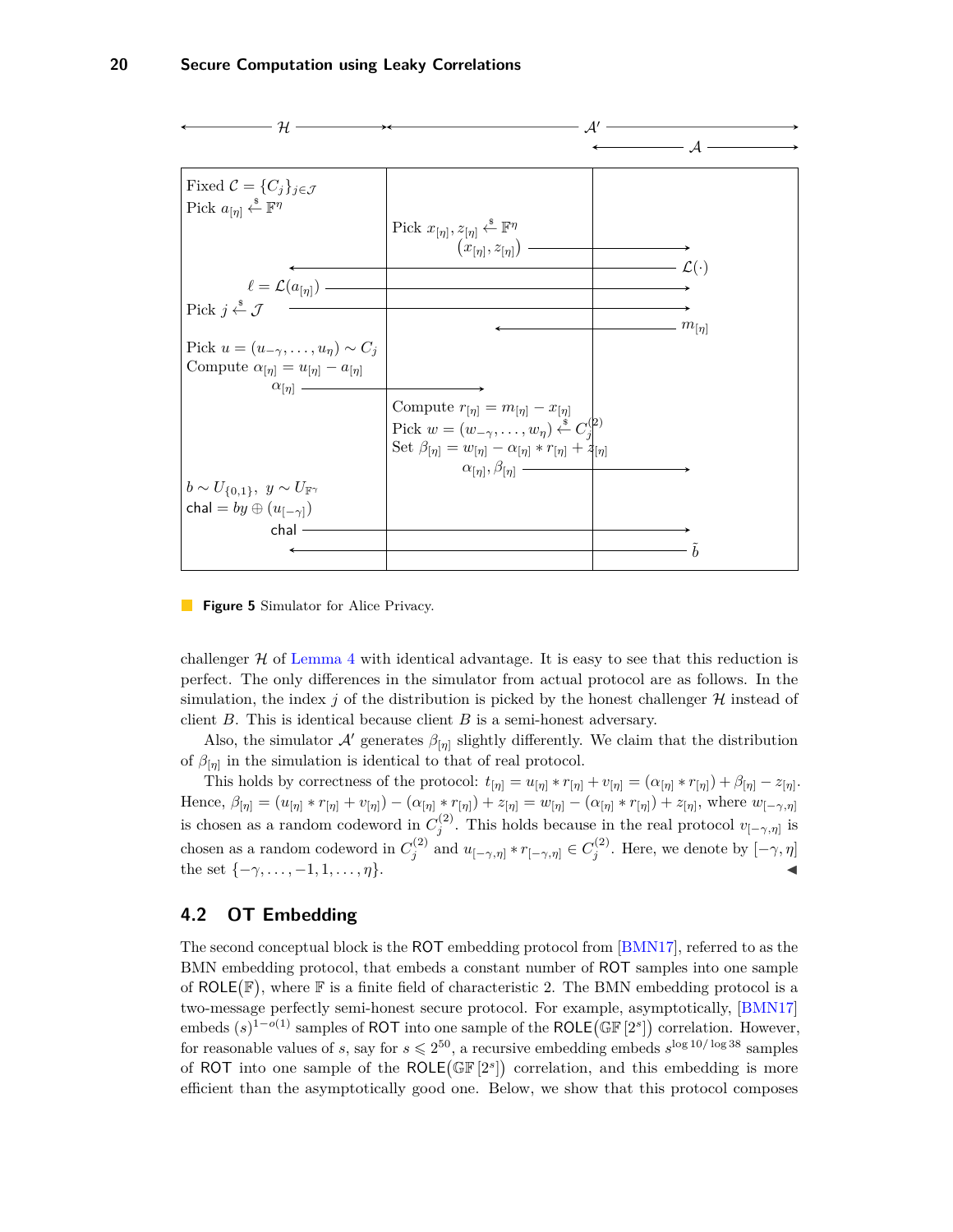| $\mathcal{H}$ | | $\mathcal{A}'$ ($\mathcal{A}$) |
|---|---|---|
| Fixed $\mathcal{C} = \{C_j\}_{j\in\mathcal{J}}$ <br> Pick $a_{[\eta]} \xleftarrow{\$} \mathbb{F}^\eta$ | | |
| | Pick $x_{[\eta]}, z_{[\eta]} \xleftarrow{\$} \mathbb{F}^\eta$ <br> $(x_{[\eta]}, z_{[\eta]}) \rightarrow$ | |
| $\leftarrow$ | | $\mathcal{L}(\cdot)$ |
| $\ell = \mathcal{L}(a_{[\eta]}) \rightarrow$ | | |
| Pick $j \xleftarrow{\$} \mathcal{J} \rightarrow$ | | |
| | $\leftarrow$ | $m_{[\eta]}$ |
| Pick $u = (u_{-\gamma}, \ldots, u_\eta) \sim C_j$ <br> Compute $\alpha_{[\eta]} = u_{[\eta]} - a_{[\eta]}$ <br> $\alpha_{[\eta]} \rightarrow$ | | |
| | Compute $r_{[\eta]} = m_{[\eta]} - x_{[\eta]}$ <br> Pick $w = (w_{-\gamma}, \ldots, w_\eta) \xleftarrow{\$} C_j^{(2)}$ <br> Set $\beta_{[\eta]} = w_{[\eta]} - \alpha_{[\eta]} * r_{[\eta]} + z_{[\eta]}$ <br> $\alpha_{[\eta]}, \beta_{[\eta]} \rightarrow$ | |
| $b \sim U_{\{0,1\}},\ y \sim U_{\mathbb{F}^\gamma}$ <br> $\mathsf{chal} = by \oplus (u_{[-\gamma]})$ <br> $\mathsf{chal} \rightarrow$ | | |
| $\leftarrow$ | | $\tilde{b}$ |

**Figure 5** Simulator for Alice Privacy.

challenger $\mathcal{H}$ of Lemma 4 with identical advantage. It is easy to see that this reduction is perfect. The only differences in the simulator from actual protocol are as follows. In the simulation, the index $j$ of the distribution is picked by the honest challenger $\mathcal{H}$ instead of client $B$. This is identical because client $B$ is a semi-honest adversary.

Also, the simulator $\mathcal{A}'$ generates $\beta_{[\eta]}$ slightly differently. We claim that the distribution of $\beta_{[\eta]}$ in the simulation is identical to that of real protocol.

This holds by correctness of the protocol: $t_{[\eta]} = u_{[\eta]} * r_{[\eta]} + v_{[\eta]} = (\alpha_{[\eta]} * r_{[\eta]}) + \beta_{[\eta]} - z_{[\eta]}$. Hence, $\beta_{[\eta]} = (u_{[\eta]} * r_{[\eta]} + v_{[\eta]}) - (\alpha_{[\eta]} * r_{[\eta]}) + z_{[\eta]} = w_{[\eta]} - (\alpha_{[\eta]} * r_{[\eta]}) + z_{[\eta]}$, where $w_{[-\gamma,\eta]}$ is chosen as a random codeword in $C_j^{(2)}$. This holds because in the real protocol $v_{[-\gamma,\eta]}$ is chosen as a random codeword in $C_j^{(2)}$ and $u_{[-\gamma,\eta]} * r_{[-\gamma,\eta]} \in C_j^{(2)}$. Here, we denote by $[-\gamma, \eta]$ the set $\{-\gamma, \ldots, -1, 1, \ldots, \eta\}$. ◀

## 4.2 OT Embedding

The second conceptual block is the ROT embedding protocol from [BMN17], referred to as the BMN embedding protocol, that embeds a constant number of ROT samples into one sample of $\mathsf{ROLE}(\mathbb{F})$, where $\mathbb{F}$ is a finite field of characteristic 2. The BMN embedding protocol is a two-message perfectly semi-honest secure protocol. For example, asymptotically, [BMN17] embeds $(s)^{1-o(1)}$ samples of ROT into one sample of the $\mathsf{ROLE}(\mathbb{GF}[2^s])$ correlation. However, for reasonable values of $s$, say for $s \leqslant 2^{50}$, a recursive embedding embeds $s^{\log 10/\log 38}$ samples of ROT into one sample of the $\mathsf{ROLE}(\mathbb{GF}[2^s])$ correlation, and this embedding is more efficient than the asymptotically good one. Below, we show that this protocol composes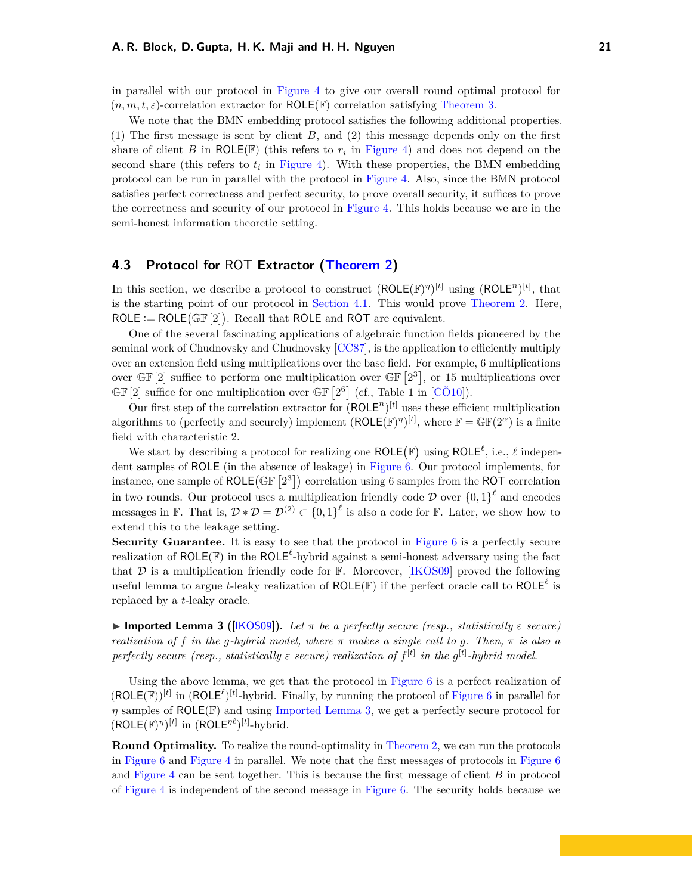in parallel with our protocol in Figure 4 to give our overall round optimal protocol for $(n, m, t, \varepsilon)$-correlation extractor for $\mathsf{ROLE}(\mathbb{F})$ correlation satisfying Theorem 3.

We note that the BMN embedding protocol satisfies the following additional properties. (1) The first message is sent by client $B$, and (2) this message depends only on the first share of client $B$ in $\mathsf{ROLE}(\mathbb{F})$ (this refers to $r_i$ in Figure 4) and does not depend on the second share (this refers to $t_i$ in Figure 4). With these properties, the BMN embedding protocol can be run in parallel with the protocol in Figure 4. Also, since the BMN protocol satisfies perfect correctness and perfect security, to prove overall security, it suffices to prove the correctness and security of our protocol in Figure 4. This holds because we are in the semi-honest information theoretic setting.

## 4.3 Protocol for ROT Extractor (Theorem 2)

In this section, we describe a protocol to construct $(\mathsf{ROLE}(\mathbb{F})^{\eta})^{[t]}$ using $(\mathsf{ROLE}^{n})^{[t]}$, that is the starting point of our protocol in Section 4.1. This would prove Theorem 2. Here, $\mathsf{ROLE} := \mathsf{ROLE}(\mathbb{GF}[2])$. Recall that $\mathsf{ROLE}$ and $\mathsf{ROT}$ are equivalent.

One of the several fascinating applications of algebraic function fields pioneered by the seminal work of Chudnovsky and Chudnovsky [CC87], is the application to efficiently multiply over an extension field using multiplications over the base field. For example, 6 multiplications over $\mathbb{GF}[2]$ suffice to perform one multiplication over $\mathbb{GF}[2^3]$, or 15 multiplications over $\mathbb{GF}[2]$ suffice for one multiplication over $\mathbb{GF}[2^6]$ (cf., Table 1 in [CÖ10]).

Our first step of the correlation extractor for $(\mathsf{ROLE}^{n})^{[t]}$ uses these efficient multiplication algorithms to (perfectly and securely) implement $(\mathsf{ROLE}(\mathbb{F})^{\eta})^{[t]}$, where $\mathbb{F} = \mathbb{GF}(2^{\alpha})$ is a finite field with characteristic 2.

We start by describing a protocol for realizing one $\mathsf{ROLE}(\mathbb{F})$ using $\mathsf{ROLE}^{\ell}$, i.e., $\ell$ independent samples of $\mathsf{ROLE}$ (in the absence of leakage) in Figure 6. Our protocol implements, for instance, one sample of $\mathsf{ROLE}(\mathbb{GF}[2^3])$ correlation using 6 samples from the $\mathsf{ROT}$ correlation in two rounds. Our protocol uses a multiplication friendly code $\mathcal{D}$ over $\{0,1\}^{\ell}$ and encodes messages in $\mathbb{F}$. That is, $\mathcal{D} * \mathcal{D} = \mathcal{D}^{(2)} \subset \{0,1\}^{\ell}$ is also a code for $\mathbb{F}$. Later, we show how to extend this to the leakage setting.

**Security Guarantee.** It is easy to see that the protocol in Figure 6 is a perfectly secure realization of $\mathsf{ROLE}(\mathbb{F})$ in the $\mathsf{ROLE}^{\ell}$-hybrid against a semi-honest adversary using the fact that $\mathcal{D}$ is a multiplication friendly code for $\mathbb{F}$. Moreover, [IKOS09] proved the following useful lemma to argue $t$-leaky realization of $\mathsf{ROLE}(\mathbb{F})$ if the perfect oracle call to $\mathsf{ROLE}^{\ell}$ is replaced by a $t$-leaky oracle.

▶ **Imported Lemma 3** ([IKOS09]). *Let $\pi$ be a perfectly secure (resp., statistically $\varepsilon$ secure) realization of $f$ in the $g$-hybrid model, where $\pi$ makes a single call to $g$. Then, $\pi$ is also a perfectly secure (resp., statistically $\varepsilon$ secure) realization of $f^{[t]}$ in the $g^{[t]}$-hybrid model.*

Using the above lemma, we get that the protocol in Figure 6 is a perfect realization of $(\mathsf{ROLE}(\mathbb{F}))^{[t]}$ in $(\mathsf{ROLE}^{\ell})^{[t]}$-hybrid. Finally, by running the protocol of Figure 6 in parallel for $\eta$ samples of $\mathsf{ROLE}(\mathbb{F})$ and using Imported Lemma 3, we get a perfectly secure protocol for $(\mathsf{ROLE}(\mathbb{F})^{\eta})^{[t]}$ in $(\mathsf{ROLE}^{\eta\ell})^{[t]}$-hybrid.

**Round Optimality.** To realize the round-optimality in Theorem 2, we can run the protocols in Figure 6 and Figure 4 in parallel. We note that the first messages of protocols in Figure 6 and Figure 4 can be sent together. This is because the first message of client $B$ in protocol of Figure 4 is independent of the second message in Figure 6. The security holds because we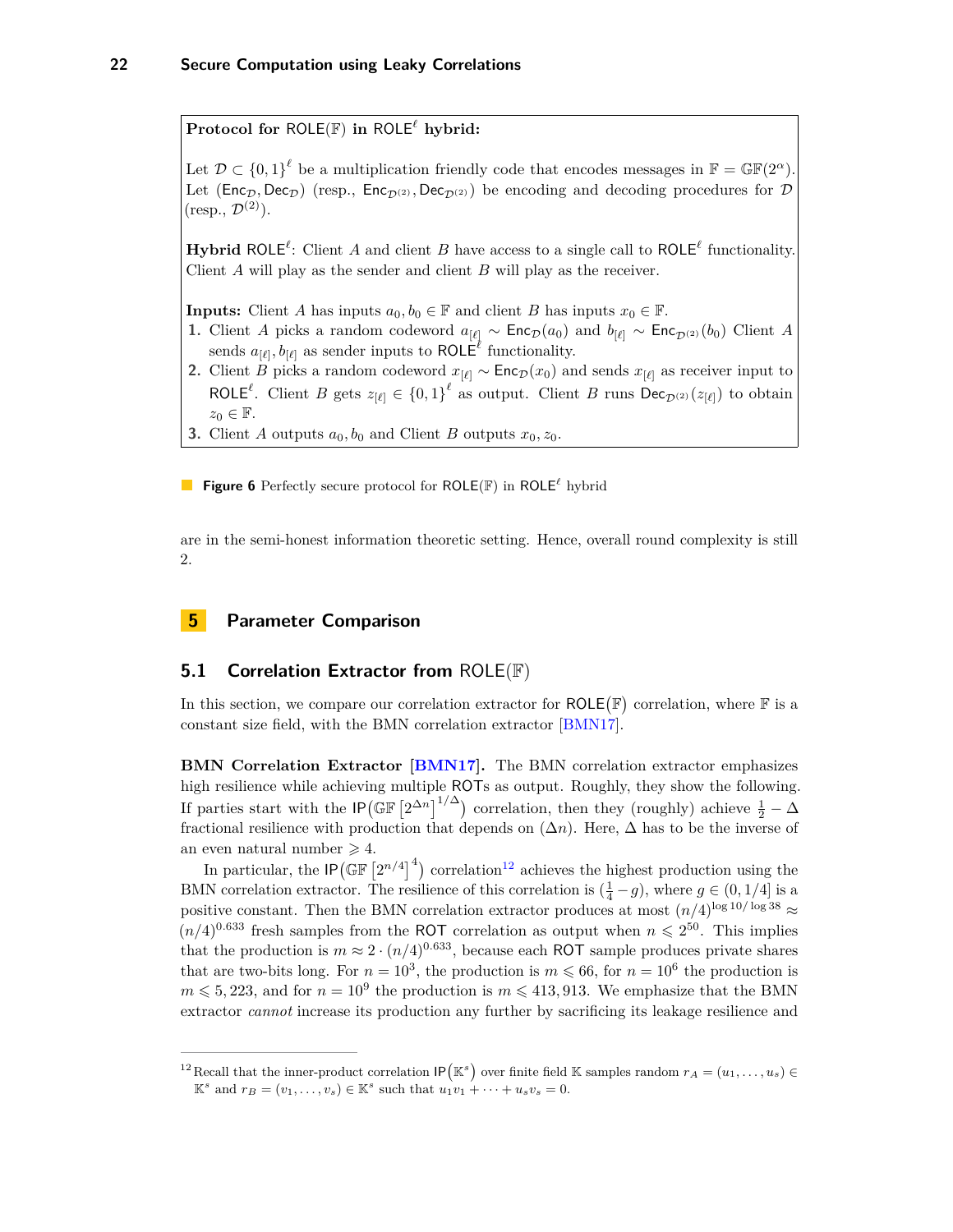**Protocol for $\mathsf{ROLE}(\mathbb{F})$ in $\mathsf{ROLE}^{\ell}$ hybrid:**

Let $\mathcal{D} \subset \{0,1\}^{\ell}$ be a multiplication friendly code that encodes messages in $\mathbb{F} = \mathbb{GF}(2^{\alpha})$. Let $(\mathsf{Enc}_{\mathcal{D}}, \mathsf{Dec}_{\mathcal{D}})$ (resp., $\mathsf{Enc}_{\mathcal{D}^{(2)}}, \mathsf{Dec}_{\mathcal{D}^{(2)}}$) be encoding and decoding procedures for $\mathcal{D}$ (resp., $\mathcal{D}^{(2)}$).

**Hybrid** $\mathsf{ROLE}^{\ell}$: Client $A$ and client $B$ have access to a single call to $\mathsf{ROLE}^{\ell}$ functionality. Client $A$ will play as the sender and client $B$ will play as the receiver.

**Inputs:** Client $A$ has inputs $a_0, b_0 \in \mathbb{F}$ and client $B$ has inputs $x_0 \in \mathbb{F}$.

1. Client $A$ picks a random codeword $a_{[\ell]} \sim \mathsf{Enc}_{\mathcal{D}}(a_0)$ and $b_{[\ell]} \sim \mathsf{Enc}_{\mathcal{D}^{(2)}}(b_0)$ Client $A$ sends $a_{[\ell]}, b_{[\ell]}$ as sender inputs to $\mathsf{ROLE}^{\ell}$ functionality.
2. Client $B$ picks a random codeword $x_{[\ell]} \sim \mathsf{Enc}_{\mathcal{D}}(x_0)$ and sends $x_{[\ell]}$ as receiver input to $\mathsf{ROLE}^{\ell}$. Client $B$ gets $z_{[\ell]} \in \{0,1\}^{\ell}$ as output. Client $B$ runs $\mathsf{Dec}_{\mathcal{D}^{(2)}}(z_{[\ell]})$ to obtain $z_0 \in \mathbb{F}$.
3. Client $A$ outputs $a_0, b_0$ and Client $B$ outputs $x_0, z_0$.

**Figure 6** Perfectly secure protocol for $\mathsf{ROLE}(\mathbb{F})$ in $\mathsf{ROLE}^{\ell}$ hybrid

are in the semi-honest information theoretic setting. Hence, overall round complexity is still 2.

## 5 Parameter Comparison

### 5.1 Correlation Extractor from $\mathsf{ROLE}(\mathbb{F})$

In this section, we compare our correlation extractor for $\mathsf{ROLE}(\mathbb{F})$ correlation, where $\mathbb{F}$ is a constant size field, with the BMN correlation extractor [BMN17].

**BMN Correlation Extractor [BMN17].** The BMN correlation extractor emphasizes high resilience while achieving multiple $\mathsf{ROT}$s as output. Roughly, they show the following. If parties start with the $\mathsf{IP}\big(\mathbb{GF}\left[2^{\Delta n}\right]^{1/\Delta}\big)$ correlation, then they (roughly) achieve $\frac{1}{2} - \Delta$ fractional resilience with production that depends on $(\Delta n)$. Here, $\Delta$ has to be the inverse of an even natural number $\geqslant 4$.

In particular, the $\mathsf{IP}\big(\mathbb{GF}\left[2^{n/4}\right]^{4}\big)$ correlation[12] achieves the highest production using the BMN correlation extractor. The resilience of this correlation is $(\frac{1}{4} - g)$, where $g \in (0, 1/4]$ is a positive constant. Then the BMN correlation extractor produces at most $(n/4)^{\log 10/\log 38} \approx (n/4)^{0.633}$ fresh samples from the $\mathsf{ROT}$ correlation as output when $n \leqslant 2^{50}$. This implies that the production is $m \approx 2 \cdot (n/4)^{0.633}$, because each $\mathsf{ROT}$ sample produces private shares that are two-bits long. For $n = 10^3$, the production is $m \leqslant 66$, for $n = 10^6$ the production is $m \leqslant 5{,}223$, and for $n = 10^9$ the production is $m \leqslant 413{,}913$. We emphasize that the BMN extractor *cannot* increase its production any further by sacrificing its leakage resilience and

[12] Recall that the inner-product correlation $\mathsf{IP}\big(\mathbb{K}^s\big)$ over finite field $\mathbb{K}$ samples random $r_A = (u_1, \ldots, u_s) \in \mathbb{K}^s$ and $r_B = (v_1, \ldots, v_s) \in \mathbb{K}^s$ such that $u_1 v_1 + \cdots + u_s v_s = 0$.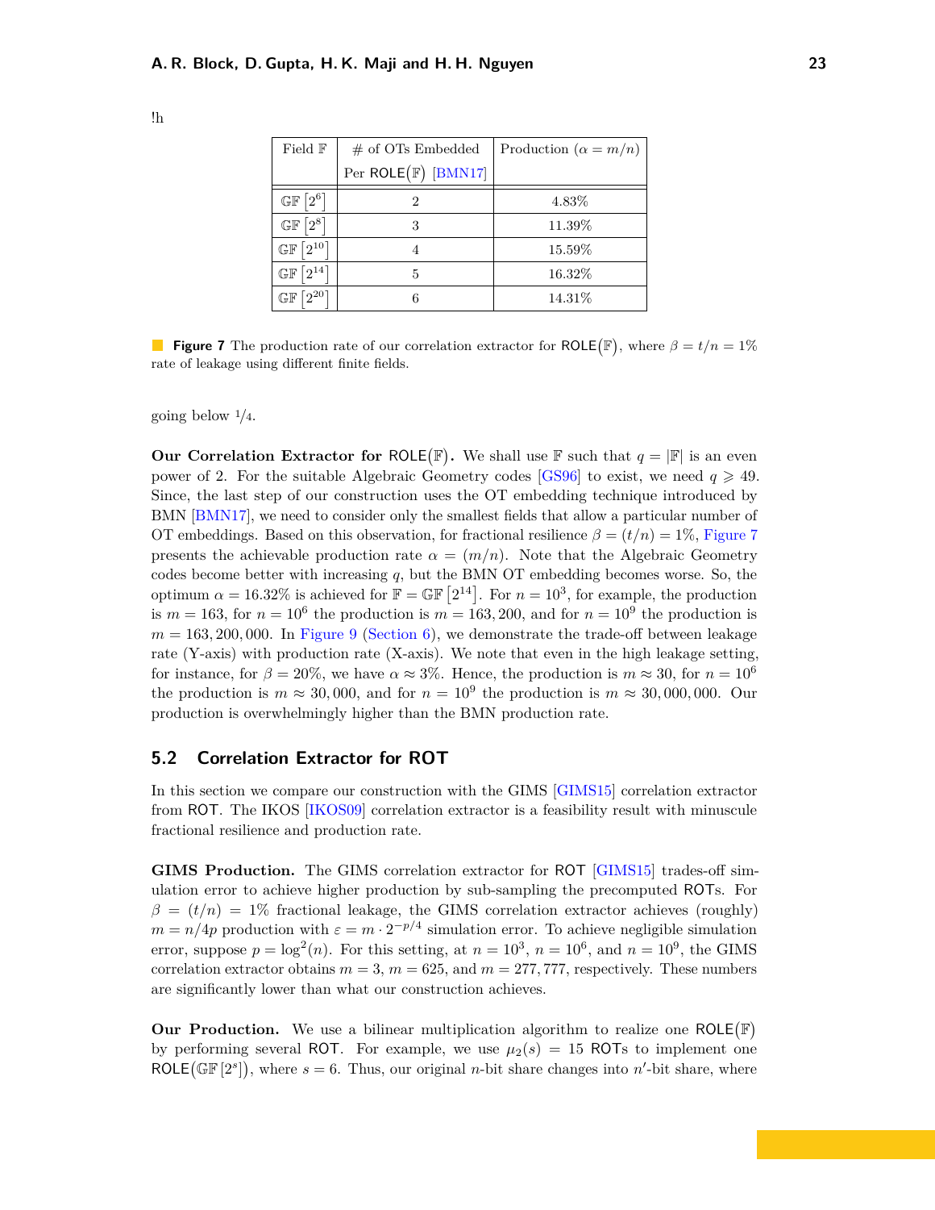!h

| Field $\mathbb{F}$ | # of OTs Embedded Per $\mathsf{ROLE}(\mathbb{F})$ [BMN17] | Production ($\alpha = m/n$) |
|---|---|---|
| $\mathbb{GF}\left[2^6\right]$ | 2 | 4.83% |
| $\mathbb{GF}\left[2^8\right]$ | 3 | 11.39% |
| $\mathbb{GF}\left[2^{10}\right]$ | 4 | 15.59% |
| $\mathbb{GF}\left[2^{14}\right]$ | 5 | 16.32% |
| $\mathbb{GF}\left[2^{20}\right]$ | 6 | 14.31% |

**Figure 7** The production rate of our correlation extractor for $\mathsf{ROLE}(\mathbb{F})$, where $\beta = t/n = 1\%$ rate of leakage using different finite fields.

going below $1/4$.

**Our Correlation Extractor for $\mathsf{ROLE}(\mathbb{F})$.** We shall use $\mathbb{F}$ such that $q = |\mathbb{F}|$ is an even power of 2. For the suitable Algebraic Geometry codes [GS96] to exist, we need $q \geqslant 49$. Since, the last step of our construction uses the OT embedding technique introduced by BMN [BMN17], we need to consider only the smallest fields that allow a particular number of OT embeddings. Based on this observation, for fractional resilience $\beta = (t/n) = 1\%$, Figure 7 presents the achievable production rate $\alpha = (m/n)$. Note that the Algebraic Geometry codes become better with increasing $q$, but the BMN OT embedding becomes worse. So, the optimum $\alpha = 16.32\%$ is achieved for $\mathbb{F} = \mathbb{GF}\left[2^{14}\right]$. For $n = 10^3$, for example, the production is $m = 163$, for $n = 10^6$ the production is $m = 163,200$, and for $n = 10^9$ the production is $m = 163,200,000$. In Figure 9 (Section 6), we demonstrate the trade-off between leakage rate (Y-axis) with production rate (X-axis). We note that even in the high leakage setting, for instance, for $\beta = 20\%$, we have $\alpha \approx 3\%$. Hence, the production is $m \approx 30$, for $n = 10^6$ the production is $m \approx 30,000$, and for $n = 10^9$ the production is $m \approx 30,000,000$. Our production is overwhelmingly higher than the BMN production rate.

## 5.2 Correlation Extractor for ROT

In this section we compare our construction with the GIMS [GIMS15] correlation extractor from $\mathsf{ROT}$. The IKOS [IKOS09] correlation extractor is a feasibility result with minuscule fractional resilience and production rate.

**GIMS Production.** The GIMS correlation extractor for $\mathsf{ROT}$ [GIMS15] trades-off simulation error to achieve higher production by sub-sampling the precomputed $\mathsf{ROT}$s. For $\beta = (t/n) = 1\%$ fractional leakage, the GIMS correlation extractor achieves (roughly) $m = n/4p$ production with $\varepsilon = m \cdot 2^{-p/4}$ simulation error. To achieve negligible simulation error, suppose $p = \log^2(n)$. For this setting, at $n = 10^3$, $n = 10^6$, and $n = 10^9$, the GIMS correlation extractor obtains $m = 3$, $m = 625$, and $m = 277,777$, respectively. These numbers are significantly lower than what our construction achieves.

**Our Production.** We use a bilinear multiplication algorithm to realize one $\mathsf{ROLE}(\mathbb{F})$ by performing several $\mathsf{ROT}$. For example, we use $\mu_2(s) = 15$ $\mathsf{ROT}$s to implement one $\mathsf{ROLE}(\mathbb{GF}[2^s])$, where $s = 6$. Thus, our original $n$-bit share changes into $n'$-bit share, where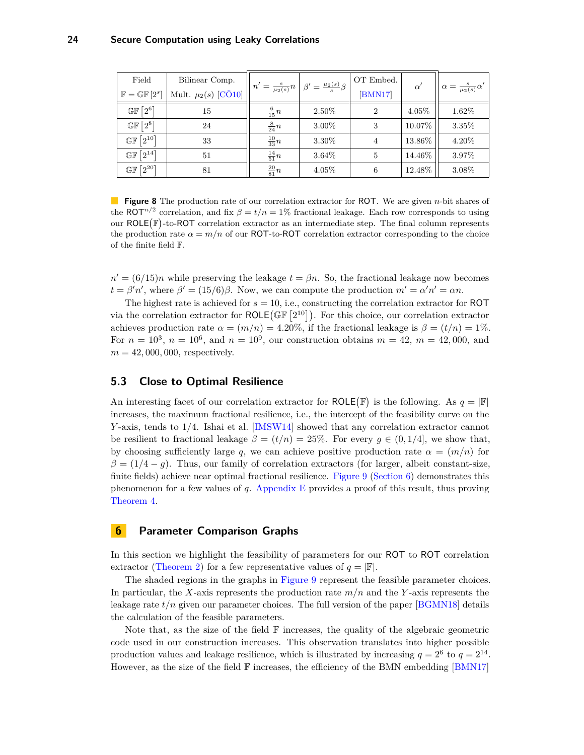| Field $\mathbb{F} = \mathbb{GF}[2^s]$ | Bilinear Comp. Mult. $\mu_2(s)$ [CÖ10] | $n' = \frac{s}{\mu_2(s)} n$ | $\beta' = \frac{\mu_2(s)}{s} \beta$ | OT Embed. [BMN17] | $\alpha'$ | $\alpha = \frac{s}{\mu_2(s)} \alpha'$ |
|---|---|---|---|---|---|---|
| $\mathbb{GF}[2^6]$ | 15 | $\frac{6}{15} n$ | 2.50% | 2 | 4.05% | 1.62% |
| $\mathbb{GF}[2^8]$ | 24 | $\frac{8}{24} n$ | 3.00% | 3 | 10.07% | 3.35% |
| $\mathbb{GF}[2^{10}]$ | 33 | $\frac{10}{33} n$ | 3.30% | 4 | 13.86% | 4.20% |
| $\mathbb{GF}[2^{14}]$ | 51 | $\frac{14}{51} n$ | 3.64% | 5 | 14.46% | 3.97% |
| $\mathbb{GF}[2^{20}]$ | 81 | $\frac{20}{81} n$ | 4.05% | 6 | 12.48% | 3.08% |

**Figure 8** The production rate of our correlation extractor for ROT. We are given $n$-bit shares of the $\mathsf{ROT}^{n/2}$ correlation, and fix $\beta = t/n = 1\%$ fractional leakage. Each row corresponds to using our $\mathsf{ROLE}(\mathbb{F})$-to-ROT correlation extractor as an intermediate step. The final column represents the production rate $\alpha = m/n$ of our ROT-to-ROT correlation extractor corresponding to the choice of the finite field $\mathbb{F}$.

$n' = (6/15)n$ while preserving the leakage $t = \beta n$. So, the fractional leakage now becomes $t = \beta' n'$, where $\beta' = (15/6)\beta$. Now, we can compute the production $m' = \alpha' n' = \alpha n$.

The highest rate is achieved for $s = 10$, i.e., constructing the correlation extractor for ROT via the correlation extractor for $\mathsf{ROLE}(\mathbb{GF}[2^{10}])$. For this choice, our correlation extractor achieves production rate $\alpha = (m/n) = 4.20\%$, if the fractional leakage is $\beta = (t/n) = 1\%$. For $n = 10^3$, $n = 10^6$, and $n = 10^9$, our construction obtains $m = 42$, $m = 42{,}000$, and $m = 42{,}000{,}000$, respectively.

## 5.3 Close to Optimal Resilience

An interesting facet of our correlation extractor for $\mathsf{ROLE}(\mathbb{F})$ is the following. As $q = |\mathbb{F}|$ increases, the maximum fractional resilience, i.e., the intercept of the feasibility curve on the $Y$-axis, tends to $1/4$. Ishai et al. [IMSW14] showed that any correlation extractor cannot be resilient to fractional leakage $\beta = (t/n) = 25\%$. For every $g \in (0, 1/4]$, we show that, by choosing sufficiently large $q$, we can achieve positive production rate $\alpha = (m/n)$ for $\beta = (1/4 - g)$. Thus, our family of correlation extractors (for larger, albeit constant-size, finite fields) achieve near optimal fractional resilience. Figure 9 (Section 6) demonstrates this phenomenon for a few values of $q$. Appendix E provides a proof of this result, thus proving Theorem 4.

# 6 Parameter Comparison Graphs

In this section we highlight the feasibility of parameters for our ROT to ROT correlation extractor (Theorem 2) for a few representative values of $q = |\mathbb{F}|$.

The shaded regions in the graphs in Figure 9 represent the feasible parameter choices. In particular, the $X$-axis represents the production rate $m/n$ and the $Y$-axis represents the leakage rate $t/n$ given our parameter choices. The full version of the paper [BGMN18] details the calculation of the feasible parameters.

Note that, as the size of the field $\mathbb{F}$ increases, the quality of the algebraic geometric code used in our construction increases. This observation translates into higher possible production values and leakage resilience, which is illustrated by increasing $q = 2^6$ to $q = 2^{14}$. However, as the size of the field $\mathbb{F}$ increases, the efficiency of the BMN embedding [BMN17]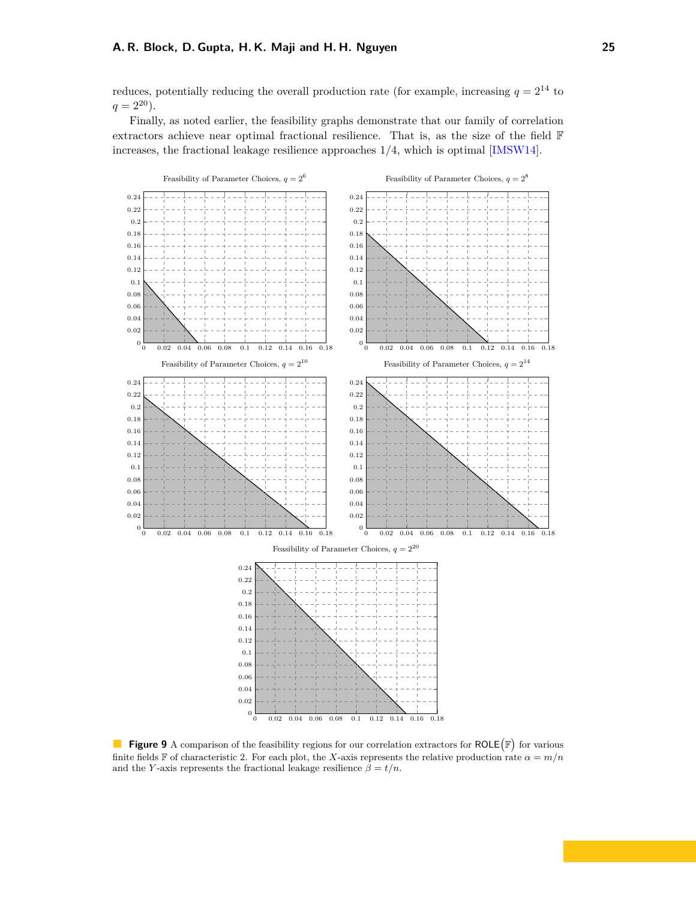reduces, potentially reducing the overall production rate (for example, increasing $q = 2^{14}$ to $q = 2^{20}$).

Finally, as noted earlier, the feasibility graphs demonstrate that our family of correlation extractors achieve near optimal fractional resilience. That is, as the size of the field $\mathbb{F}$ increases, the fractional leakage resilience approaches 1/4, which is optimal [IMSW14].

**Figure 9** A comparison of the feasibility regions for our correlation extractors for $\mathsf{ROLE}(\mathbb{F})$ for various finite fields $\mathbb{F}$ of characteristic 2. For each plot, the $X$-axis represents the relative production rate $\alpha = m/n$ and the $Y$-axis represents the fractional leakage resilience $\beta = t/n$.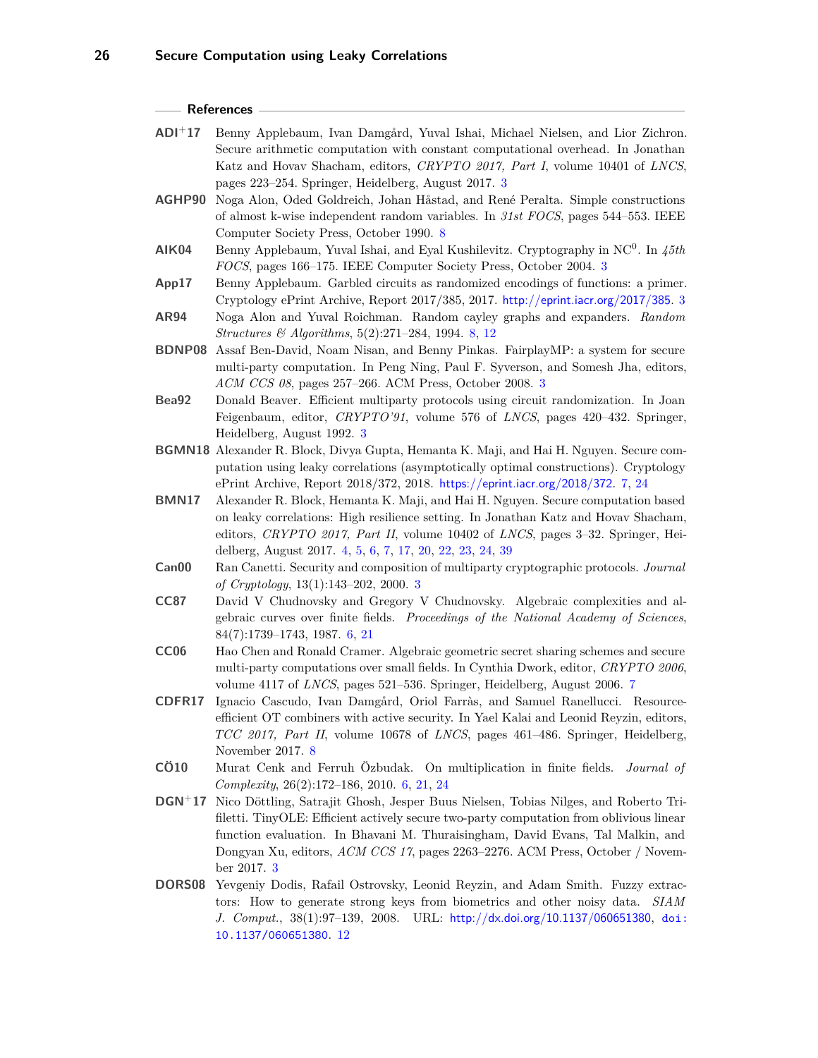## References

**ADI$^{+}$17** Benny Applebaum, Ivan Damgård, Yuval Ishai, Michael Nielsen, and Lior Zichron. Secure arithmetic computation with constant computational overhead. In Jonathan Katz and Hovav Shacham, editors, *CRYPTO 2017, Part I*, volume 10401 of *LNCS*, pages 223–254. Springer, Heidelberg, August 2017. 3

**AGHP90** Noga Alon, Oded Goldreich, Johan Håstad, and René Peralta. Simple constructions of almost k-wise independent random variables. In *31st FOCS*, pages 544–553. IEEE Computer Society Press, October 1990. 8

**AIK04** Benny Applebaum, Yuval Ishai, and Eyal Kushilevitz. Cryptography in $\mathrm{NC}^0$. In *45th FOCS*, pages 166–175. IEEE Computer Society Press, October 2004. 3

**App17** Benny Applebaum. Garbled circuits as randomized encodings of functions: a primer. Cryptology ePrint Archive, Report 2017/385, 2017. http://eprint.iacr.org/2017/385. 3

**AR94** Noga Alon and Yuval Roichman. Random cayley graphs and expanders. *Random Structures & Algorithms*, 5(2):271–284, 1994. 8, 12

**BDNP08** Assaf Ben-David, Noam Nisan, and Benny Pinkas. FairplayMP: a system for secure multi-party computation. In Peng Ning, Paul F. Syverson, and Somesh Jha, editors, *ACM CCS 08*, pages 257–266. ACM Press, October 2008. 3

**Bea92** Donald Beaver. Efficient multiparty protocols using circuit randomization. In Joan Feigenbaum, editor, *CRYPTO'91*, volume 576 of *LNCS*, pages 420–432. Springer, Heidelberg, August 1992. 3

**BGMN18** Alexander R. Block, Divya Gupta, Hemanta K. Maji, and Hai H. Nguyen. Secure computation using leaky correlations (asymptotically optimal constructions). Cryptology ePrint Archive, Report 2018/372, 2018. https://eprint.iacr.org/2018/372. 7, 24

**BMN17** Alexander R. Block, Hemanta K. Maji, and Hai H. Nguyen. Secure computation based on leaky correlations: High resilience setting. In Jonathan Katz and Hovav Shacham, editors, *CRYPTO 2017, Part II*, volume 10402 of *LNCS*, pages 3–32. Springer, Heidelberg, August 2017. 4, 5, 6, 7, 17, 20, 22, 23, 24, 39

**Can00** Ran Canetti. Security and composition of multiparty cryptographic protocols. *Journal of Cryptology*, 13(1):143–202, 2000. 3

**CC87** David V Chudnovsky and Gregory V Chudnovsky. Algebraic complexities and algebraic curves over finite fields. *Proceedings of the National Academy of Sciences*, 84(7):1739–1743, 1987. 6, 21

**CC06** Hao Chen and Ronald Cramer. Algebraic geometric secret sharing schemes and secure multi-party computations over small fields. In Cynthia Dwork, editor, *CRYPTO 2006*, volume 4117 of *LNCS*, pages 521–536. Springer, Heidelberg, August 2006. 7

**CDFR17** Ignacio Cascudo, Ivan Damgård, Oriol Farràs, and Samuel Ranellucci. Resource-efficient OT combiners with active security. In Yael Kalai and Leonid Reyzin, editors, *TCC 2017, Part II*, volume 10678 of *LNCS*, pages 461–486. Springer, Heidelberg, November 2017. 8

**CÖ10** Murat Cenk and Ferruh Özbudak. On multiplication in finite fields. *Journal of Complexity*, 26(2):172–186, 2010. 6, 21, 24

**DGN$^{+}$17** Nico Döttling, Satrajit Ghosh, Jesper Buus Nielsen, Tobias Nilges, and Roberto Trifiletti. TinyOLE: Efficient actively secure two-party computation from oblivious linear function evaluation. In Bhavani M. Thuraisingham, David Evans, Tal Malkin, and Dongyan Xu, editors, *ACM CCS 17*, pages 2263–2276. ACM Press, October / November 2017. 3

**DORS08** Yevgeniy Dodis, Rafail Ostrovsky, Leonid Reyzin, and Adam Smith. Fuzzy extractors: How to generate strong keys from biometrics and other noisy data. *SIAM J. Comput.*, 38(1):97–139, 2008. URL: http://dx.doi.org/10.1137/060651380, doi:10.1137/060651380. 12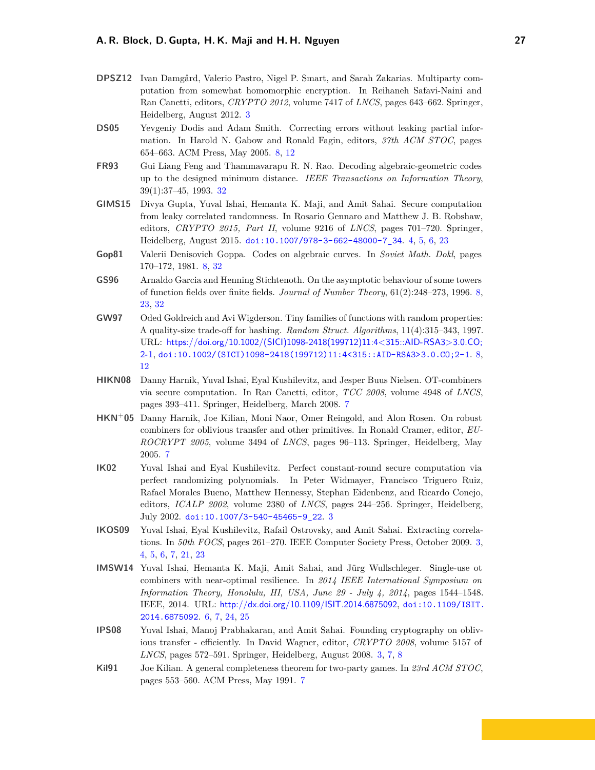**DPSZ12** Ivan Damgård, Valerio Pastro, Nigel P. Smart, and Sarah Zakarias. Multiparty computation from somewhat homomorphic encryption. In Reihaneh Safavi-Naini and Ran Canetti, editors, *CRYPTO 2012*, volume 7417 of *LNCS*, pages 643–662. Springer, Heidelberg, August 2012. 3

**DS05** Yevgeniy Dodis and Adam Smith. Correcting errors without leaking partial information. In Harold N. Gabow and Ronald Fagin, editors, *37th ACM STOC*, pages 654–663. ACM Press, May 2005. 8, 12

**FR93** Gui Liang Feng and Thammavarapu R. N. Rao. Decoding algebraic-geometric codes up to the designed minimum distance. *IEEE Transactions on Information Theory*, 39(1):37–45, 1993. 32

**GIMS15** Divya Gupta, Yuval Ishai, Hemanta K. Maji, and Amit Sahai. Secure computation from leaky correlated randomness. In Rosario Gennaro and Matthew J. B. Robshaw, editors, *CRYPTO 2015, Part II*, volume 9216 of *LNCS*, pages 701–720. Springer, Heidelberg, August 2015. doi:10.1007/978-3-662-48000-7_34. 4, 5, 6, 23

**Gop81** Valerii Denisovich Goppa. Codes on algebraic curves. In *Soviet Math. Dokl*, pages 170–172, 1981. 8, 32

**GS96** Arnaldo Garcia and Henning Stichtenoth. On the asymptotic behaviour of some towers of function fields over finite fields. *Journal of Number Theory*, 61(2):248–273, 1996. 8, 23, 32

**GW97** Oded Goldreich and Avi Wigderson. Tiny families of functions with random properties: A quality-size trade-off for hashing. *Random Struct. Algorithms*, 11(4):315–343, 1997. URL: https://doi.org/10.1002/(SICI)1098-2418(199712)11:4<315::AID-RSA3>3.0.CO;2-1, doi:10.1002/(SICI)1098-2418(199712)11:4<315::AID-RSA3>3.0.CO;2-1. 8, 12

**HIKN08** Danny Harnik, Yuval Ishai, Eyal Kushilevitz, and Jesper Buus Nielsen. OT-combiners via secure computation. In Ran Canetti, editor, *TCC 2008*, volume 4948 of *LNCS*, pages 393–411. Springer, Heidelberg, March 2008. 7

**HKN+05** Danny Harnik, Joe Kilian, Moni Naor, Omer Reingold, and Alon Rosen. On robust combiners for oblivious transfer and other primitives. In Ronald Cramer, editor, *EUROCRYPT 2005*, volume 3494 of *LNCS*, pages 96–113. Springer, Heidelberg, May 2005. 7

**IK02** Yuval Ishai and Eyal Kushilevitz. Perfect constant-round secure computation via perfect randomizing polynomials. In Peter Widmayer, Francisco Triguero Ruiz, Rafael Morales Bueno, Matthew Hennessy, Stephan Eidenbenz, and Ricardo Conejo, editors, *ICALP 2002*, volume 2380 of *LNCS*, pages 244–256. Springer, Heidelberg, July 2002. doi:10.1007/3-540-45465-9_22. 3

**IKOS09** Yuval Ishai, Eyal Kushilevitz, Rafail Ostrovsky, and Amit Sahai. Extracting correlations. In *50th FOCS*, pages 261–270. IEEE Computer Society Press, October 2009. 3, 4, 5, 6, 7, 21, 23

**IMSW14** Yuval Ishai, Hemanta K. Maji, Amit Sahai, and Jürg Wullschleger. Single-use ot combiners with near-optimal resilience. In *2014 IEEE International Symposium on Information Theory, Honolulu, HI, USA, June 29 - July 4, 2014*, pages 1544–1548. IEEE, 2014. URL: http://dx.doi.org/10.1109/ISIT.2014.6875092, doi:10.1109/ISIT.2014.6875092. 6, 7, 24, 25

**IPS08** Yuval Ishai, Manoj Prabhakaran, and Amit Sahai. Founding cryptography on oblivious transfer - efficiently. In David Wagner, editor, *CRYPTO 2008*, volume 5157 of *LNCS*, pages 572–591. Springer, Heidelberg, August 2008. 3, 7, 8

**Kil91** Joe Kilian. A general completeness theorem for two-party games. In *23rd ACM STOC*, pages 553–560. ACM Press, May 1991. 7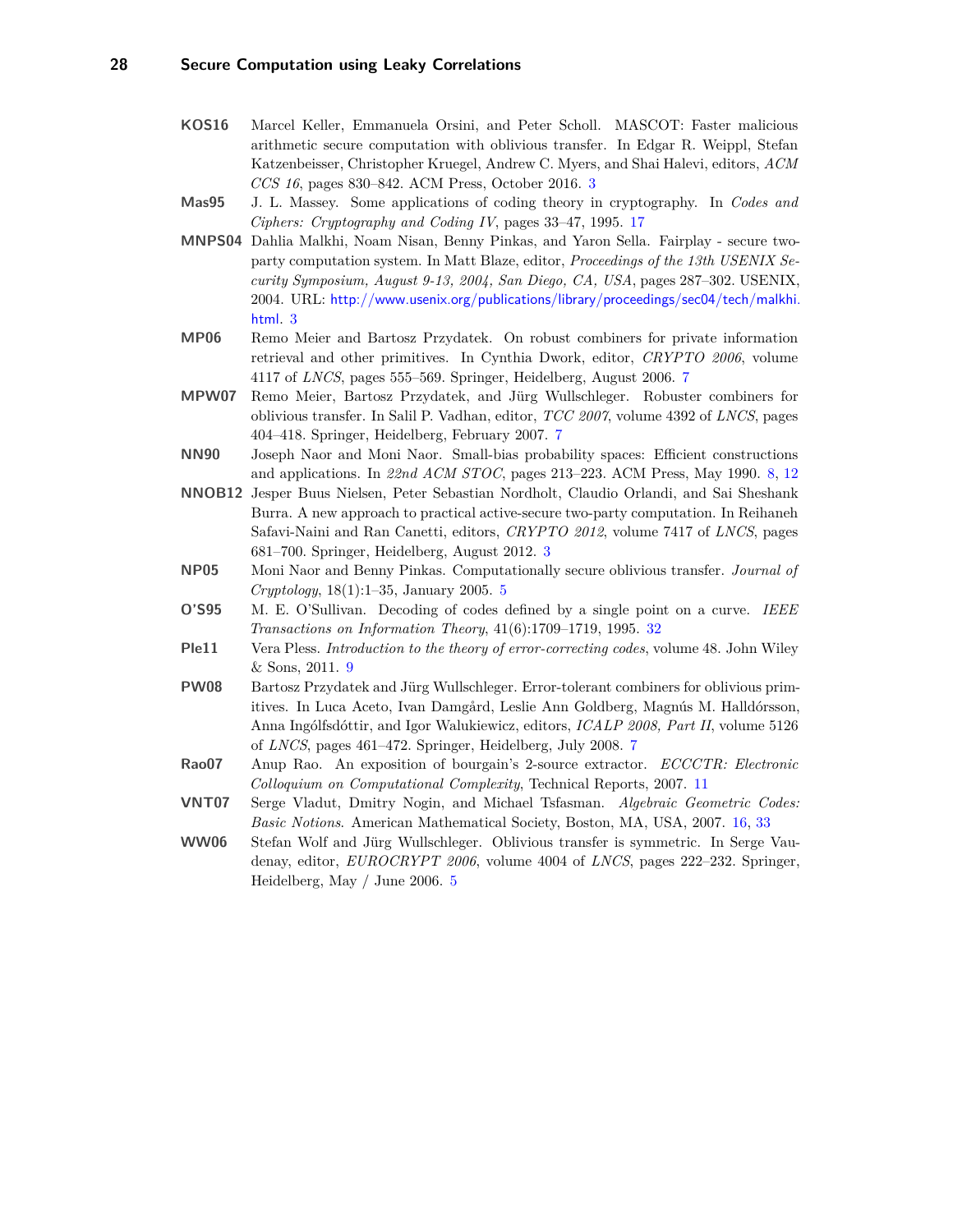**KOS16** Marcel Keller, Emmanuela Orsini, and Peter Scholl. MASCOT: Faster malicious arithmetic secure computation with oblivious transfer. In Edgar R. Weippl, Stefan Katzenbeisser, Christopher Kruegel, Andrew C. Myers, and Shai Halevi, editors, *ACM CCS 16*, pages 830–842. ACM Press, October 2016. 3

**Mas95** J. L. Massey. Some applications of coding theory in cryptography. In *Codes and Ciphers: Cryptography and Coding IV*, pages 33–47, 1995. 17

**MNPS04** Dahlia Malkhi, Noam Nisan, Benny Pinkas, and Yaron Sella. Fairplay - secure two-party computation system. In Matt Blaze, editor, *Proceedings of the 13th USENIX Security Symposium, August 9-13, 2004, San Diego, CA, USA*, pages 287–302. USENIX, 2004. URL: http://www.usenix.org/publications/library/proceedings/sec04/tech/malkhi.html. 3

**MP06** Remo Meier and Bartosz Przydatek. On robust combiners for private information retrieval and other primitives. In Cynthia Dwork, editor, *CRYPTO 2006*, volume 4117 of *LNCS*, pages 555–569. Springer, Heidelberg, August 2006. 7

**MPW07** Remo Meier, Bartosz Przydatek, and Jürg Wullschleger. Robuster combiners for oblivious transfer. In Salil P. Vadhan, editor, *TCC 2007*, volume 4392 of *LNCS*, pages 404–418. Springer, Heidelberg, February 2007. 7

**NN90** Joseph Naor and Moni Naor. Small-bias probability spaces: Efficient constructions and applications. In *22nd ACM STOC*, pages 213–223. ACM Press, May 1990. 8, 12

**NNOB12** Jesper Buus Nielsen, Peter Sebastian Nordholt, Claudio Orlandi, and Sai Sheshank Burra. A new approach to practical active-secure two-party computation. In Reihaneh Safavi-Naini and Ran Canetti, editors, *CRYPTO 2012*, volume 7417 of *LNCS*, pages 681–700. Springer, Heidelberg, August 2012. 3

**NP05** Moni Naor and Benny Pinkas. Computationally secure oblivious transfer. *Journal of Cryptology*, 18(1):1–35, January 2005. 5

**O'S95** M. E. O'Sullivan. Decoding of codes defined by a single point on a curve. *IEEE Transactions on Information Theory*, 41(6):1709–1719, 1995. 32

**Ple11** Vera Pless. *Introduction to the theory of error-correcting codes*, volume 48. John Wiley & Sons, 2011. 9

**PW08** Bartosz Przydatek and Jürg Wullschleger. Error-tolerant combiners for oblivious primitives. In Luca Aceto, Ivan Damgård, Leslie Ann Goldberg, Magnús M. Halldórsson, Anna Ingólfsdóttir, and Igor Walukiewicz, editors, *ICALP 2008, Part II*, volume 5126 of *LNCS*, pages 461–472. Springer, Heidelberg, July 2008. 7

**Rao07** Anup Rao. An exposition of bourgain's 2-source extractor. *ECCCTR: Electronic Colloquium on Computational Complexity*, Technical Reports, 2007. 11

**VNT07** Serge Vladut, Dmitry Nogin, and Michael Tsfasman. *Algebraic Geometric Codes: Basic Notions*. American Mathematical Society, Boston, MA, USA, 2007. 16, 33

**WW06** Stefan Wolf and Jürg Wullschleger. Oblivious transfer is symmetric. In Serge Vaudenay, editor, *EUROCRYPT 2006*, volume 4004 of *LNCS*, pages 222–232. Springer, Heidelberg, May / June 2006. 5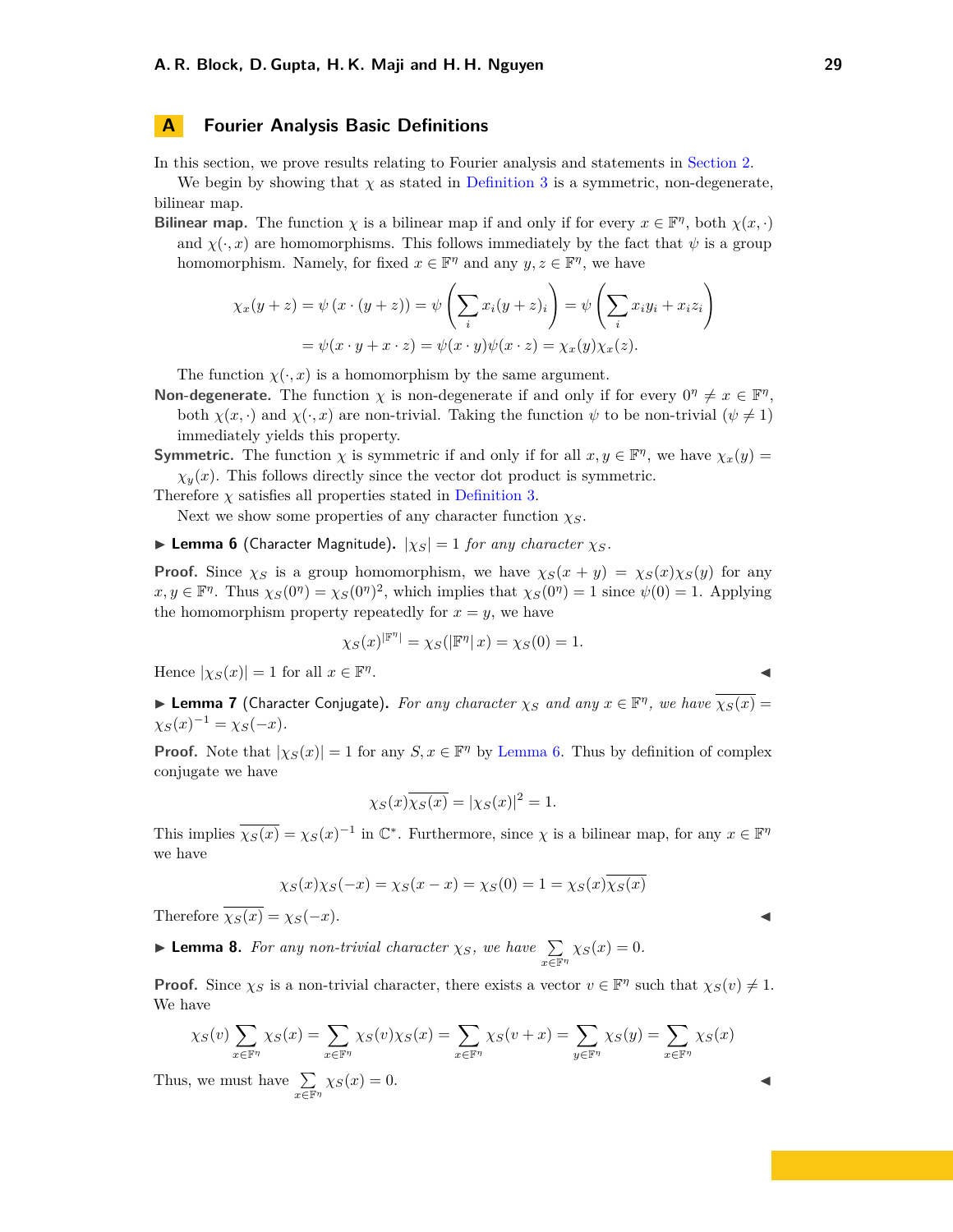## A Fourier Analysis Basic Definitions

In this section, we prove results relating to Fourier analysis and statements in Section 2.

We begin by showing that $\chi$ as stated in Definition 3 is a symmetric, non-degenerate, bilinear map.

**Bilinear map.** The function $\chi$ is a bilinear map if and only if for every $x \in \mathbb{F}^\eta$, both $\chi(x,\cdot)$ and $\chi(\cdot,x)$ are homomorphisms. This follows immediately by the fact that $\psi$ is a group homomorphism. Namely, for fixed $x \in \mathbb{F}^\eta$ and any $y, z \in \mathbb{F}^\eta$, we have

$$\chi_x(y+z) = \psi\left(x \cdot (y+z)\right) = \psi\left(\sum_i x_i(y+z)_i\right) = \psi\left(\sum_i x_i y_i + x_i z_i\right)$$
$$= \psi(x \cdot y + x \cdot z) = \psi(x \cdot y)\psi(x \cdot z) = \chi_x(y)\chi_x(z).$$

The function $\chi(\cdot, x)$ is a homomorphism by the same argument.

**Non-degenerate.** The function $\chi$ is non-degenerate if and only if for every $0^\eta \neq x \in \mathbb{F}^\eta$, both $\chi(x,\cdot)$ and $\chi(\cdot,x)$ are non-trivial. Taking the function $\psi$ to be non-trivial ($\psi \neq 1$) immediately yields this property.

**Symmetric.** The function $\chi$ is symmetric if and only if for all $x, y \in \mathbb{F}^\eta$, we have $\chi_x(y) = \chi_y(x)$. This follows directly since the vector dot product is symmetric.

Therefore $\chi$ satisfies all properties stated in Definition 3.

Next we show some properties of any character function $\chi_S$.

▶ **Lemma 6** (Character Magnitude). *$|\chi_S| = 1$ for any character $\chi_S$.*

**Proof.** Since $\chi_S$ is a group homomorphism, we have $\chi_S(x+y) = \chi_S(x)\chi_S(y)$ for any $x, y \in \mathbb{F}^\eta$. Thus $\chi_S(0^\eta) = \chi_S(0^\eta)^2$, which implies that $\chi_S(0^\eta) = 1$ since $\psi(0) = 1$. Applying the homomorphism property repeatedly for $x = y$, we have

$$\chi_S(x)^{|\mathbb{F}^\eta|} = \chi_S(|\mathbb{F}^\eta|\, x) = \chi_S(0) = 1.$$

Hence $|\chi_S(x)| = 1$ for all $x \in \mathbb{F}^\eta$. ◀

▶ **Lemma 7** (Character Conjugate). *For any character $\chi_S$ and any $x \in \mathbb{F}^\eta$, we have $\overline{\chi_S(x)} = \chi_S(x)^{-1} = \chi_S(-x)$.*

**Proof.** Note that $|\chi_S(x)| = 1$ for any $S, x \in \mathbb{F}^\eta$ by Lemma 6. Thus by definition of complex conjugate we have

$$\chi_S(x)\overline{\chi_S(x)} = |\chi_S(x)|^2 = 1.$$

This implies $\overline{\chi_S(x)} = \chi_S(x)^{-1}$ in $\mathbb{C}^*$. Furthermore, since $\chi$ is a bilinear map, for any $x \in \mathbb{F}^\eta$ we have

$$\chi_S(x)\chi_S(-x) = \chi_S(x - x) = \chi_S(0) = 1 = \chi_S(x)\overline{\chi_S(x)}$$

Therefore $\overline{\chi_S(x)} = \chi_S(-x)$. ◀

▶ **Lemma 8.** *For any non-trivial character $\chi_S$, we have $\sum_{x \in \mathbb{F}^\eta} \chi_S(x) = 0$.*

**Proof.** Since $\chi_S$ is a non-trivial character, there exists a vector $v \in \mathbb{F}^\eta$ such that $\chi_S(v) \neq 1$. We have

$$\chi_S(v)\sum_{x\in\mathbb{F}^\eta}\chi_S(x) = \sum_{x\in\mathbb{F}^\eta}\chi_S(v)\chi_S(x) = \sum_{x\in\mathbb{F}^\eta}\chi_S(v+x) = \sum_{y\in\mathbb{F}^\eta}\chi_S(y) = \sum_{x\in\mathbb{F}^\eta}\chi_S(x)$$

Thus, we must have $\sum_{x\in\mathbb{F}^\eta}\chi_S(x) = 0$. ◀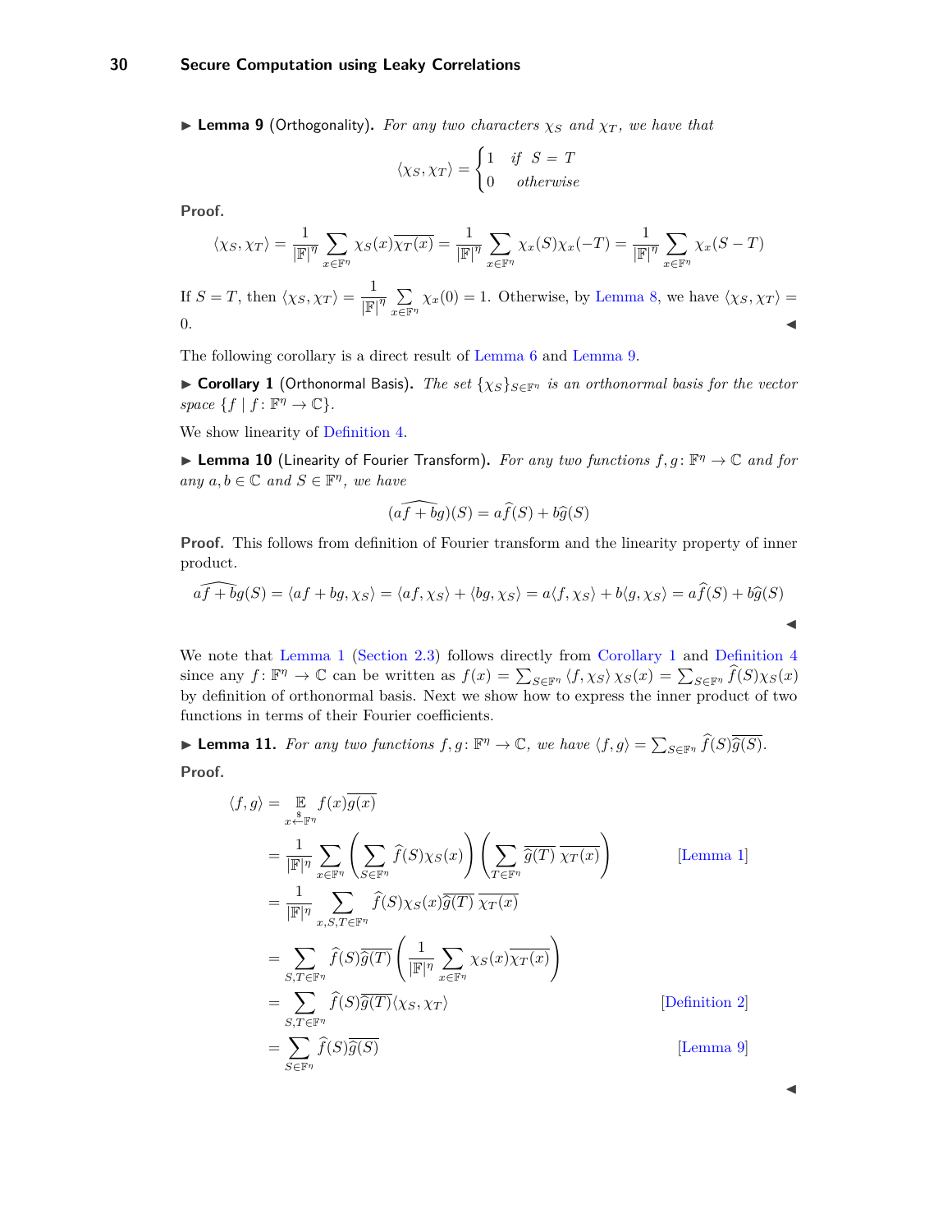▶ **Lemma 9** (Orthogonality). *For any two characters $\chi_S$ and $\chi_T$, we have that*

$$\langle \chi_S, \chi_T \rangle = \begin{cases} 1 & \text{if } S = T \\ 0 & \text{otherwise} \end{cases}$$

**Proof.**

$$\langle \chi_S, \chi_T \rangle = \frac{1}{|\mathbb{F}|^\eta} \sum_{x \in \mathbb{F}^\eta} \chi_S(x)\overline{\chi_T(x)} = \frac{1}{|\mathbb{F}|^\eta} \sum_{x \in \mathbb{F}^\eta} \chi_x(S)\chi_x(-T) = \frac{1}{|\mathbb{F}|^\eta} \sum_{x \in \mathbb{F}^\eta} \chi_x(S-T)$$

If $S = T$, then $\langle \chi_S, \chi_T \rangle = \frac{1}{|\mathbb{F}|^\eta} \sum_{x \in \mathbb{F}^\eta} \chi_x(0) = 1$. Otherwise, by Lemma 8, we have $\langle \chi_S, \chi_T \rangle = 0$. ◀

The following corollary is a direct result of Lemma 6 and Lemma 9.

▶ **Corollary 1** (Orthonormal Basis). *The set $\{\chi_S\}_{S \in \mathbb{F}^\eta}$ is an orthonormal basis for the vector space $\{f \mid f \colon \mathbb{F}^\eta \to \mathbb{C}\}$.*

We show linearity of Definition 4.

▶ **Lemma 10** (Linearity of Fourier Transform). *For any two functions $f, g \colon \mathbb{F}^\eta \to \mathbb{C}$ and for any $a, b \in \mathbb{C}$ and $S \in \mathbb{F}^\eta$, we have*

$$\widehat{(af + bg)}(S) = a\widehat{f}(S) + b\widehat{g}(S)$$

**Proof.** This follows from definition of Fourier transform and the linearity property of inner product.

$$\widehat{af + bg}(S) = \langle af + bg, \chi_S \rangle = \langle af, \chi_S \rangle + \langle bg, \chi_S \rangle = a\langle f, \chi_S \rangle + b\langle g, \chi_S \rangle = a\widehat{f}(S) + b\widehat{g}(S)$$

◀

We note that Lemma 1 (Section 2.3) follows directly from Corollary 1 and Definition 4 since any $f \colon \mathbb{F}^\eta \to \mathbb{C}$ can be written as $f(x) = \sum_{S \in \mathbb{F}^\eta} \langle f, \chi_S \rangle \chi_S(x) = \sum_{S \in \mathbb{F}^\eta} \widehat{f}(S)\chi_S(x)$ by definition of orthonormal basis. Next we show how to express the inner product of two functions in terms of their Fourier coefficients.

▶ **Lemma 11.** *For any two functions $f, g \colon \mathbb{F}^\eta \to \mathbb{C}$, we have $\langle f, g \rangle = \sum_{S \in \mathbb{F}^\eta} \widehat{f}(S)\overline{\widehat{g}(S)}$.*

**Proof.**

$$\begin{aligned}
\langle f, g \rangle &= \mathop{\mathbb{E}}_{x \xleftarrow{\$} \mathbb{F}^\eta} f(x)\overline{g(x)} \\
&= \frac{1}{|\mathbb{F}|^\eta} \sum_{x \in \mathbb{F}^\eta} \left( \sum_{S \in \mathbb{F}^\eta} \widehat{f}(S)\chi_S(x) \right) \left( \sum_{T \in \mathbb{F}^\eta} \overline{\widehat{g}(T)}\ \overline{\chi_T(x)} \right) && \text{[Lemma 1]} \\
&= \frac{1}{|\mathbb{F}|^\eta} \sum_{x, S, T \in \mathbb{F}^\eta} \widehat{f}(S)\chi_S(x)\overline{\widehat{g}(T)}\ \overline{\chi_T(x)} \\
&= \sum_{S, T \in \mathbb{F}^\eta} \widehat{f}(S)\overline{\widehat{g}(T)} \left( \frac{1}{|\mathbb{F}|^\eta} \sum_{x \in \mathbb{F}^\eta} \chi_S(x)\overline{\chi_T(x)} \right) \\
&= \sum_{S, T \in \mathbb{F}^\eta} \widehat{f}(S)\overline{\widehat{g}(T)} \langle \chi_S, \chi_T \rangle && \text{[Definition 2]} \\
&= \sum_{S \in \mathbb{F}^\eta} \widehat{f}(S)\overline{\widehat{g}(S)} && \text{[Lemma 9]}
\end{aligned}$$

◀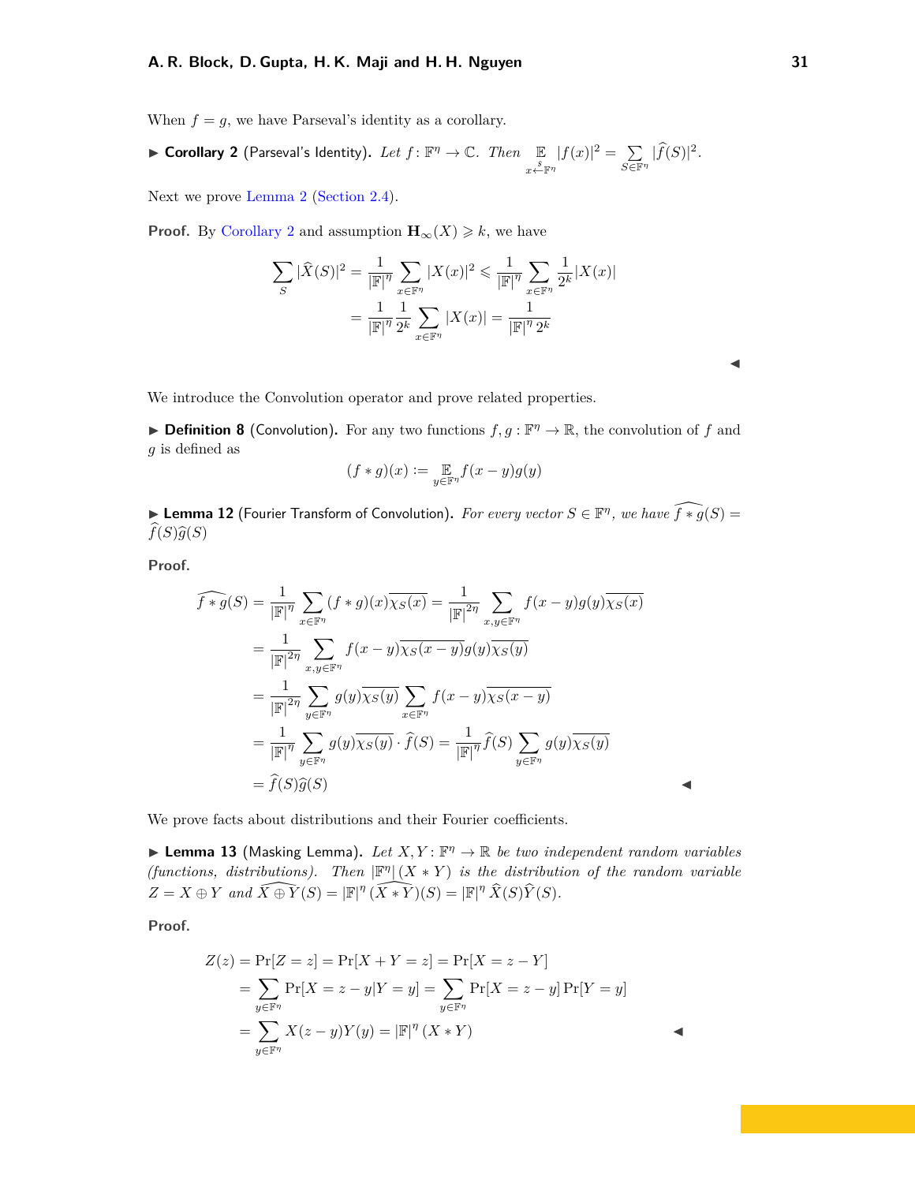When $f = g$, we have Parseval's identity as a corollary.

▶ **Corollary 2** (Parseval's Identity). *Let $f : \mathbb{F}^\eta \to \mathbb{C}$. Then* $\mathop{\mathbb{E}}_{x \xleftarrow{\$} \mathbb{F}^\eta} |f(x)|^2 = \sum_{S \in \mathbb{F}^\eta} |\widehat{f}(S)|^2$.

Next we prove Lemma 2 (Section 2.4).

**Proof.** By Corollary 2 and assumption $\mathbf{H}_\infty(X) \geqslant k$, we have

$$
\begin{aligned}
\sum_S |\widehat{X}(S)|^2 &= \frac{1}{|\mathbb{F}|^\eta} \sum_{x \in \mathbb{F}^\eta} |X(x)|^2 \leqslant \frac{1}{|\mathbb{F}|^\eta} \sum_{x \in \mathbb{F}^\eta} \frac{1}{2^k} |X(x)| \\
&= \frac{1}{|\mathbb{F}|^\eta} \frac{1}{2^k} \sum_{x \in \mathbb{F}^\eta} |X(x)| = \frac{1}{|\mathbb{F}|^\eta \, 2^k}
\end{aligned}
$$

◀

We introduce the Convolution operator and prove related properties.

▶ **Definition 8** (Convolution). For any two functions $f, g : \mathbb{F}^\eta \to \mathbb{R}$, the convolution of $f$ and $g$ is defined as

$$
(f * g)(x) := \mathop{\mathbb{E}}_{y \in \mathbb{F}^\eta} f(x - y) g(y)
$$

▶ **Lemma 12** (Fourier Transform of Convolution). *For every vector $S \in \mathbb{F}^\eta$, we have* $\widehat{f * g}(S) = \widehat{f}(S)\widehat{g}(S)$

**Proof.**

$$
\begin{aligned}
\widehat{f * g}(S) &= \frac{1}{|\mathbb{F}|^\eta} \sum_{x \in \mathbb{F}^\eta} (f * g)(x) \overline{\chi_S(x)} = \frac{1}{|\mathbb{F}|^{2\eta}} \sum_{x, y \in \mathbb{F}^\eta} f(x - y) g(y) \overline{\chi_S(x)} \\
&= \frac{1}{|\mathbb{F}|^{2\eta}} \sum_{x, y \in \mathbb{F}^\eta} f(x - y) \overline{\chi_S(x - y)} g(y) \overline{\chi_S(y)} \\
&= \frac{1}{|\mathbb{F}|^{2\eta}} \sum_{y \in \mathbb{F}^\eta} g(y) \overline{\chi_S(y)} \sum_{x \in \mathbb{F}^\eta} f(x - y) \overline{\chi_S(x - y)} \\
&= \frac{1}{|\mathbb{F}|^\eta} \sum_{y \in \mathbb{F}^\eta} g(y) \overline{\chi_S(y)} \cdot \widehat{f}(S) = \frac{1}{|\mathbb{F}|^\eta} \widehat{f}(S) \sum_{y \in \mathbb{F}^\eta} g(y) \overline{\chi_S(y)} \\
&= \widehat{f}(S) \widehat{g}(S)
\end{aligned}
$$

◀

We prove facts about distributions and their Fourier coefficients.

▶ **Lemma 13** (Masking Lemma). *Let $X, Y : \mathbb{F}^\eta \to \mathbb{R}$ be two independent random variables (functions, distributions). Then $|\mathbb{F}^\eta| (X * Y)$ is the distribution of the random variable $Z = X \oplus Y$ and $\widehat{X \oplus Y}(S) = |\mathbb{F}|^\eta \, (\widehat{X * Y})(S) = |\mathbb{F}|^\eta \, \widehat{X}(S) \widehat{Y}(S)$.*

**Proof.**

$$
\begin{aligned}
Z(z) &= \Pr[Z = z] = \Pr[X + Y = z] = \Pr[X = z - Y] \\
&= \sum_{y \in \mathbb{F}^\eta} \Pr[X = z - y | Y = y] = \sum_{y \in \mathbb{F}^\eta} \Pr[X = z - y] \Pr[Y = y] \\
&= \sum_{y \in \mathbb{F}^\eta} X(z - y) Y(y) = |\mathbb{F}|^\eta \, (X * Y)
\end{aligned}
$$

◀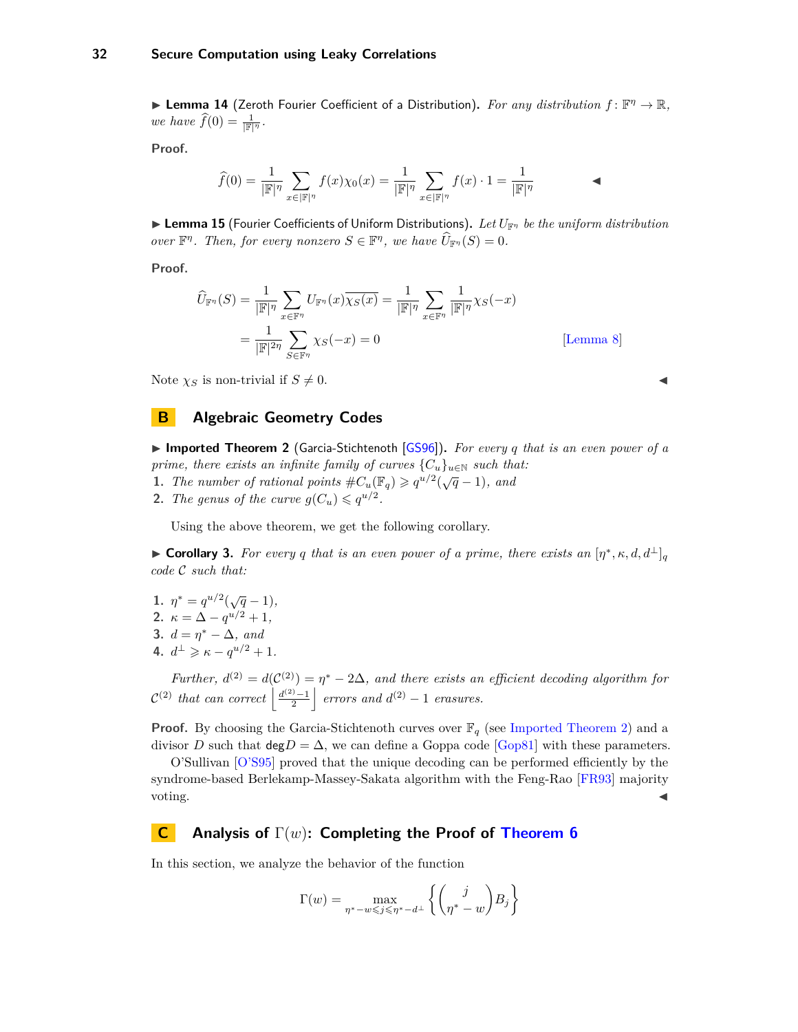▶ **Lemma 14** (Zeroth Fourier Coefficient of a Distribution). *For any distribution $f\colon \mathbb{F}^\eta \to \mathbb{R}$, we have $\widehat{f}(0) = \frac{1}{|\mathbb{F}|^\eta}$.*

**Proof.**

$$\widehat{f}(0) = \frac{1}{|\mathbb{F}|^\eta}\sum_{x\in|\mathbb{F}|^\eta} f(x)\chi_0(x) = \frac{1}{|\mathbb{F}|^\eta}\sum_{x\in|\mathbb{F}|^\eta} f(x)\cdot 1 = \frac{1}{|\mathbb{F}|^\eta}$$

◀

▶ **Lemma 15** (Fourier Coefficients of Uniform Distributions). *Let $U_{\mathbb{F}^\eta}$ be the uniform distribution over $\mathbb{F}^\eta$. Then, for every nonzero $S \in \mathbb{F}^\eta$, we have $\widehat{U}_{\mathbb{F}^\eta}(S) = 0$.*

**Proof.**

$$\begin{aligned}\widehat{U}_{\mathbb{F}^\eta}(S) &= \frac{1}{|\mathbb{F}|^\eta}\sum_{x\in\mathbb{F}^\eta} U_{\mathbb{F}^\eta}(x)\overline{\chi_S(x)} = \frac{1}{|\mathbb{F}|^\eta}\sum_{x\in\mathbb{F}^\eta}\frac{1}{|\mathbb{F}|^\eta}\chi_S(-x) \\ &= \frac{1}{|\mathbb{F}|^{2\eta}}\sum_{S\in\mathbb{F}^\eta}\chi_S(-x) = 0 \qquad \text{[Lemma 8]}\end{aligned}$$

Note $\chi_S$ is non-trivial if $S \neq 0$. ◀

## B Algebraic Geometry Codes

▶ **Imported Theorem 2** (Garcia-Stichtenoth [GS96]). *For every $q$ that is an even power of a prime, there exists an infinite family of curves $\{C_u\}_{u\in\mathbb{N}}$ such that:*

1. *The number of rational points $\#C_u(\mathbb{F}_q) \geqslant q^{u/2}(\sqrt{q}-1)$, and*
2. *The genus of the curve $g(C_u) \leqslant q^{u/2}$.*

Using the above theorem, we get the following corollary.

▶ **Corollary 3.** *For every $q$ that is an even power of a prime, there exists an $[\eta^*, \kappa, d, d^\perp]_q$ code $\mathcal{C}$ such that:*

1. *$\eta^* = q^{u/2}(\sqrt{q}-1)$,*
2. *$\kappa = \Delta - q^{u/2} + 1$,*
3. *$d = \eta^* - \Delta$, and*
4. *$d^\perp \geqslant \kappa - q^{u/2} + 1$.*

*Further, $d^{(2)} = d(\mathcal{C}^{(2)}) = \eta^* - 2\Delta$, and there exists an efficient decoding algorithm for $\mathcal{C}^{(2)}$ that can correct $\left\lfloor \frac{d^{(2)}-1}{2} \right\rfloor$ errors and $d^{(2)}-1$ erasures.*

**Proof.** By choosing the Garcia-Stichtenoth curves over $\mathbb{F}_q$ (see Imported Theorem 2) and a divisor $D$ such that $\deg D = \Delta$, we can define a Goppa code [Gop81] with these parameters.

O'Sullivan [O'S95] proved that the unique decoding can be performed efficiently by the syndrome-based Berlekamp-Massey-Sakata algorithm with the Feng-Rao [FR93] majority voting. ◀

## C Analysis of $\Gamma(w)$: Completing the Proof of Theorem 6

In this section, we analyze the behavior of the function

$$\Gamma(w) = \max_{\eta^*-w\leqslant j\leqslant \eta^*-d^\perp}\left\{\binom{j}{\eta^*-w}B_j\right\}$$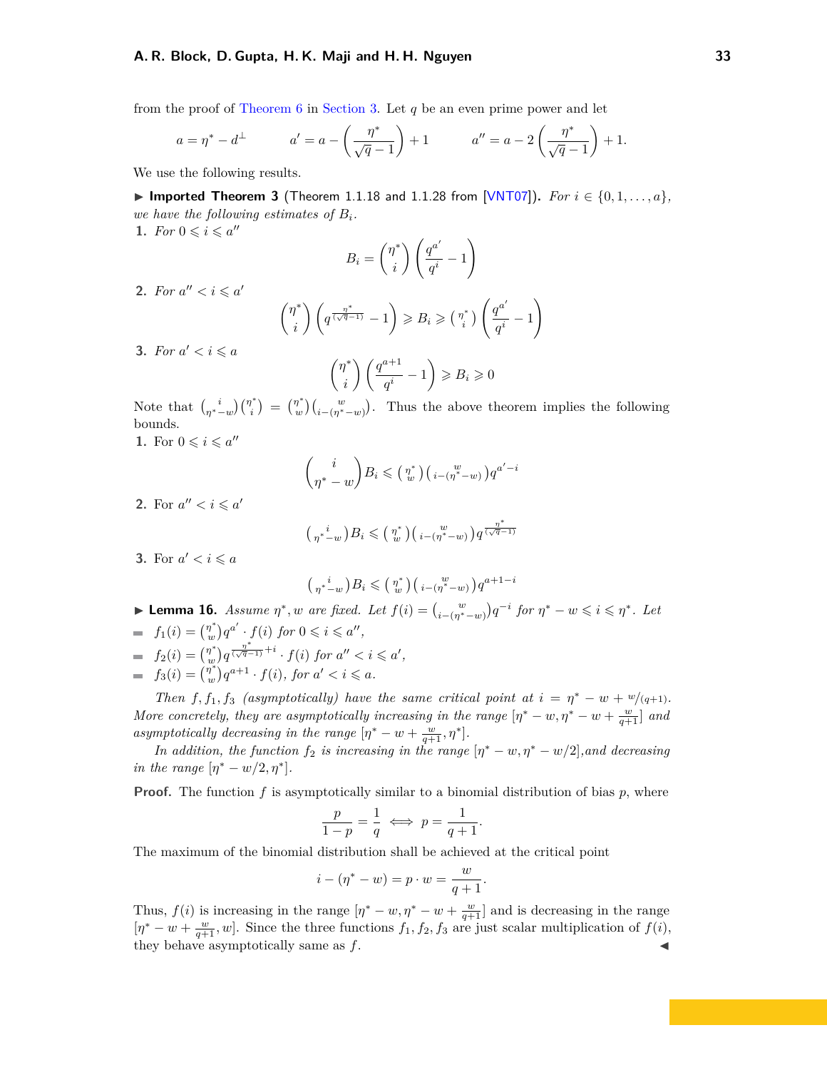from the proof of Theorem 6 in Section 3. Let $q$ be an even prime power and let

$$a = \eta^* - d^\perp \qquad a' = a - \left(\frac{\eta^*}{\sqrt{q}-1}\right) + 1 \qquad a'' = a - 2\left(\frac{\eta^*}{\sqrt{q}-1}\right) + 1.$$

We use the following results.

▶ **Imported Theorem 3** (Theorem 1.1.18 and 1.1.28 from [VNT07]). *For $i \in \{0, 1, \ldots, a\}$, we have the following estimates of $B_i$.*

1. *For $0 \leqslant i \leqslant a''$*
$$B_i = \binom{\eta^*}{i}\left(\frac{q^{a'}}{q^i} - 1\right)$$
2. *For $a'' < i \leqslant a'$*
$$\binom{\eta^*}{i}\left(q^{\frac{\eta^*}{(\sqrt{q}-1)}} - 1\right) \geqslant B_i \geqslant \binom{\eta^*}{i}\left(\frac{q^{a'}}{q^i} - 1\right)$$
3. *For $a' < i \leqslant a$*
$$\binom{\eta^*}{i}\left(\frac{q^{a+1}}{q^i} - 1\right) \geqslant B_i \geqslant 0$$

Note that $\binom{i}{\eta^*-w}\binom{\eta^*}{i} = \binom{\eta^*}{w}\binom{w}{i-(\eta^*-w)}$. Thus the above theorem implies the following bounds.

1. For $0 \leqslant i \leqslant a''$
$$\binom{i}{\eta^* - w} B_i \leqslant \binom{\eta^*}{w}\binom{w}{i-(\eta^*-w)} q^{a'-i}$$
2. For $a'' < i \leqslant a'$
$$\binom{i}{\eta^*-w} B_i \leqslant \binom{\eta^*}{w}\binom{w}{i-(\eta^*-w)} q^{\frac{\eta^*}{(\sqrt{q}-1)}}$$
3. For $a' < i \leqslant a$
$$\binom{i}{\eta^*-w} B_i \leqslant \binom{\eta^*}{w}\binom{w}{i-(\eta^*-w)} q^{a+1-i}$$

▶ **Lemma 16.** *Assume $\eta^*, w$ are fixed. Let $f(i) = \binom{w}{i-(\eta^*-w)} q^{-i}$ for $\eta^* - w \leqslant i \leqslant \eta^*$. Let*

- *$f_1(i) = \binom{\eta^*}{w} q^{a'} \cdot f(i)$ for $0 \leqslant i \leqslant a''$,*
- *$f_2(i) = \binom{\eta^*}{w} q^{\frac{\eta^*}{(\sqrt{q}-1)}+i} \cdot f(i)$ for $a'' < i \leqslant a'$,*
- *$f_3(i) = \binom{\eta^*}{w} q^{a+1} \cdot f(i)$, for $a' < i \leqslant a$.*

*Then $f, f_1, f_3$ (asymptotically) have the same critical point at $i = \eta^* - w + w/(q+1)$. More concretely, they are asymptotically increasing in the range $[\eta^* - w, \eta^* - w + \frac{w}{q+1}]$ and asymptotically decreasing in the range $[\eta^* - w + \frac{w}{q+1}, \eta^*]$.*

*In addition, the function $f_2$ is increasing in the range $[\eta^* - w, \eta^* - w/2]$,and decreasing in the range $[\eta^* - w/2, \eta^*]$.*

**Proof.** The function $f$ is asymptotically similar to a binomial distribution of bias $p$, where

$$\frac{p}{1-p} = \frac{1}{q} \iff p = \frac{1}{q+1}.$$

The maximum of the binomial distribution shall be achieved at the critical point

$$i - (\eta^* - w) = p \cdot w = \frac{w}{q+1}.$$

Thus, $f(i)$ is increasing in the range $[\eta^* - w, \eta^* - w + \frac{w}{q+1}]$ and is decreasing in the range $[\eta^* - w + \frac{w}{q+1}, w]$. Since the three functions $f_1, f_2, f_3$ are just scalar multiplication of $f(i)$, they behave asymptotically same as $f$. ◀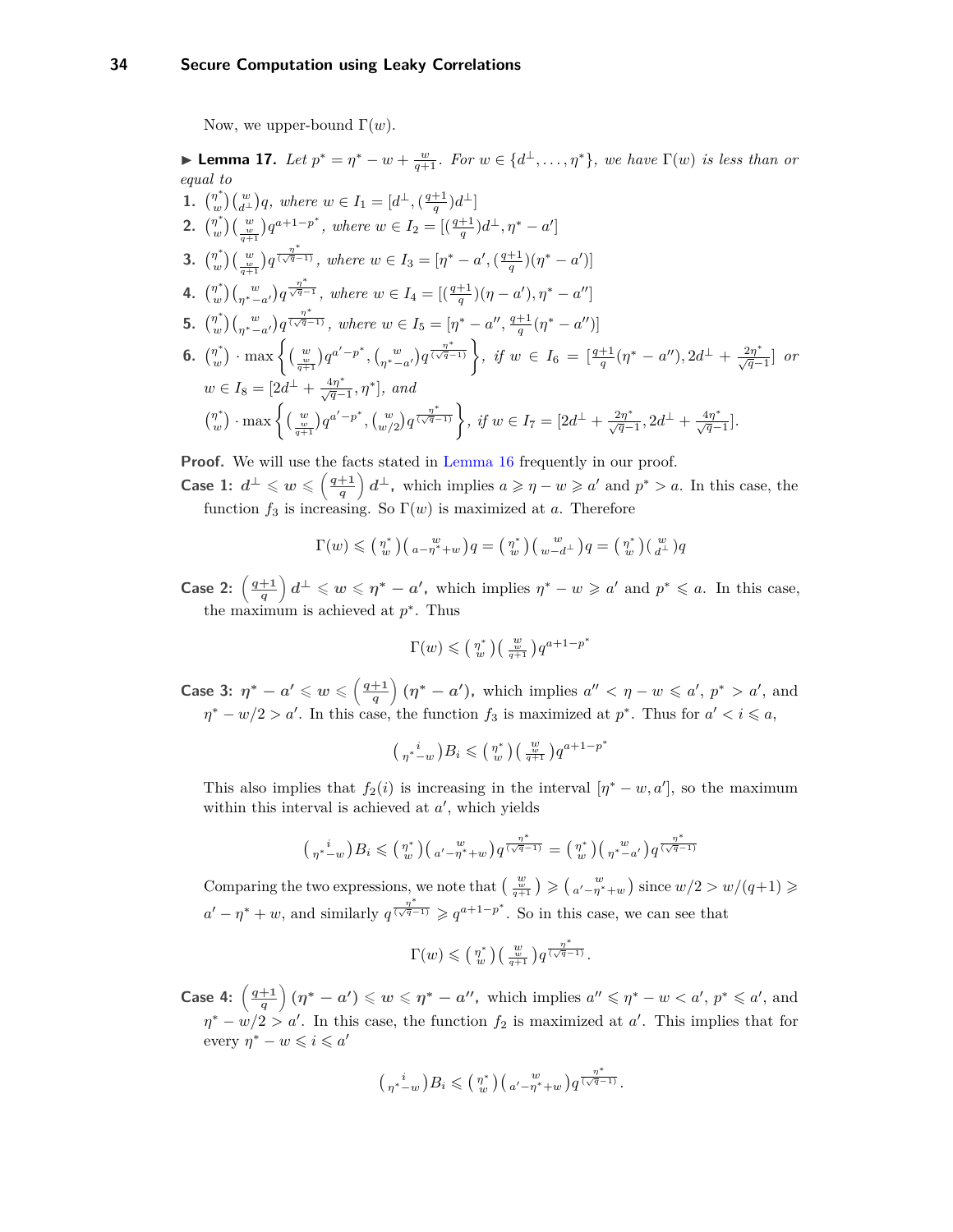Now, we upper-bound $\Gamma(w)$.

▶ **Lemma 17.** *Let $p^* = \eta^* - w + \frac{w}{q+1}$. For $w \in \{d^\perp, \ldots, \eta^*\}$, we have $\Gamma(w)$ is less than or equal to*

1. $\binom{\eta^*}{w}\binom{w}{d^\perp}q$, *where* $w \in I_1 = [d^\perp, (\frac{q+1}{q})d^\perp]$
2. $\binom{\eta^*}{w}\binom{w}{\frac{w}{q+1}}q^{a+1-p^*}$, *where* $w \in I_2 = [(\frac{q+1}{q})d^\perp, \eta^* - a']$
3. $\binom{\eta^*}{w}\binom{w}{\frac{w}{q+1}}q^{\frac{\eta^*}{(\sqrt{q}-1)}}$, *where* $w \in I_3 = [\eta^* - a', (\frac{q+1}{q})(\eta^* - a')]$
4. $\binom{\eta^*}{w}\binom{w}{\eta^*-a'}q^{\frac{\eta^*}{\sqrt{q}-1}}$, *where* $w \in I_4 = [(\frac{q+1}{q})(\eta - a'), \eta^* - a'']$
5. $\binom{\eta^*}{w}\binom{w}{\eta^*-a'}q^{\frac{\eta^*}{(\sqrt{q}-1)}}$, *where* $w \in I_5 = [\eta^* - a'', \frac{q+1}{q}(\eta^* - a'')]$
6. $\binom{\eta^*}{w} \cdot \max\left\{\binom{w}{\frac{w}{q+1}}q^{a'-p^*}, \binom{w}{\eta^*-a'}q^{\frac{\eta^*}{(\sqrt{q}-1)}}\right\}$, *if* $w \in I_6 = [\frac{q+1}{q}(\eta^* - a''), 2d^\perp + \frac{2\eta^*}{\sqrt{q}-1}]$ *or* $w \in I_8 = [2d^\perp + \frac{4\eta^*}{\sqrt{q}-1}, \eta^*]$, *and*
   $\binom{\eta^*}{w} \cdot \max\left\{\binom{w}{\frac{w}{q+1}}q^{a'-p^*}, \binom{w}{w/2}q^{\frac{\eta^*}{(\sqrt{q}-1)}}\right\}$, *if* $w \in I_7 = [2d^\perp + \frac{2\eta^*}{\sqrt{q}-1}, 2d^\perp + \frac{4\eta^*}{\sqrt{q}-1}]$.

**Proof.** We will use the facts stated in Lemma 16 frequently in our proof.

**Case 1:** $d^\perp \leqslant w \leqslant \left(\frac{q+1}{q}\right)d^\perp$**,** which implies $a \geqslant \eta - w \geqslant a'$ and $p^* > a$. In this case, the function $f_3$ is increasing. So $\Gamma(w)$ is maximized at $a$. Therefore

$$\Gamma(w) \leqslant \binom{\eta^*}{w}\binom{w}{a-\eta^*+w}q = \binom{\eta^*}{w}\binom{w}{w-d^\perp}q = \binom{\eta^*}{w}\binom{w}{d^\perp}q$$

**Case 2:** $\left(\frac{q+1}{q}\right)d^\perp \leqslant w \leqslant \eta^* - a'$**,** which implies $\eta^* - w \geqslant a'$ and $p^* \leqslant a$. In this case, the maximum is achieved at $p^*$. Thus

$$\Gamma(w) \leqslant \binom{\eta^*}{w}\binom{w}{\frac{w}{q+1}}q^{a+1-p^*}$$

**Case 3:** $\eta^* - a' \leqslant w \leqslant \left(\frac{q+1}{q}\right)(\eta^* - a')$**,** which implies $a'' < \eta - w \leqslant a'$, $p^* > a'$, and $\eta^* - w/2 > a'$. In this case, the function $f_3$ is maximized at $p^*$. Thus for $a' < i \leqslant a$,

$$\binom{i}{\eta^*-w}B_i \leqslant \binom{\eta^*}{w}\binom{w}{\frac{w}{q+1}}q^{a+1-p^*}$$

This also implies that $f_2(i)$ is increasing in the interval $[\eta^* - w, a']$, so the maximum within this interval is achieved at $a'$, which yields

$$\binom{i}{\eta^*-w}B_i \leqslant \binom{\eta^*}{w}\binom{w}{a'-\eta^*+w}q^{\frac{\eta^*}{(\sqrt{q}-1)}} = \binom{\eta^*}{w}\binom{w}{\eta^*-a'}q^{\frac{\eta^*}{(\sqrt{q}-1)}}$$

Comparing the two expressions, we note that $\binom{w}{\frac{w}{q+1}} \geqslant \binom{w}{a'-\eta^*+w}$ since $w/2 > w/(q+1) \geqslant a' - \eta^* + w$, and similarly $q^{\frac{\eta^*}{(\sqrt{q}-1)}} \geqslant q^{a+1-p^*}$. So in this case, we can see that

$$\Gamma(w) \leqslant \binom{\eta^*}{w}\binom{w}{\frac{w}{q+1}}q^{\frac{\eta^*}{(\sqrt{q}-1)}}.$$

**Case 4:** $\left(\frac{q+1}{q}\right)(\eta^* - a') \leqslant w \leqslant \eta^* - a''$**,** which implies $a'' \leqslant \eta^* - w < a'$, $p^* \leqslant a'$, and $\eta^* - w/2 > a'$. In this case, the function $f_2$ is maximized at $a'$. This implies that for every $\eta^* - w \leqslant i \leqslant a'$

$$\binom{i}{\eta^*-w}B_i \leqslant \binom{\eta^*}{w}\binom{w}{a'-\eta^*+w}q^{\frac{\eta^*}{(\sqrt{q}-1)}}.$$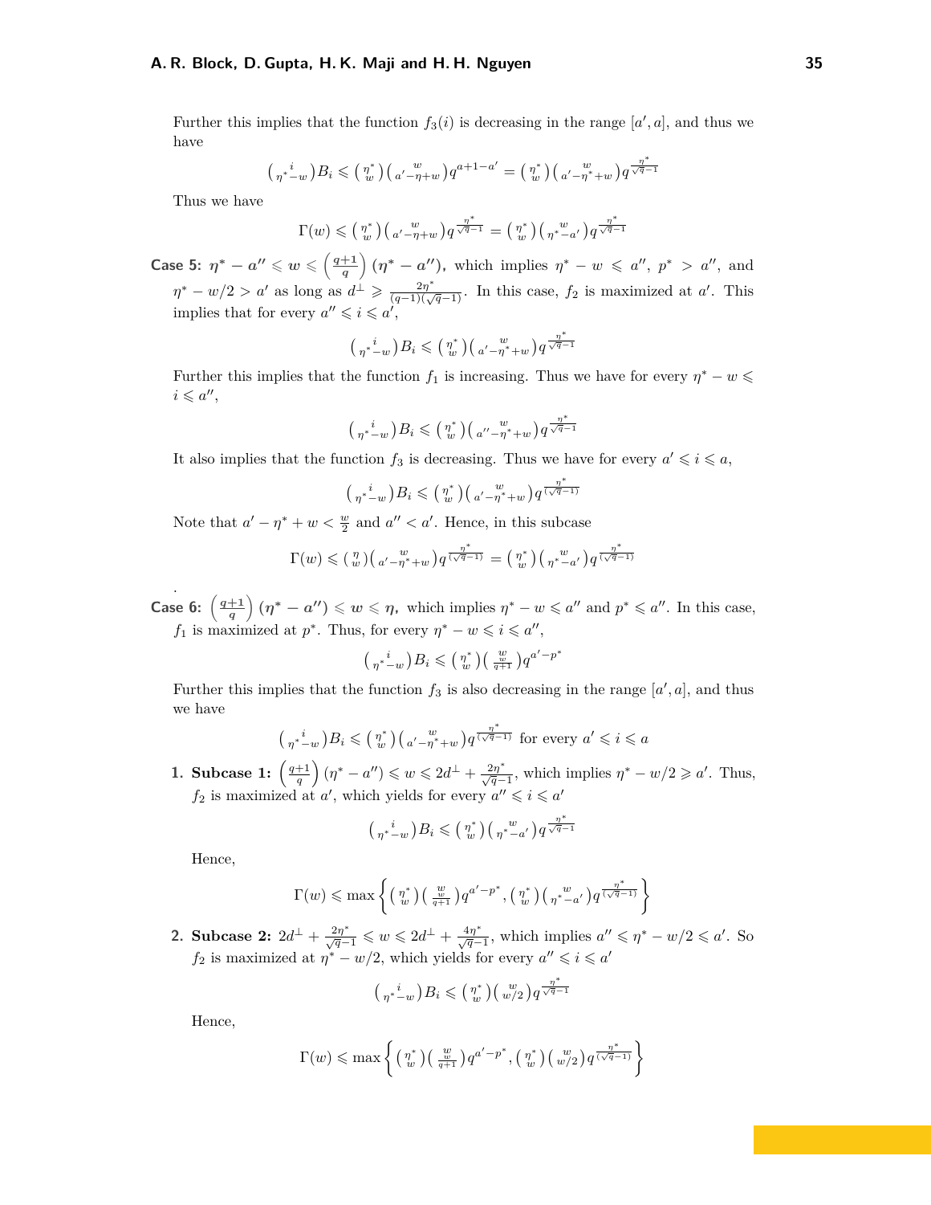Further this implies that the function $f_3(i)$ is decreasing in the range $[a', a]$, and thus we have

$$\binom{i}{\eta^*-w} B_i \leqslant \binom{\eta^*}{w}\binom{w}{a'-\eta+w} q^{a+1-a'} = \binom{\eta^*}{w}\binom{w}{a'-\eta^*+w} q^{\frac{\eta^*}{\sqrt{q}-1}}$$

Thus we have

$$\Gamma(w) \leqslant \binom{\eta^*}{w}\binom{w}{a'-\eta+w} q^{\frac{\eta^*}{\sqrt{q}-1}} = \binom{\eta^*}{w}\binom{w}{\eta^*-a'} q^{\frac{\eta^*}{\sqrt{q}-1}}$$

**Case 5:** $\boldsymbol{\eta^* - a'' \leqslant w \leqslant \left(\frac{q+1}{q}\right)(\eta^* - a'')}$**,** which implies $\eta^* - w \leqslant a''$, $p^* > a''$, and $\eta^* - w/2 > a'$ as long as $d^\perp \geqslant \frac{2\eta^*}{(q-1)(\sqrt{q}-1)}$. In this case, $f_2$ is maximized at $a'$. This implies that for every $a'' \leqslant i \leqslant a'$,

$$\binom{i}{\eta^*-w} B_i \leqslant \binom{\eta^*}{w}\binom{w}{a'-\eta^*+w} q^{\frac{\eta^*}{\sqrt{q}-1}}$$

Further this implies that the function $f_1$ is increasing. Thus we have for every $\eta^* - w \leqslant i \leqslant a''$,

$$\binom{i}{\eta^*-w} B_i \leqslant \binom{\eta^*}{w}\binom{w}{a''-\eta^*+w} q^{\frac{\eta^*}{\sqrt{q}-1}}$$

It also implies that the function $f_3$ is decreasing. Thus we have for every $a' \leqslant i \leqslant a$,

$$\binom{i}{\eta^*-w} B_i \leqslant \binom{\eta^*}{w}\binom{w}{a'-\eta^*+w} q^{\frac{\eta^*}{(\sqrt{q}-1)}}$$

Note that $a' - \eta^* + w < \frac{w}{2}$ and $a'' < a'$. Hence, in this subcase

$$\Gamma(w) \leqslant \binom{\eta}{w}\binom{w}{a'-\eta^*+w} q^{\frac{\eta^*}{(\sqrt{q}-1)}} = \binom{\eta^*}{w}\binom{w}{\eta^*-a'} q^{\frac{\eta^*}{(\sqrt{q}-1)}}$$

.

**Case 6:** $\boldsymbol{\left(\frac{q+1}{q}\right)(\eta^* - a'') \leqslant w \leqslant \eta}$**,** which implies $\eta^* - w \leqslant a''$ and $p^* \leqslant a''$. In this case, $f_1$ is maximized at $p^*$. Thus, for every $\eta^* - w \leqslant i \leqslant a''$,

$$\binom{i}{\eta^*-w} B_i \leqslant \binom{\eta^*}{w}\binom{w}{\frac{w}{q+1}} q^{a'-p^*}$$

Further this implies that the function $f_3$ is also decreasing in the range $[a', a]$, and thus we have

$$\binom{i}{\eta^*-w} B_i \leqslant \binom{\eta^*}{w}\binom{w}{a'-\eta^*+w} q^{\frac{\eta^*}{(\sqrt{q}-1)}} \text{ for every } a' \leqslant i \leqslant a$$

1. **Subcase 1:** $\left(\frac{q+1}{q}\right)(\eta^* - a'') \leqslant w \leqslant 2d^\perp + \frac{2\eta^*}{\sqrt{q}-1}$, which implies $\eta^* - w/2 \geqslant a'$. Thus, $f_2$ is maximized at $a'$, which yields for every $a'' \leqslant i \leqslant a'$

$$\binom{i}{\eta^*-w} B_i \leqslant \binom{\eta^*}{w}\binom{w}{\eta^*-a'} q^{\frac{\eta^*}{\sqrt{q}-1}}$$

Hence,

$$\Gamma(w) \leqslant \max\left\{ \binom{\eta^*}{w}\binom{w}{\frac{w}{q+1}} q^{a'-p^*}, \binom{\eta^*}{w}\binom{w}{\eta^*-a'} q^{\frac{\eta^*}{(\sqrt{q}-1)}} \right\}$$

2. **Subcase 2:** $2d^\perp + \frac{2\eta^*}{\sqrt{q}-1} \leqslant w \leqslant 2d^\perp + \frac{4\eta^*}{\sqrt{q}-1}$, which implies $a'' \leqslant \eta^* - w/2 \leqslant a'$. So $f_2$ is maximized at $\eta^* - w/2$, which yields for every $a'' \leqslant i \leqslant a'$

$$\binom{i}{\eta^*-w} B_i \leqslant \binom{\eta^*}{w}\binom{w}{w/2} q^{\frac{\eta^*}{\sqrt{q}-1}}$$

Hence,

$$\Gamma(w) \leqslant \max\left\{ \binom{\eta^*}{w}\binom{w}{\frac{w}{q+1}} q^{a'-p^*}, \binom{\eta^*}{w}\binom{w}{w/2} q^{\frac{\eta^*}{(\sqrt{q}-1)}} \right\}$$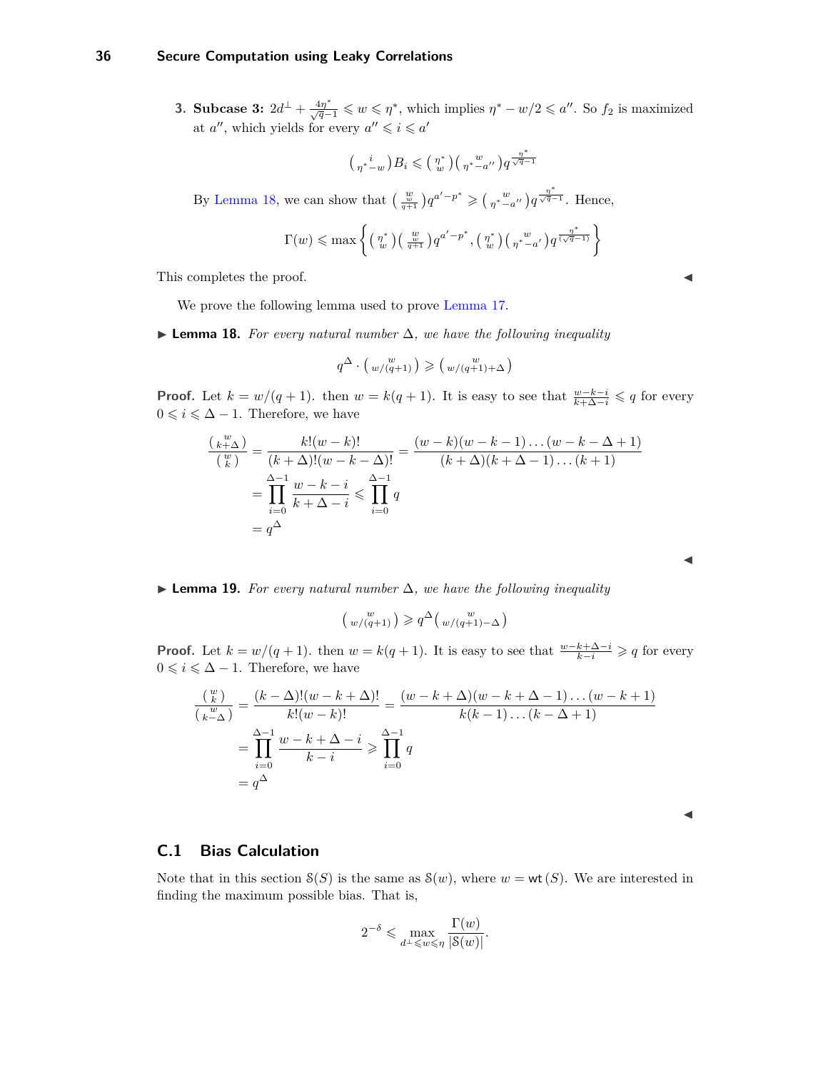3. **Subcase 3:** $2d^{\perp} + \frac{4\eta^*}{\sqrt{q}-1} \leqslant w \leqslant \eta^*$, which implies $\eta^* - w/2 \leqslant a''$. So $f_2$ is maximized at $a''$, which yields for every $a'' \leqslant i \leqslant a'$

$$\binom{i}{\eta^* - w} B_i \leqslant \binom{\eta^*}{w} \binom{w}{\eta^* - a''} q^{\frac{\eta^*}{\sqrt{q}-1}}$$

By Lemma 18, we can show that $\binom{w}{\frac{w}{q+1}} q^{a'-p^*} \geqslant \binom{w}{\eta^* - a''} q^{\frac{\eta^*}{\sqrt{q}-1}}$. Hence,

$$\Gamma(w) \leqslant \max\left\{ \binom{\eta^*}{w} \binom{w}{\frac{w}{q+1}} q^{a'-p^*}, \binom{\eta^*}{w} \binom{w}{\eta^* - a'} q^{\frac{\eta^*}{(\sqrt{q}-1)}} \right\}$$

This completes the proof. ◀

We prove the following lemma used to prove Lemma 17.

▶ **Lemma 18.** *For every natural number $\Delta$, we have the following inequality*

$$q^{\Delta} \cdot \binom{w}{w/(q+1)} \geqslant \binom{w}{w/(q+1) + \Delta}$$

**Proof.** Let $k = w/(q+1)$. then $w = k(q+1)$. It is easy to see that $\frac{w-k-i}{k+\Delta-i} \leqslant q$ for every $0 \leqslant i \leqslant \Delta - 1$. Therefore, we have

$$\begin{aligned}
\frac{\binom{w}{k+\Delta}}{\binom{w}{k}} &= \frac{k!(w-k)!}{(k+\Delta)!(w-k-\Delta)!} = \frac{(w-k)(w-k-1)\dots(w-k-\Delta+1)}{(k+\Delta)(k+\Delta-1)\dots(k+1)} \\
&= \prod_{i=0}^{\Delta-1} \frac{w-k-i}{k+\Delta-i} \leqslant \prod_{i=0}^{\Delta-1} q \\
&= q^{\Delta}
\end{aligned}$$

◀

▶ **Lemma 19.** *For every natural number $\Delta$, we have the following inequality*

$$\binom{w}{w/(q+1)} \geqslant q^{\Delta} \binom{w}{w/(q+1) - \Delta}$$

**Proof.** Let $k = w/(q+1)$. then $w = k(q+1)$. It is easy to see that $\frac{w-k+\Delta-i}{k-i} \geqslant q$ for every $0 \leqslant i \leqslant \Delta - 1$. Therefore, we have

$$\begin{aligned}
\frac{\binom{w}{k}}{\binom{w}{k-\Delta}} &= \frac{(k-\Delta)!(w-k+\Delta)!}{k!(w-k)!} = \frac{(w-k+\Delta)(w-k+\Delta-1)\dots(w-k+1)}{k(k-1)\dots(k-\Delta+1)} \\
&= \prod_{i=0}^{\Delta-1} \frac{w-k+\Delta-i}{k-i} \geqslant \prod_{i=0}^{\Delta-1} q \\
&= q^{\Delta}
\end{aligned}$$

◀

## C.1 Bias Calculation

Note that in this section $\mathcal{S}(S)$ is the same as $\mathcal{S}(w)$, where $w = \mathsf{wt}(S)$. We are interested in finding the maximum possible bias. That is,

$$2^{-\delta} \leqslant \max_{d^{\perp} \leqslant w \leqslant \eta} \frac{\Gamma(w)}{|\mathcal{S}(w)|}.$$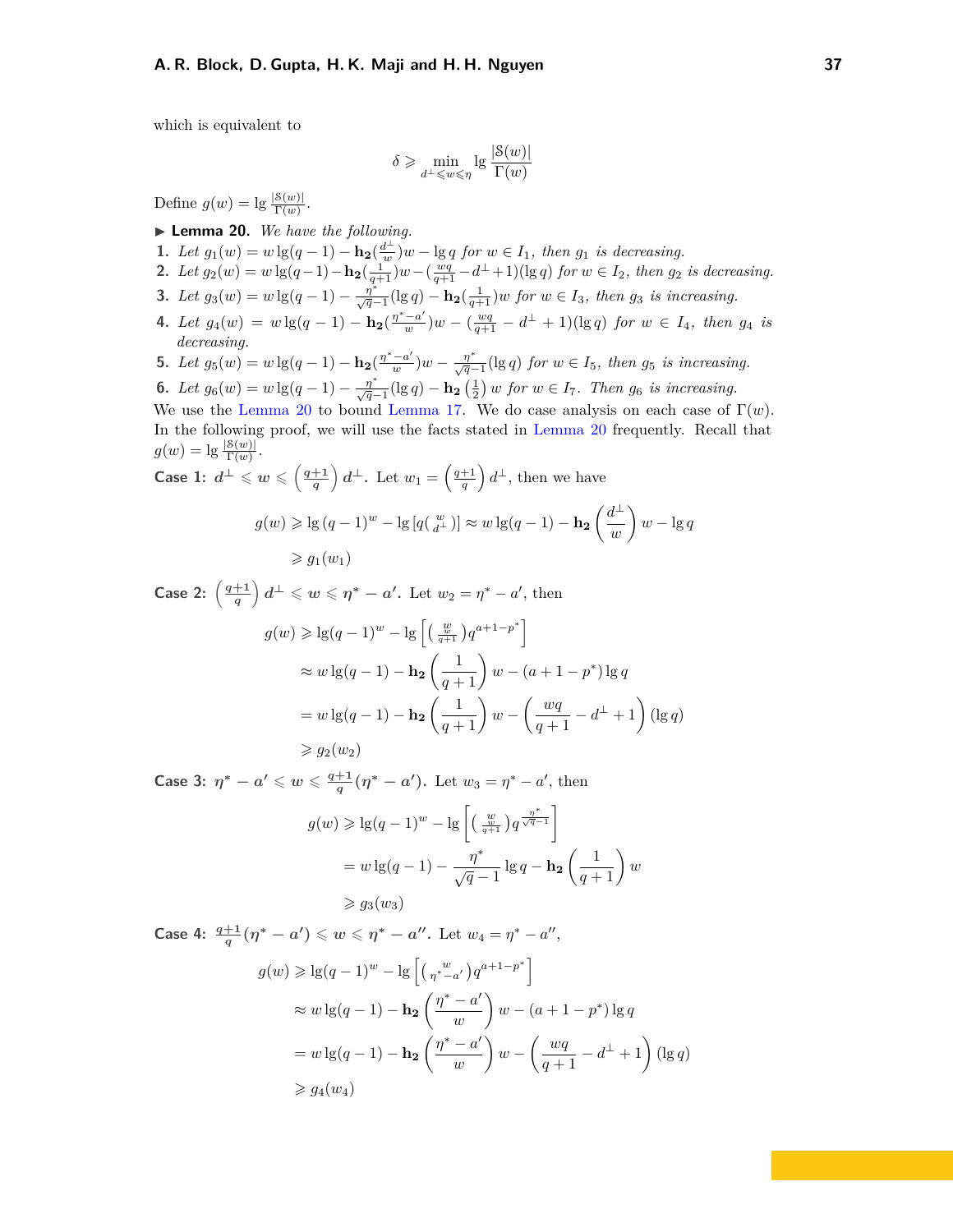which is equivalent to

$$\delta \geqslant \min_{d^\perp \leqslant w \leqslant \eta} \lg \frac{|\mathcal{S}(w)|}{\Gamma(w)}$$

Define $g(w) = \lg \frac{|\mathcal{S}(w)|}{\Gamma(w)}$.

▶ **Lemma 20.** *We have the following.*

1. *Let $g_1(w) = w \lg(q-1) - \mathbf{h_2}(\frac{d^\perp}{w})w - \lg q$ for $w \in I_1$, then $g_1$ is decreasing.*
2. *Let $g_2(w) = w\lg(q-1) - \mathbf{h_2}(\frac{1}{q+1})w - (\frac{wq}{q+1} - d^\perp + 1)(\lg q)$ for $w \in I_2$, then $g_2$ is decreasing.*
3. *Let $g_3(w) = w\lg(q-1) - \frac{\eta^*}{\sqrt{q}-1}(\lg q) - \mathbf{h_2}(\frac{1}{q+1})w$ for $w \in I_3$, then $g_3$ is increasing.*
4. *Let $g_4(w) = w\lg(q-1) - \mathbf{h_2}(\frac{\eta^* - a'}{w})w - (\frac{wq}{q+1} - d^\perp + 1)(\lg q)$ for $w \in I_4$, then $g_4$ is decreasing.*
5. *Let $g_5(w) = w\lg(q-1) - \mathbf{h_2}(\frac{\eta^* - a'}{w})w - \frac{\eta^*}{\sqrt{q}-1}(\lg q)$ for $w \in I_5$, then $g_5$ is increasing.*
6. *Let $g_6(w) = w\lg(q-1) - \frac{\eta^*}{\sqrt{q}-1}(\lg q) - \mathbf{h_2}\left(\frac{1}{2}\right)w$ for $w \in I_7$. Then $g_6$ is increasing.*

We use the Lemma 20 to bound Lemma 17. We do case analysis on each case of $\Gamma(w)$. In the following proof, we will use the facts stated in Lemma 20 frequently. Recall that $g(w) = \lg \frac{|\mathcal{S}(w)|}{\Gamma(w)}$.

**Case 1: $d^\perp \leqslant w \leqslant \left(\frac{q+1}{q}\right) d^\perp$.** Let $w_1 = \left(\frac{q+1}{q}\right) d^\perp$, then we have

$$\begin{aligned}
g(w) &\geqslant \lg{(q-1)^w} - \lg{\left[q\binom{w}{d^\perp}\right]} \approx w\lg(q-1) - \mathbf{h_2}\left(\frac{d^\perp}{w}\right)w - \lg q \\
&\geqslant g_1(w_1)
\end{aligned}$$

**Case 2: $\left(\frac{q+1}{q}\right) d^\perp \leqslant w \leqslant \eta^* - a'$.** Let $w_2 = \eta^* - a'$, then

$$\begin{aligned}
g(w) &\geqslant \lg(q-1)^w - \lg\left[\binom{w}{\frac{w}{q+1}} q^{a+1-p^*}\right] \\
&\approx w\lg(q-1) - \mathbf{h_2}\left(\frac{1}{q+1}\right)w - (a+1-p^*)\lg q \\
&= w\lg(q-1) - \mathbf{h_2}\left(\frac{1}{q+1}\right)w - \left(\frac{wq}{q+1} - d^\perp + 1\right)(\lg q) \\
&\geqslant g_2(w_2)
\end{aligned}$$

**Case 3: $\eta^* - a' \leqslant w \leqslant \frac{q+1}{q}(\eta^* - a')$.** Let $w_3 = \eta^* - a'$, then

$$\begin{aligned}
g(w) &\geqslant \lg(q-1)^w - \lg\left[\binom{w}{\frac{w}{q+1}} q^{\frac{\eta^*}{\sqrt{q}-1}}\right] \\
&= w\lg(q-1) - \frac{\eta^*}{\sqrt{q}-1}\lg q - \mathbf{h_2}\left(\frac{1}{q+1}\right)w \\
&\geqslant g_3(w_3)
\end{aligned}$$

**Case 4: $\frac{q+1}{q}(\eta^* - a') \leqslant w \leqslant \eta^* - a''$.** Let $w_4 = \eta^* - a''$,

$$\begin{aligned}
g(w) &\geqslant \lg(q-1)^w - \lg\left[\binom{w}{\eta^* - a'} q^{a+1-p^*}\right] \\
&\approx w\lg(q-1) - \mathbf{h_2}\left(\frac{\eta^* - a'}{w}\right)w - (a+1-p^*)\lg q \\
&= w\lg(q-1) - \mathbf{h_2}\left(\frac{\eta^* - a'}{w}\right)w - \left(\frac{wq}{q+1} - d^\perp + 1\right)(\lg q) \\
&\geqslant g_4(w_4)
\end{aligned}$$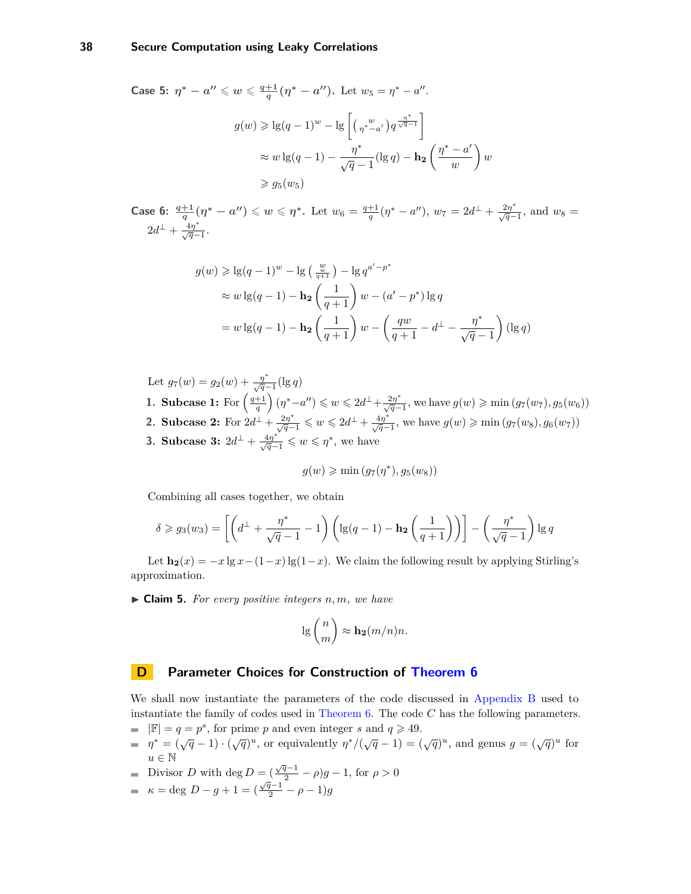**Case 5:** $\eta^* - a'' \leqslant w \leqslant \frac{q+1}{q}(\eta^* - a'')$. Let $w_5 = \eta^* - a''$.

$$
\begin{aligned}
g(w) &\geqslant \lg(q-1)^w - \lg\left[\binom{w}{\eta^* - a'} q^{\frac{\eta^*}{\sqrt{q}-1}}\right] \\
&\approx w \lg(q-1) - \frac{\eta^*}{\sqrt{q}-1}(\lg q) - \mathbf{h_2}\left(\frac{\eta^* - a'}{w}\right) w \\
&\geqslant g_5(w_5)
\end{aligned}
$$

**Case 6:** $\frac{q+1}{q}(\eta^* - a'') \leqslant w \leqslant \eta^*$. Let $w_6 = \frac{q+1}{q}(\eta^* - a'')$, $w_7 = 2d^\perp + \frac{2\eta^*}{\sqrt{q}-1}$, and $w_8 = 2d^\perp + \frac{4\eta^*}{\sqrt{q}-1}$.

$$
\begin{aligned}
g(w) &\geqslant \lg(q-1)^w - \lg\binom{w}{\frac{w}{q+1}} - \lg q^{a' - p^*} \\
&\approx w \lg(q-1) - \mathbf{h_2}\left(\frac{1}{q+1}\right) w - (a' - p^*) \lg q \\
&= w \lg(q-1) - \mathbf{h_2}\left(\frac{1}{q+1}\right) w - \left(\frac{qw}{q+1} - d^\perp - \frac{\eta^*}{\sqrt{q}-1}\right)(\lg q)
\end{aligned}
$$

Let $g_7(w) = g_2(w) + \frac{\eta^*}{\sqrt{q}-1}(\lg q)$

1. **Subcase 1:** For $\left(\frac{q+1}{q}\right)(\eta^* - a'') \leqslant w \leqslant 2d^\perp + \frac{2\eta^*}{\sqrt{q}-1}$, we have $g(w) \geqslant \min\left(g_7(w_7), g_5(w_6)\right)$
2. **Subcase 2:** For $2d^\perp + \frac{2\eta^*}{\sqrt{q}-1} \leqslant w \leqslant 2d^\perp + \frac{4\eta^*}{\sqrt{q}-1}$, we have $g(w) \geqslant \min\left(g_7(w_8), g_6(w_7)\right)$
3. **Subcase 3:** $2d^\perp + \frac{4\eta^*}{\sqrt{q}-1} \leqslant w \leqslant \eta^*$, we have

$$
g(w) \geqslant \min\left(g_7(\eta^*), g_5(w_8)\right)
$$

Combining all cases together, we obtain

$$
\delta \geqslant g_3(w_3) = \left[\left(d^\perp + \frac{\eta^*}{\sqrt{q}-1} - 1\right)\left(\lg(q-1) - \mathbf{h_2}\left(\frac{1}{q+1}\right)\right)\right] - \left(\frac{\eta^*}{\sqrt{q}-1}\right) \lg q
$$

Let $\mathbf{h_2}(x) = -x \lg x - (1-x)\lg(1-x)$. We claim the following result by applying Stirling's approximation.

▶ **Claim 5.** *For every positive integers $n, m$, we have*

$$
\lg\binom{n}{m} \approx \mathbf{h_2}(m/n)n.
$$

## D Parameter Choices for Construction of Theorem 6

We shall now instantiate the parameters of the code discussed in Appendix B used to instantiate the family of codes used in Theorem 6. The code $C$ has the following parameters.

- $|\mathbb{F}| = q = p^s$, for prime $p$ and even integer $s$ and $q \geqslant 49$.
- $\eta^* = (\sqrt{q}-1) \cdot (\sqrt{q})^u$, or equivalently $\eta^*/(\sqrt{q}-1) = (\sqrt{q})^u$, and genus $g = (\sqrt{q})^u$ for $u \in \mathbb{N}$
- Divisor $D$ with $\deg D = (\frac{\sqrt{q}-1}{2} - \rho)g - 1$, for $\rho > 0$
- $\kappa = \deg D - g + 1 = (\frac{\sqrt{q}-1}{2} - \rho - 1)g$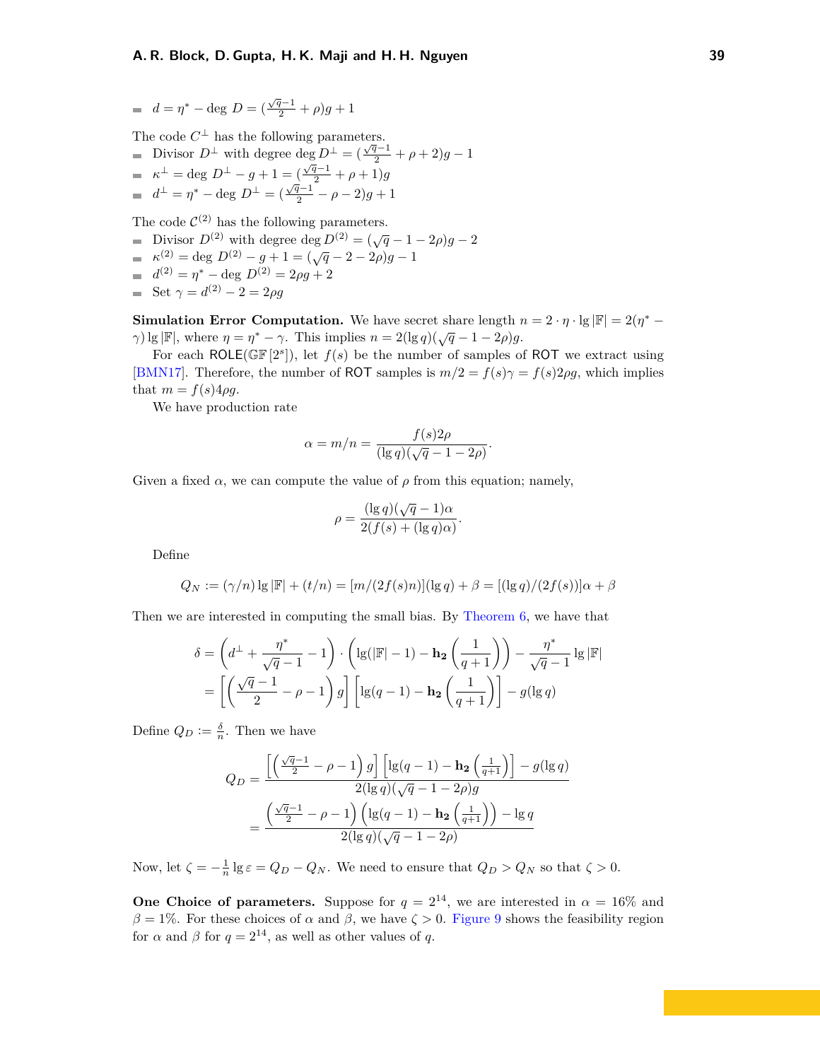- $d = \eta^* - \deg\, D = (\frac{\sqrt{q}-1}{2} + \rho)g + 1$

The code $C^{\perp}$ has the following parameters.

- Divisor $D^{\perp}$ with degree $\deg D^{\perp} = (\frac{\sqrt{q}-1}{2} + \rho + 2)g - 1$
- $\kappa^{\perp} = \deg\, D^{\perp} - g + 1 = (\frac{\sqrt{q}-1}{2} + \rho + 1)g$
- $d^{\perp} = \eta^* - \deg\, D^{\perp} = (\frac{\sqrt{q}-1}{2} - \rho - 2)g + 1$

The code $\mathcal{C}^{(2)}$ has the following parameters.

- Divisor $D^{(2)}$ with degree $\deg D^{(2)} = (\sqrt{q} - 1 - 2\rho)g - 2$
- $\kappa^{(2)} = \deg\, D^{(2)} - g + 1 = (\sqrt{q} - 2 - 2\rho)g - 1$
- $d^{(2)} = \eta^* - \deg\, D^{(2)} = 2\rho g + 2$
- Set $\gamma = d^{(2)} - 2 = 2\rho g$

**Simulation Error Computation.** We have secret share length $n = 2 \cdot \eta \cdot \lg |\mathbb{F}| = 2(\eta^* - \gamma) \lg |\mathbb{F}|$, where $\eta = \eta^* - \gamma$. This implies $n = 2(\lg q)(\sqrt{q} - 1 - 2\rho)g$.

For each $\mathsf{ROLE}(\mathbb{GF}[2^s])$, let $f(s)$ be the number of samples of $\mathsf{ROT}$ we extract using [BMN17]. Therefore, the number of $\mathsf{ROT}$ samples is $m/2 = f(s)\gamma = f(s)2\rho g$, which implies that $m = f(s)4\rho g$.

We have production rate

$$\alpha = m/n = \frac{f(s)2\rho}{(\lg q)(\sqrt{q} - 1 - 2\rho)}.$$

Given a fixed $\alpha$, we can compute the value of $\rho$ from this equation; namely,

$$\rho = \frac{(\lg q)(\sqrt{q} - 1)\alpha}{2(f(s) + (\lg q)\alpha)}.$$

Define

$$Q_N := (\gamma/n) \lg |\mathbb{F}| + (t/n) = [m/(2f(s)n)](\lg q) + \beta = [(\lg q)/(2f(s))]\alpha + \beta$$

Then we are interested in computing the small bias. By Theorem 6, we have that

$$\begin{aligned}
\delta &= \left(d^{\perp} + \frac{\eta^*}{\sqrt{q}-1} - 1\right) \cdot \left(\lg(|\mathbb{F}| - 1) - \mathbf{h_2}\left(\frac{1}{q+1}\right)\right) - \frac{\eta^*}{\sqrt{q}-1} \lg |\mathbb{F}| \\
&= \left[\left(\frac{\sqrt{q}-1}{2} - \rho - 1\right) g\right] \left[\lg(q-1) - \mathbf{h_2}\left(\frac{1}{q+1}\right)\right] - g(\lg q)
\end{aligned}$$

Define $Q_D := \frac{\delta}{n}$. Then we have

$$\begin{aligned}
Q_D &= \frac{\left[\left(\frac{\sqrt{q}-1}{2} - \rho - 1\right) g\right] \left[\lg(q-1) - \mathbf{h_2}\left(\frac{1}{q+1}\right)\right] - g(\lg q)}{2(\lg q)(\sqrt{q} - 1 - 2\rho)g} \\
&= \frac{\left(\frac{\sqrt{q}-1}{2} - \rho - 1\right) \left(\lg(q-1) - \mathbf{h_2}\left(\frac{1}{q+1}\right)\right) - \lg q}{2(\lg q)(\sqrt{q} - 1 - 2\rho)}
\end{aligned}$$

Now, let $\zeta = -\frac{1}{n} \lg \varepsilon = Q_D - Q_N$. We need to ensure that $Q_D > Q_N$ so that $\zeta > 0$.

**One Choice of parameters.** Suppose for $q = 2^{14}$, we are interested in $\alpha = 16\%$ and $\beta = 1\%$. For these choices of $\alpha$ and $\beta$, we have $\zeta > 0$. Figure 9 shows the feasibility region for $\alpha$ and $\beta$ for $q = 2^{14}$, as well as other values of $q$.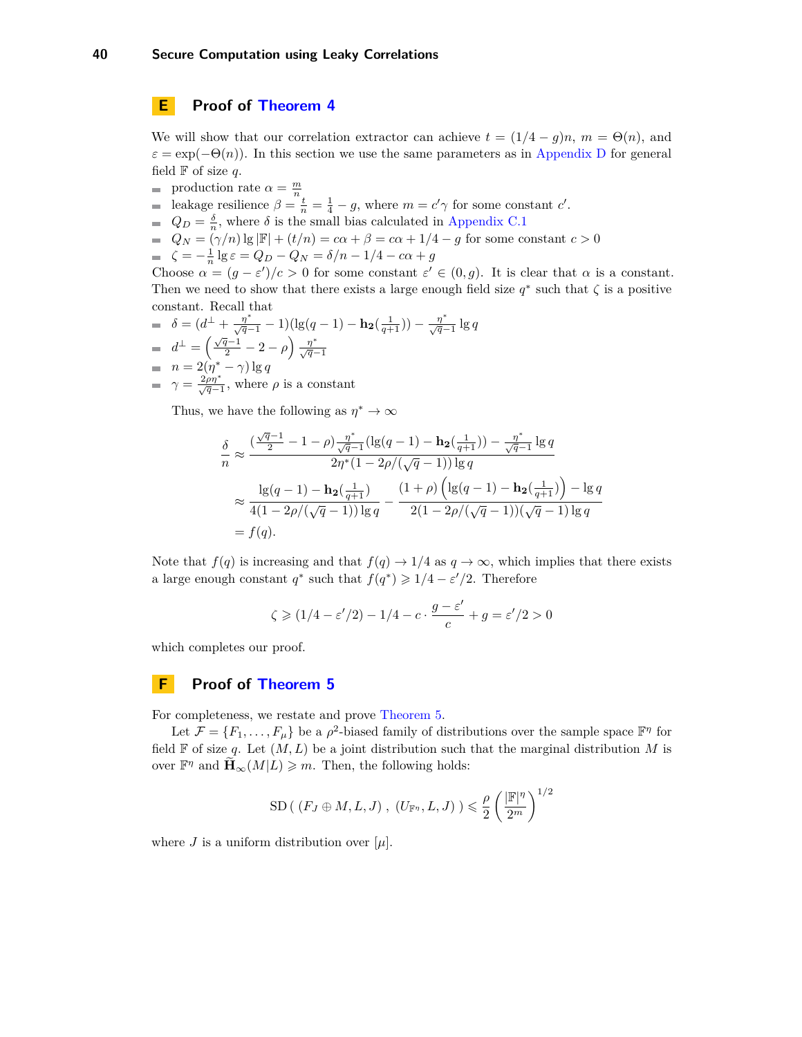## E Proof of Theorem 4

We will show that our correlation extractor can achieve $t = (1/4 - g)n$, $m = \Theta(n)$, and $\varepsilon = \exp(-\Theta(n))$. In this section we use the same parameters as in Appendix D for general field $\mathbb{F}$ of size $q$.

- production rate $\alpha = \frac{m}{n}$
- leakage resilience $\beta = \frac{t}{n} = \frac{1}{4} - g$, where $m = c'\gamma$ for some constant $c'$.
- $Q_D = \frac{\delta}{n}$, where $\delta$ is the small bias calculated in Appendix C.1
- $Q_N = (\gamma/n)\lg|\mathbb{F}| + (t/n) = c\alpha + \beta = c\alpha + 1/4 - g$ for some constant $c > 0$
- $\zeta = -\frac{1}{n}\lg\varepsilon = Q_D - Q_N = \delta/n - 1/4 - c\alpha + g$

Choose $\alpha = (g - \varepsilon')/c > 0$ for some constant $\varepsilon' \in (0, g)$. It is clear that $\alpha$ is a constant. Then we need to show that there exists a large enough field size $q^*$ such that $\zeta$ is a positive constant. Recall that

- $\delta = (d^\perp + \frac{\eta^*}{\sqrt{q}-1} - 1)(\lg(q-1) - \mathbf{h_2}(\frac{1}{q+1})) - \frac{\eta^*}{\sqrt{q}-1}\lg q$
- $d^\perp = \left(\frac{\sqrt{q}-1}{2} - 2 - \rho\right)\frac{\eta^*}{\sqrt{q}-1}$
- $n = 2(\eta^* - \gamma)\lg q$
- $\gamma = \frac{2\rho\eta^*}{\sqrt{q}-1}$, where $\rho$ is a constant

Thus, we have the following as $\eta^* \to \infty$

$$
\begin{aligned}
\frac{\delta}{n} &\approx \frac{(\frac{\sqrt{q}-1}{2} - 1 - \rho)\frac{\eta^*}{\sqrt{q}-1}(\lg(q-1) - \mathbf{h_2}(\frac{1}{q+1})) - \frac{\eta^*}{\sqrt{q}-1}\lg q}{2\eta^*(1 - 2\rho/(\sqrt{q}-1))\lg q} \\
&\approx \frac{\lg(q-1) - \mathbf{h_2}(\frac{1}{q+1})}{4(1 - 2\rho/(\sqrt{q}-1))\lg q} - \frac{(1+\rho)\left(\lg(q-1) - \mathbf{h_2}(\frac{1}{q+1})\right) - \lg q}{2(1 - 2\rho/(\sqrt{q}-1))(\sqrt{q}-1)\lg q} \\
&= f(q).
\end{aligned}
$$

Note that $f(q)$ is increasing and that $f(q) \to 1/4$ as $q \to \infty$, which implies that there exists a large enough constant $q^*$ such that $f(q^*) \geqslant 1/4 - \varepsilon'/2$. Therefore

$$
\zeta \geqslant (1/4 - \varepsilon'/2) - 1/4 - c \cdot \frac{g - \varepsilon'}{c} + g = \varepsilon'/2 > 0
$$

which completes our proof.

## F Proof of Theorem 5

For completeness, we restate and prove Theorem 5.

Let $\mathcal{F} = \{F_1, \ldots, F_\mu\}$ be a $\rho^2$-biased family of distributions over the sample space $\mathbb{F}^\eta$ for field $\mathbb{F}$ of size $q$. Let $(M, L)$ be a joint distribution such that the marginal distribution $M$ is over $\mathbb{F}^\eta$ and $\widetilde{\mathbf{H}}_\infty(M|L) \geqslant m$. Then, the following holds:

$$
\mathrm{SD}\left(\ (F_J \oplus M, L, J)\ ,\ (U_{\mathbb{F}^\eta}, L, J)\ \right) \leqslant \frac{\rho}{2}\left(\frac{|\mathbb{F}|^\eta}{2^m}\right)^{1/2}
$$

where $J$ is a uniform distribution over $[\mu]$.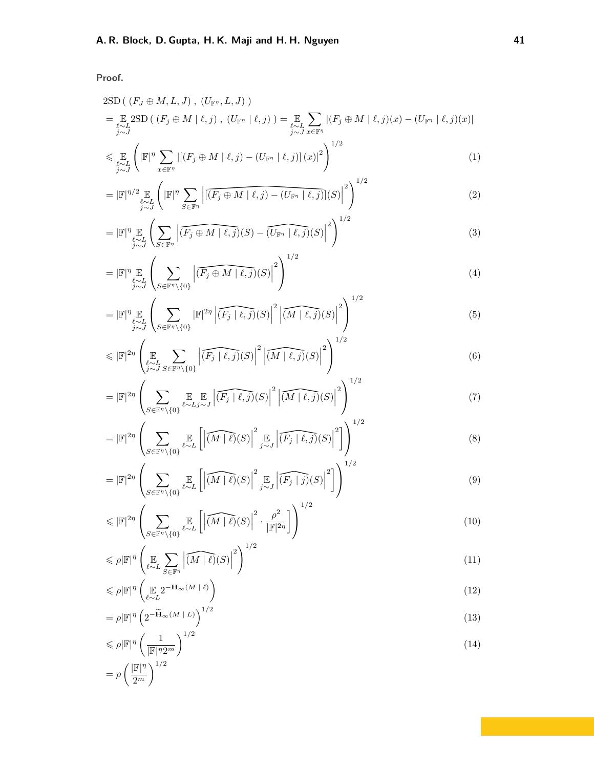**Proof.**

$$
\begin{aligned}
&2\mathrm{SD}\left( \left(F_J \oplus M, L, J\right), \left(U_{\mathbb{F}^\eta}, L, J\right) \right) \\
&= \mathop{\mathbb{E}}_{\substack{\ell \sim L \\ j \sim J}} 2\mathrm{SD}\left( \left(F_j \oplus M \mid \ell, j\right), \left(U_{\mathbb{F}^\eta} \mid \ell, j\right) \right) = \mathop{\mathbb{E}}_{\substack{\ell \sim L \\ j \sim J}} \sum_{x \in \mathbb{F}^\eta} \left|(F_j \oplus M \mid \ell, j)(x) - (U_{\mathbb{F}^\eta} \mid \ell, j)(x)\right| \\
&\leqslant \mathop{\mathbb{E}}_{\substack{\ell \sim L \\ j \sim J}} \left( |\mathbb{F}|^\eta \sum_{x \in \mathbb{F}^\eta} \left|\left[(F_j \oplus M \mid \ell, j) - (U_{\mathbb{F}^\eta} \mid \ell, j)\right](x)\right|^2 \right)^{1/2} && (1) \\
&= |\mathbb{F}|^{\eta/2} \mathop{\mathbb{E}}_{\substack{\ell \sim L \\ j \sim J}} \left( |\mathbb{F}|^\eta \sum_{S \in \mathbb{F}^\eta} \left|\widehat{\left[(F_j \oplus M \mid \ell, j) - (U_{\mathbb{F}^\eta} \mid \ell, j)\right]}(S)\right|^2 \right)^{1/2} && (2) \\
&= |\mathbb{F}|^\eta \mathop{\mathbb{E}}_{\substack{\ell \sim L \\ j \sim J}} \left( \sum_{S \in \mathbb{F}^\eta} \left|\widehat{(F_j \oplus M \mid \ell, j)}(S) - \widehat{(U_{\mathbb{F}^\eta} \mid \ell, j)}(S)\right|^2 \right)^{1/2} && (3) \\
&= |\mathbb{F}|^\eta \mathop{\mathbb{E}}_{\substack{\ell \sim L \\ j \sim J}} \left( \sum_{S \in \mathbb{F}^\eta \setminus \{0\}} \left|\widehat{(F_j \oplus M \mid \ell, j)}(S)\right|^2 \right)^{1/2} && (4) \\
&= |\mathbb{F}|^\eta \mathop{\mathbb{E}}_{\substack{\ell \sim L \\ j \sim J}} \left( \sum_{S \in \mathbb{F}^\eta \setminus \{0\}} |\mathbb{F}|^{2\eta} \left|\widehat{(F_j \mid \ell, j)}(S)\right|^2 \left|\widehat{(M \mid \ell, j)}(S)\right|^2 \right)^{1/2} && (5) \\
&\leqslant |\mathbb{F}|^{2\eta} \left( \mathop{\mathbb{E}}_{\substack{\ell \sim L \\ j \sim J}} \sum_{S \in \mathbb{F}^\eta \setminus \{0\}} \left|\widehat{(F_j \mid \ell, j)}(S)\right|^2 \left|\widehat{(M \mid \ell, j)}(S)\right|^2 \right)^{1/2} && (6) \\
&= |\mathbb{F}|^{2\eta} \left( \sum_{S \in \mathbb{F}^\eta \setminus \{0\}} \mathop{\mathbb{E}}_{\ell \sim L} \mathop{\mathbb{E}}_{j \sim J} \left|\widehat{(F_j \mid \ell, j)}(S)\right|^2 \left|\widehat{(M \mid \ell, j)}(S)\right|^2 \right)^{1/2} && (7) \\
&= |\mathbb{F}|^{2\eta} \left( \sum_{S \in \mathbb{F}^\eta \setminus \{0\}} \mathop{\mathbb{E}}_{\ell \sim L} \left[ \left|\widehat{(M \mid \ell)}(S)\right|^2 \mathop{\mathbb{E}}_{j \sim J} \left|\widehat{(F_j \mid \ell, j)}(S)\right|^2 \right] \right)^{1/2} && (8) \\
&= |\mathbb{F}|^{2\eta} \left( \sum_{S \in \mathbb{F}^\eta \setminus \{0\}} \mathop{\mathbb{E}}_{\ell \sim L} \left[ \left|\widehat{(M \mid \ell)}(S)\right|^2 \mathop{\mathbb{E}}_{j \sim J} \left|\widehat{(F_j \mid j)}(S)\right|^2 \right] \right)^{1/2} && (9) \\
&\leqslant |\mathbb{F}|^{2\eta} \left( \sum_{S \in \mathbb{F}^\eta \setminus \{0\}} \mathop{\mathbb{E}}_{\ell \sim L} \left[ \left|\widehat{(M \mid \ell)}(S)\right|^2 \cdot \frac{\rho^2}{|\mathbb{F}|^{2\eta}} \right] \right)^{1/2} && (10) \\
&\leqslant \rho |\mathbb{F}|^\eta \left( \mathop{\mathbb{E}}_{\ell \sim L} \sum_{S \in \mathbb{F}^\eta} \left|\widehat{(M \mid \ell)}(S)\right|^2 \right)^{1/2} && (11) \\
&\leqslant \rho |\mathbb{F}|^\eta \left( \mathop{\mathbb{E}}_{\ell \sim L} 2^{-\mathbf{H}_\infty(M \mid \ell)} \right) && (12) \\
&= \rho |\mathbb{F}|^\eta \left( 2^{-\widetilde{\mathbf{H}}_\infty(M \mid L)} \right)^{1/2} && (13) \\
&\leqslant \rho |\mathbb{F}|^\eta \left( \frac{1}{|\mathbb{F}|^\eta 2^m} \right)^{1/2} && (14) \\
&= \rho \left( \frac{|\mathbb{F}|^\eta}{2^m} \right)^{1/2}
\end{aligned}
$$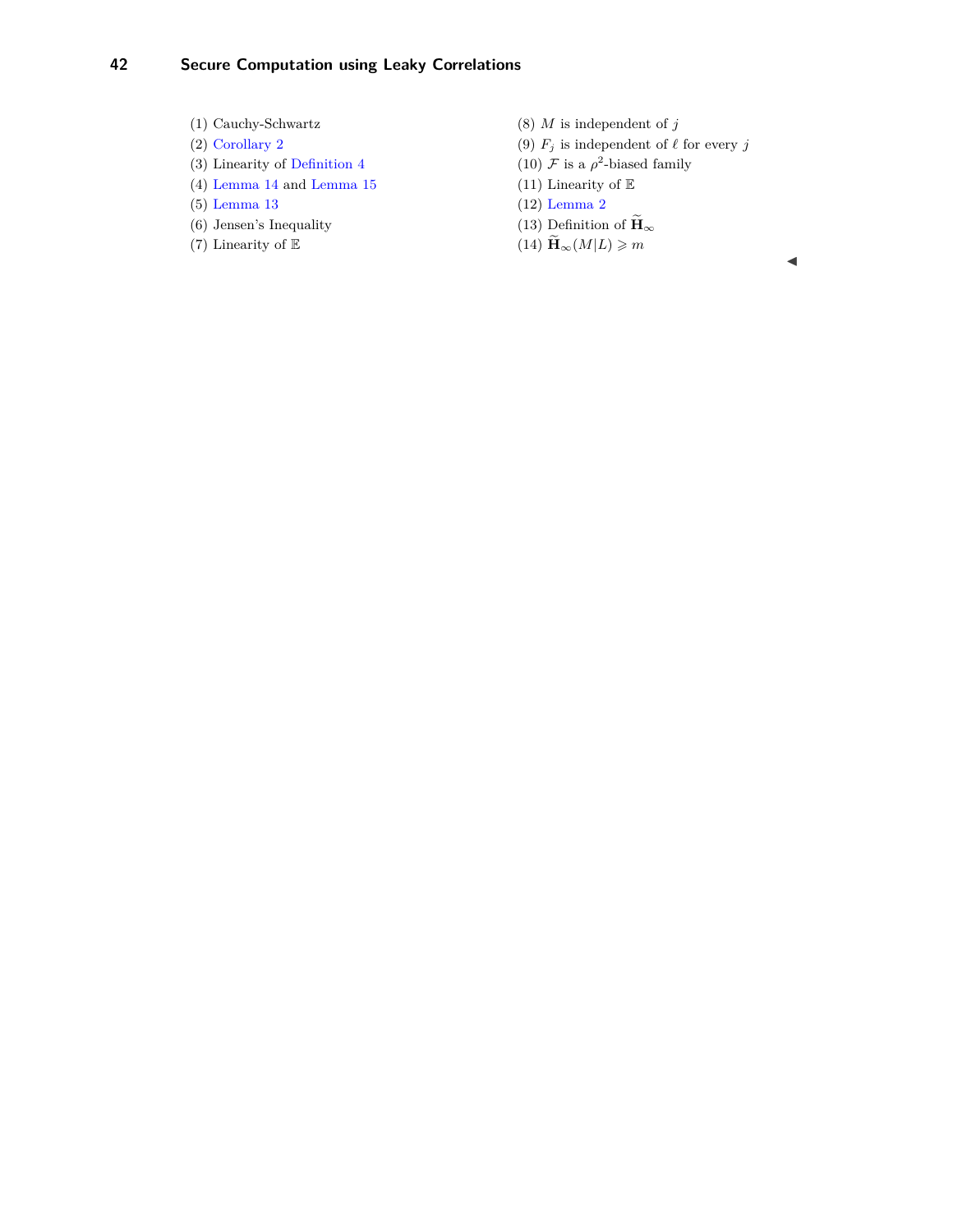(1) Cauchy-Schwartz
(2) Corollary 2
(3) Linearity of Definition 4
(4) Lemma 14 and Lemma 15
(5) Lemma 13
(6) Jensen's Inequality
(7) Linearity of $\mathbb{E}$
(8) $M$ is independent of $j$
(9) $F_j$ is independent of $\ell$ for every $j$
(10) $\mathcal{F}$ is a $\rho^2$-biased family
(11) Linearity of $\mathbb{E}$
(12) Lemma 2
(13) Definition of $\widetilde{\mathbf{H}}_\infty$
(14) $\widetilde{\mathbf{H}}_\infty(M|L) \geqslant m$

◀